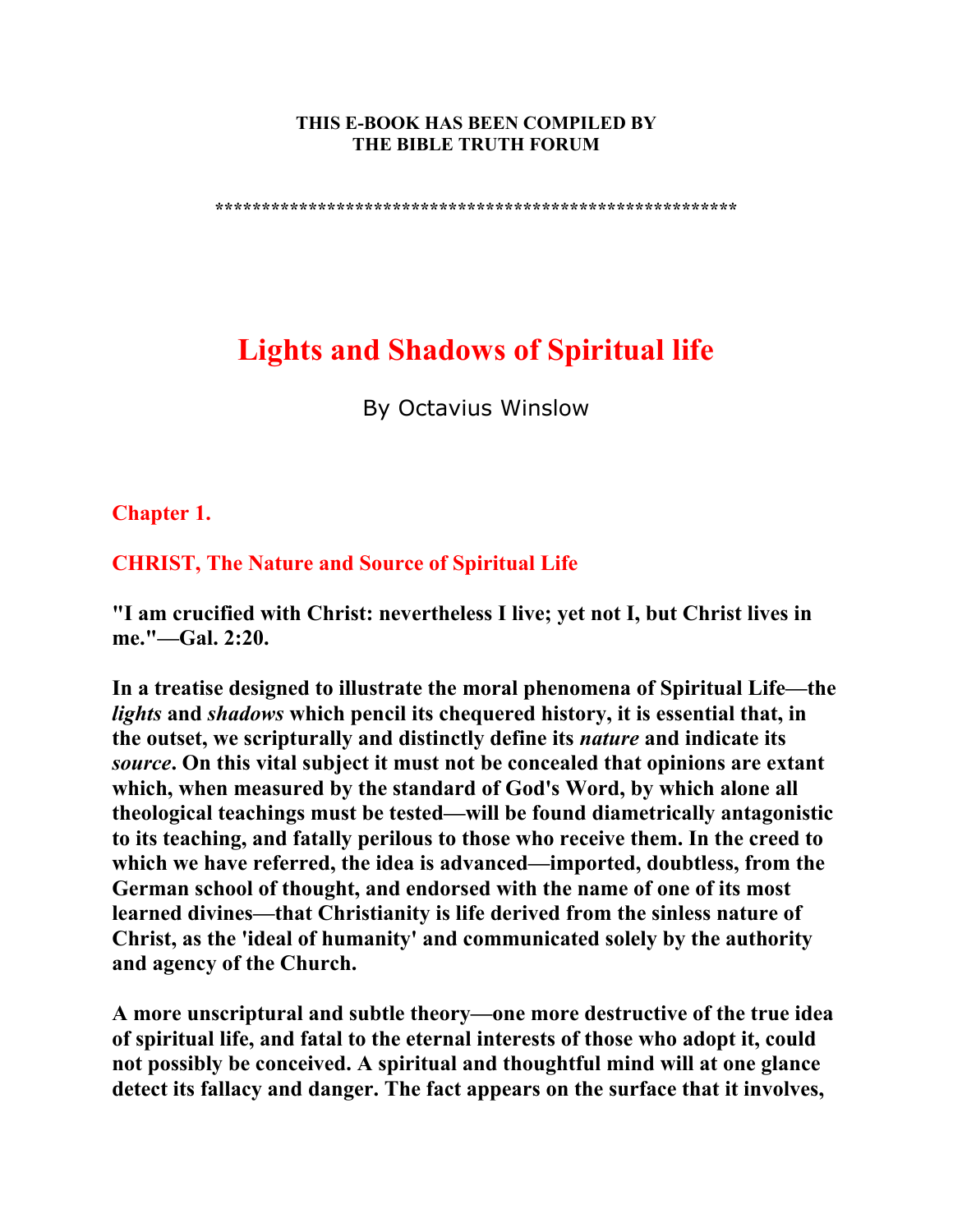**THIS E-BOOK HAS BEEN COMPILED BY**
**THE BIBLE TRUTH FORUM**

*******************************************************

# Lights and Shadows of Spiritual life

By Octavius Winslow

## Chapter 1.

## CHRIST, The Nature and Source of Spiritual Life

**"I am crucified with Christ: nevertheless I live; yet not I, but Christ lives in me."—Gal. 2:20.**

**In a treatise designed to illustrate the moral phenomena of Spiritual Life—the *lights* and *shadows* which pencil its chequered history, it is essential that, in the outset, we scripturally and distinctly define its *nature* and indicate its *source*. On this vital subject it must not be concealed that opinions are extant which, when measured by the standard of God's Word, by which alone all theological teachings must be tested—will be found diametrically antagonistic to its teaching, and fatally perilous to those who receive them. In the creed to which we have referred, the idea is advanced—imported, doubtless, from the German school of thought, and endorsed with the name of one of its most learned divines—that Christianity is life derived from the sinless nature of Christ, as the 'ideal of humanity' and communicated solely by the authority and agency of the Church.**

**A more unscriptural and subtle theory—one more destructive of the true idea of spiritual life, and fatal to the eternal interests of those who adopt it, could not possibly be conceived. A spiritual and thoughtful mind will at one glance detect its fallacy and danger. The fact appears on the surface that it involves,**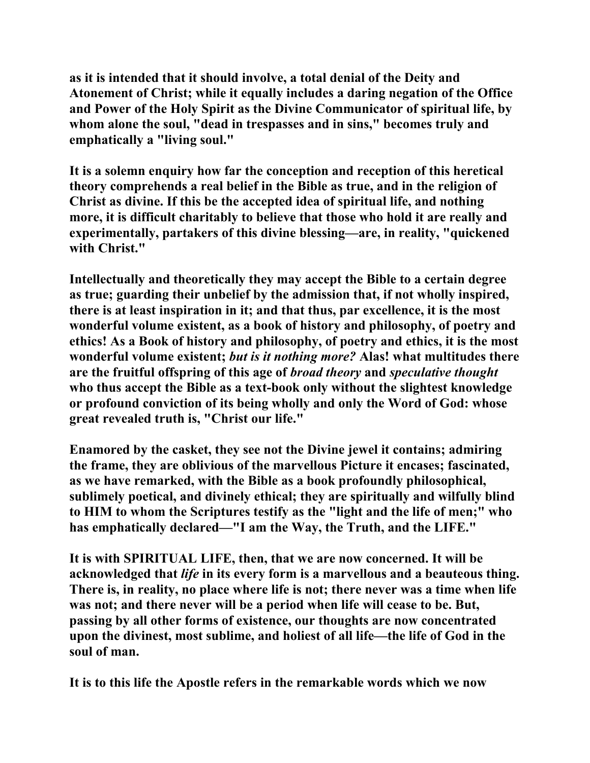as it is intended that it should involve, a total denial of the Deity and Atonement of Christ; while it equally includes a daring negation of the Office and Power of the Holy Spirit as the Divine Communicator of spiritual life, by whom alone the soul, "dead in trespasses and in sins," becomes truly and emphatically a "living soul."

It is a solemn enquiry how far the conception and reception of this heretical theory comprehends a real belief in the Bible as true, and in the religion of Christ as divine. If this be the accepted idea of spiritual life, and nothing more, it is difficult charitably to believe that those who hold it are really and experimentally, partakers of this divine blessing—are, in reality, "quickened with Christ."

Intellectually and theoretically they may accept the Bible to a certain degree as true; guarding their unbelief by the admission that, if not wholly inspired, there is at least inspiration in it; and that thus, par excellence, it is the most wonderful volume existent, as a book of history and philosophy, of poetry and ethics! As a Book of history and philosophy, of poetry and ethics, it is the most wonderful volume existent; *but is it nothing more?* Alas! what multitudes there are the fruitful offspring of this age of *broad theory* and *speculative thought* who thus accept the Bible as a text-book only without the slightest knowledge or profound conviction of its being wholly and only the Word of God: whose great revealed truth is, "Christ our life."

Enamored by the casket, they see not the Divine jewel it contains; admiring the frame, they are oblivious of the marvellous Picture it encases; fascinated, as we have remarked, with the Bible as a book profoundly philosophical, sublimely poetical, and divinely ethical; they are spiritually and wilfully blind to HIM to whom the Scriptures testify as the "light and the life of men;" who has emphatically declared—"I am the Way, the Truth, and the LIFE."

It is with SPIRITUAL LIFE, then, that we are now concerned. It will be acknowledged that *life* in its every form is a marvellous and a beauteous thing. There is, in reality, no place where life is not; there never was a time when life was not; and there never will be a period when life will cease to be. But, passing by all other forms of existence, our thoughts are now concentrated upon the divinest, most sublime, and holiest of all life—the life of God in the soul of man.

It is to this life the Apostle refers in the remarkable words which we now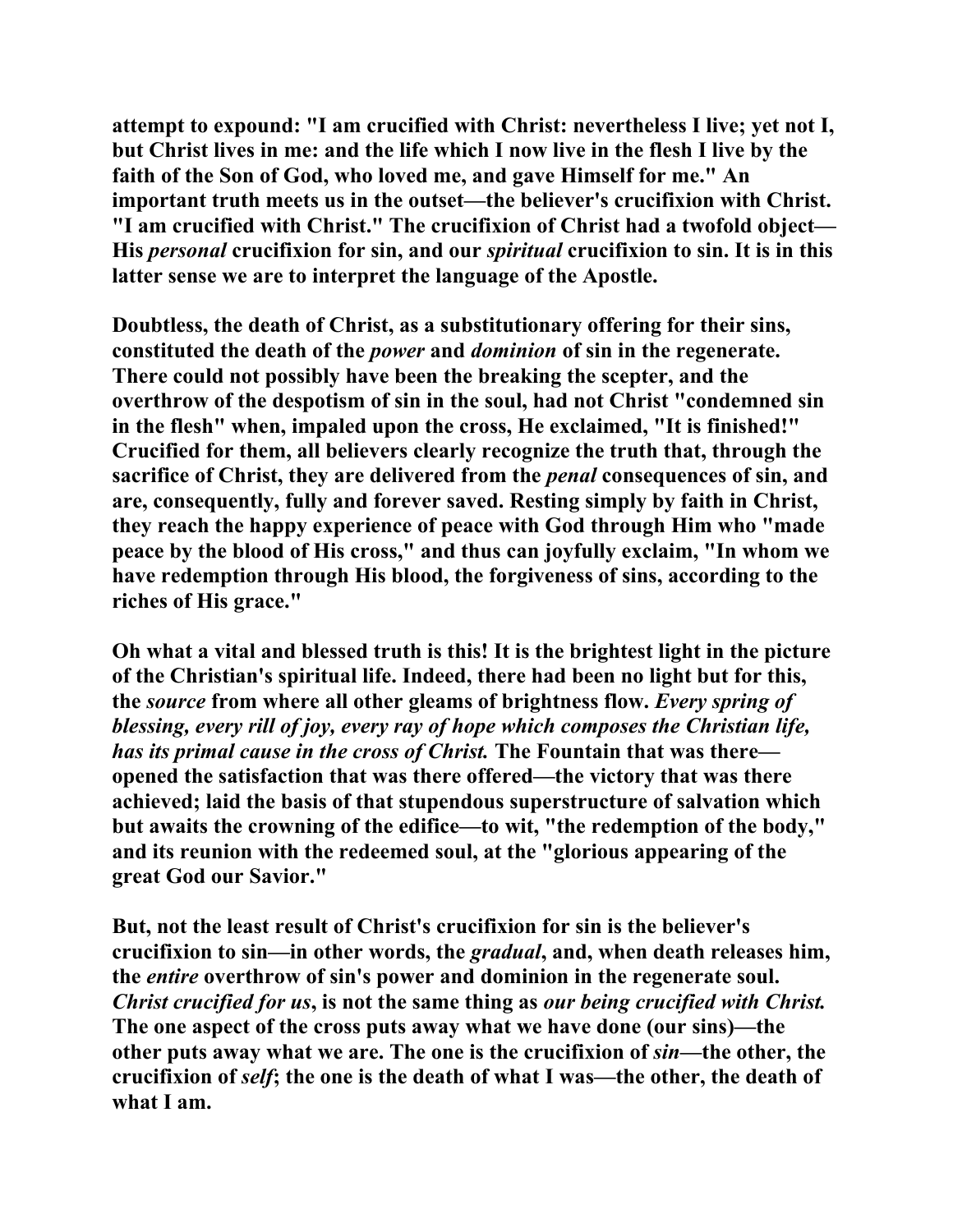attempt to expound: "I am crucified with Christ: nevertheless I live; yet not I, but Christ lives in me: and the life which I now live in the flesh I live by the faith of the Son of God, who loved me, and gave Himself for me." An important truth meets us in the outset—the believer's crucifixion with Christ. "I am crucified with Christ." The crucifixion of Christ had a twofold object—His *personal* crucifixion for sin, and our *spiritual* crucifixion to sin. It is in this latter sense we are to interpret the language of the Apostle.

Doubtless, the death of Christ, as a substitutionary offering for their sins, constituted the death of the *power* and *dominion* of sin in the regenerate. There could not possibly have been the breaking the scepter, and the overthrow of the despotism of sin in the soul, had not Christ "condemned sin in the flesh" when, impaled upon the cross, He exclaimed, "It is finished!" Crucified for them, all believers clearly recognize the truth that, through the sacrifice of Christ, they are delivered from the *penal* consequences of sin, and are, consequently, fully and forever saved. Resting simply by faith in Christ, they reach the happy experience of peace with God through Him who "made peace by the blood of His cross," and thus can joyfully exclaim, "In whom we have redemption through His blood, the forgiveness of sins, according to the riches of His grace."

Oh what a vital and blessed truth is this! It is the brightest light in the picture of the Christian's spiritual life. Indeed, there had been no light but for this, the *source* from where all other gleams of brightness flow. *Every spring of blessing, every rill of joy, every ray of hope which composes the Christian life, has its primal cause in the cross of Christ.* The Fountain that was there—opened the satisfaction that was there offered—the victory that was there achieved; laid the basis of that stupendous superstructure of salvation which but awaits the crowning of the edifice—to wit, "the redemption of the body," and its reunion with the redeemed soul, at the "glorious appearing of the great God our Savior."

But, not the least result of Christ's crucifixion for sin is the believer's crucifixion to sin—in other words, the *gradual*, and, when death releases him, the *entire* overthrow of sin's power and dominion in the regenerate soul. *Christ crucified for us*, is not the same thing as *our being crucified with Christ.* The one aspect of the cross puts away what we have done (our sins)—the other puts away what we are. The one is the crucifixion of *sin*—the other, the crucifixion of *self*; the one is the death of what I was—the other, the death of what I am.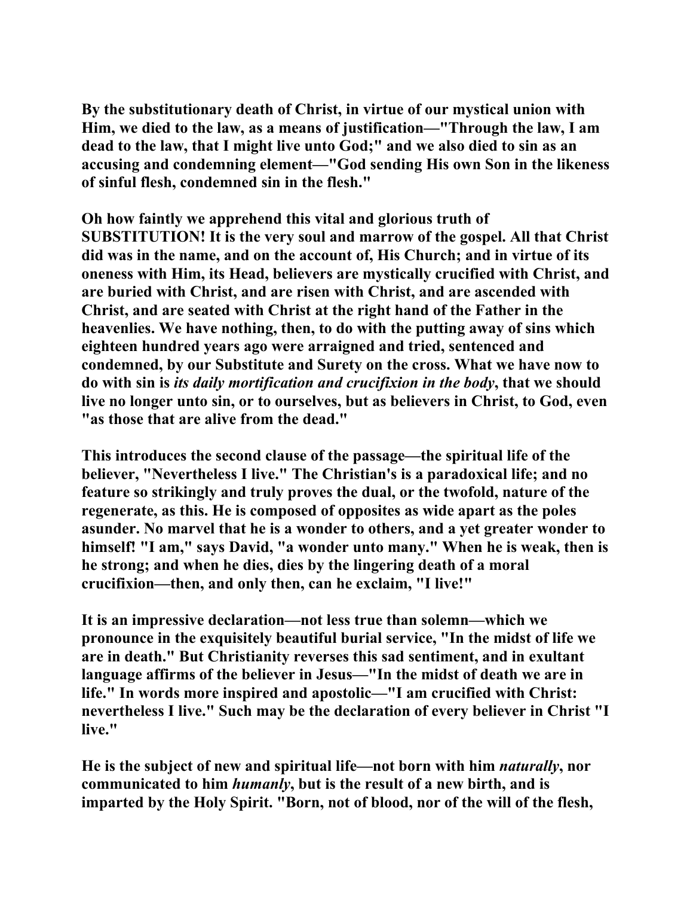By the substitutionary death of Christ, in virtue of our mystical union with Him, we died to the law, as a means of justification—"Through the law, I am dead to the law, that I might live unto God;" and we also died to sin as an accusing and condemning element—"God sending His own Son in the likeness of sinful flesh, condemned sin in the flesh."

Oh how faintly we apprehend this vital and glorious truth of SUBSTITUTION! It is the very soul and marrow of the gospel. All that Christ did was in the name, and on the account of, His Church; and in virtue of its oneness with Him, its Head, believers are mystically crucified with Christ, and are buried with Christ, and are risen with Christ, and are ascended with Christ, and are seated with Christ at the right hand of the Father in the heavenlies. We have nothing, then, to do with the putting away of sins which eighteen hundred years ago were arraigned and tried, sentenced and condemned, by our Substitute and Surety on the cross. What we have now to do with sin is *its daily mortification and crucifixion in the body*, that we should live no longer unto sin, or to ourselves, but as believers in Christ, to God, even "as those that are alive from the dead."

This introduces the second clause of the passage—the spiritual life of the believer, "Nevertheless I live." The Christian's is a paradoxical life; and no feature so strikingly and truly proves the dual, or the twofold, nature of the regenerate, as this. He is composed of opposites as wide apart as the poles asunder. No marvel that he is a wonder to others, and a yet greater wonder to himself! "I am," says David, "a wonder unto many." When he is weak, then is he strong; and when he dies, dies by the lingering death of a moral crucifixion—then, and only then, can he exclaim, "I live!"

It is an impressive declaration—not less true than solemn—which we pronounce in the exquisitely beautiful burial service, "In the midst of life we are in death." But Christianity reverses this sad sentiment, and in exultant language affirms of the believer in Jesus—"In the midst of death we are in life." In words more inspired and apostolic—"I am crucified with Christ: nevertheless I live." Such may be the declaration of every believer in Christ "I live."

He is the subject of new and spiritual life—not born with him *naturally*, nor communicated to him *humanly*, but is the result of a new birth, and is imparted by the Holy Spirit. "Born, not of blood, nor of the will of the flesh,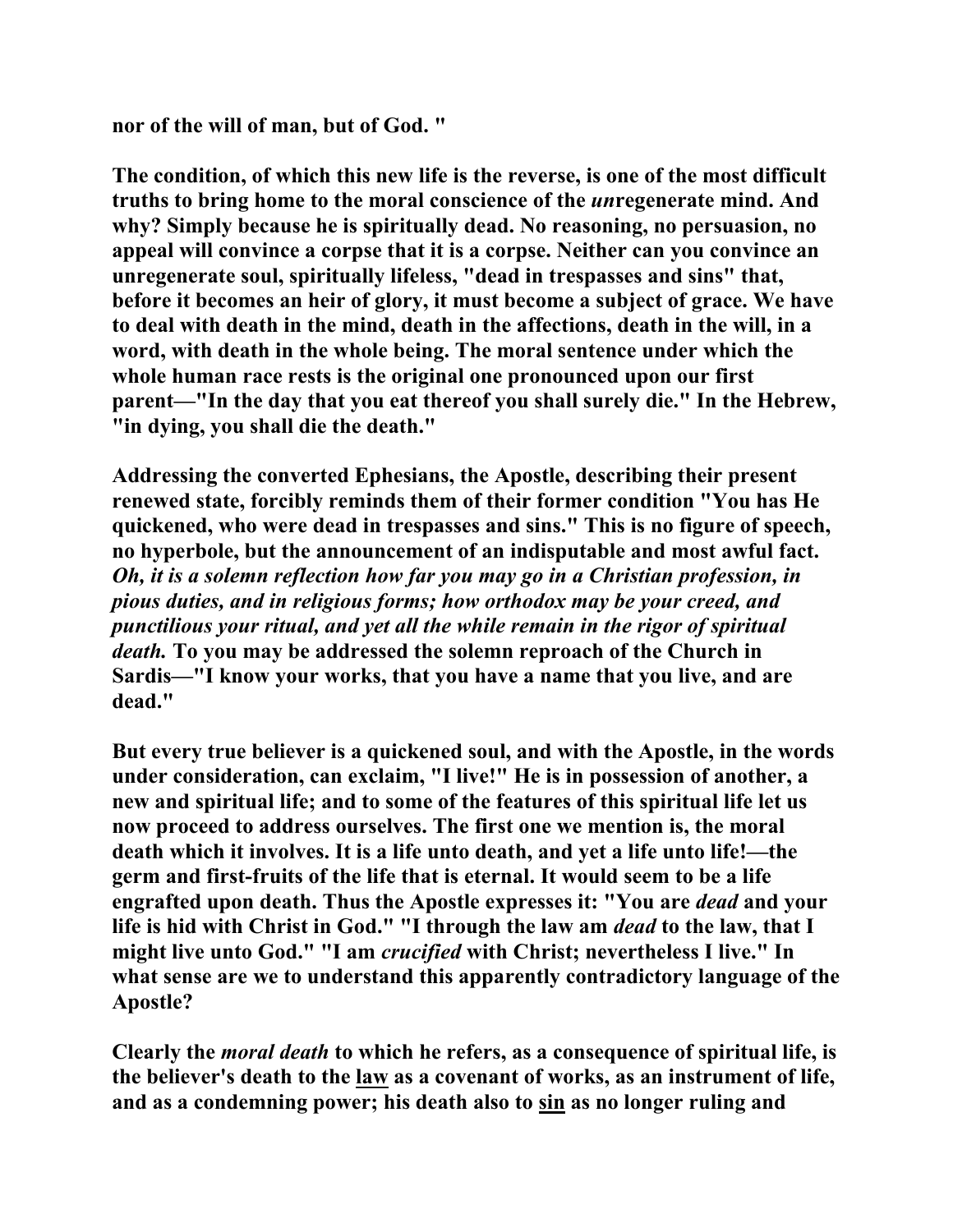**nor of the will of man, but of God. "**

**The condition, of which this new life is the reverse, is one of the most difficult truths to bring home to the moral conscience of the *un*regenerate mind. And why? Simply because he is spiritually dead. No reasoning, no persuasion, no appeal will convince a corpse that it is a corpse. Neither can you convince an unregenerate soul, spiritually lifeless, "dead in trespasses and sins" that, before it becomes an heir of glory, it must become a subject of grace. We have to deal with death in the mind, death in the affections, death in the will, in a word, with death in the whole being. The moral sentence under which the whole human race rests is the original one pronounced upon our first parent—"In the day that you eat thereof you shall surely die." In the Hebrew, "in dying, you shall die the death."**

**Addressing the converted Ephesians, the Apostle, describing their present renewed state, forcibly reminds them of their former condition "You has He quickened, who were dead in trespasses and sins." This is no figure of speech, no hyperbole, but the announcement of an indisputable and most awful fact. *Oh, it is a solemn reflection how far you may go in a Christian profession, in pious duties, and in religious forms; how orthodox may be your creed, and punctilious your ritual, and yet all the while remain in the rigor of spiritual death.* To you may be addressed the solemn reproach of the Church in Sardis—"I know your works, that you have a name that you live, and are dead."**

**But every true believer is a quickened soul, and with the Apostle, in the words under consideration, can exclaim, "I live!" He is in possession of another, a new and spiritual life; and to some of the features of this spiritual life let us now proceed to address ourselves. The first one we mention is, the moral death which it involves. It is a life unto death, and yet a life unto life!—the germ and first-fruits of the life that is eternal. It would seem to be a life engrafted upon death. Thus the Apostle expresses it: "You are *dead* and your life is hid with Christ in God." "I through the law am *dead* to the law, that I might live unto God." "I am *crucified* with Christ; nevertheless I live." In what sense are we to understand this apparently contradictory language of the Apostle?**

**Clearly the *moral death* to which he refers, as a consequence of spiritual life, is the believer's death to the <u>law</u> as a covenant of works, as an instrument of life, and as a condemning power; his death also to <u>sin</u> as no longer ruling and**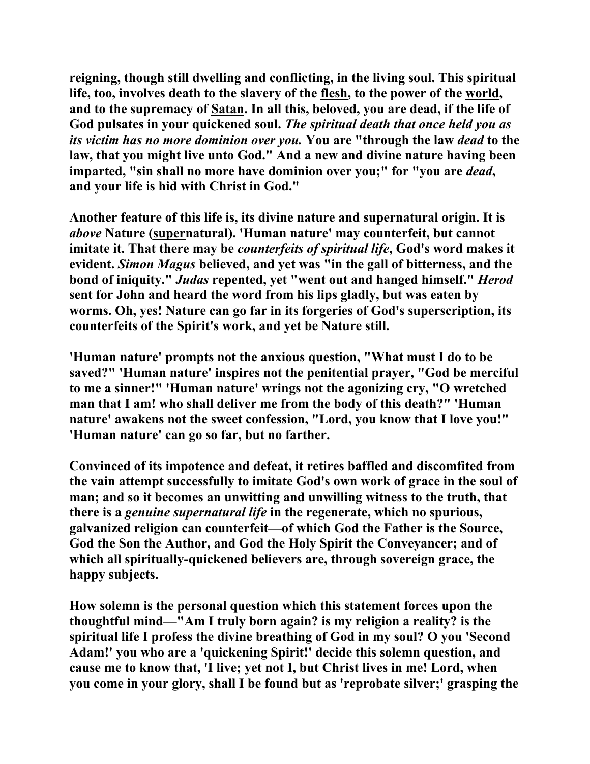**reigning, though still dwelling and conflicting, in the living soul. This spiritual life, too, involves death to the slavery of the flesh, to the power of the world, and to the supremacy of Satan. In all this, beloved, you are dead, if the life of God pulsates in your quickened soul. *The spiritual death that once held you as its victim has no more dominion over you.* You are "through the law *dead* to the law, that you might live unto God." And a new and divine nature having been imparted, "sin shall no more have dominion over you;" for "you are *dead*, and your life is hid with Christ in God."**

**Another feature of this life is, its divine nature and supernatural origin. It is *above* Nature (supernatural). 'Human nature' may counterfeit, but cannot imitate it. That there may be *counterfeits of spiritual life*, God's word makes it evident. *Simon Magus* believed, and yet was "in the gall of bitterness, and the bond of iniquity." *Judas* repented, yet "went out and hanged himself." *Herod* sent for John and heard the word from his lips gladly, but was eaten by worms. Oh, yes! Nature can go far in its forgeries of God's superscription, its counterfeits of the Spirit's work, and yet be Nature still.**

**'Human nature' prompts not the anxious question, "What must I do to be saved?" 'Human nature' inspires not the penitential prayer, "God be merciful to me a sinner!" 'Human nature' wrings not the agonizing cry, "O wretched man that I am! who shall deliver me from the body of this death?" 'Human nature' awakens not the sweet confession, "Lord, you know that I love you!" 'Human nature' can go so far, but no farther.**

**Convinced of its impotence and defeat, it retires baffled and discomfited from the vain attempt successfully to imitate God's own work of grace in the soul of man; and so it becomes an unwitting and unwilling witness to the truth, that there is a *genuine supernatural life* in the regenerate, which no spurious, galvanized religion can counterfeit—of which God the Father is the Source, God the Son the Author, and God the Holy Spirit the Conveyancer; and of which all spiritually-quickened believers are, through sovereign grace, the happy subjects.**

**How solemn is the personal question which this statement forces upon the thoughtful mind—"Am I truly born again? is my religion a reality? is the spiritual life I profess the divine breathing of God in my soul? O you 'Second Adam!' you who are a 'quickening Spirit!' decide this solemn question, and cause me to know that, 'I live; yet not I, but Christ lives in me! Lord, when you come in your glory, shall I be found but as 'reprobate silver;' grasping the**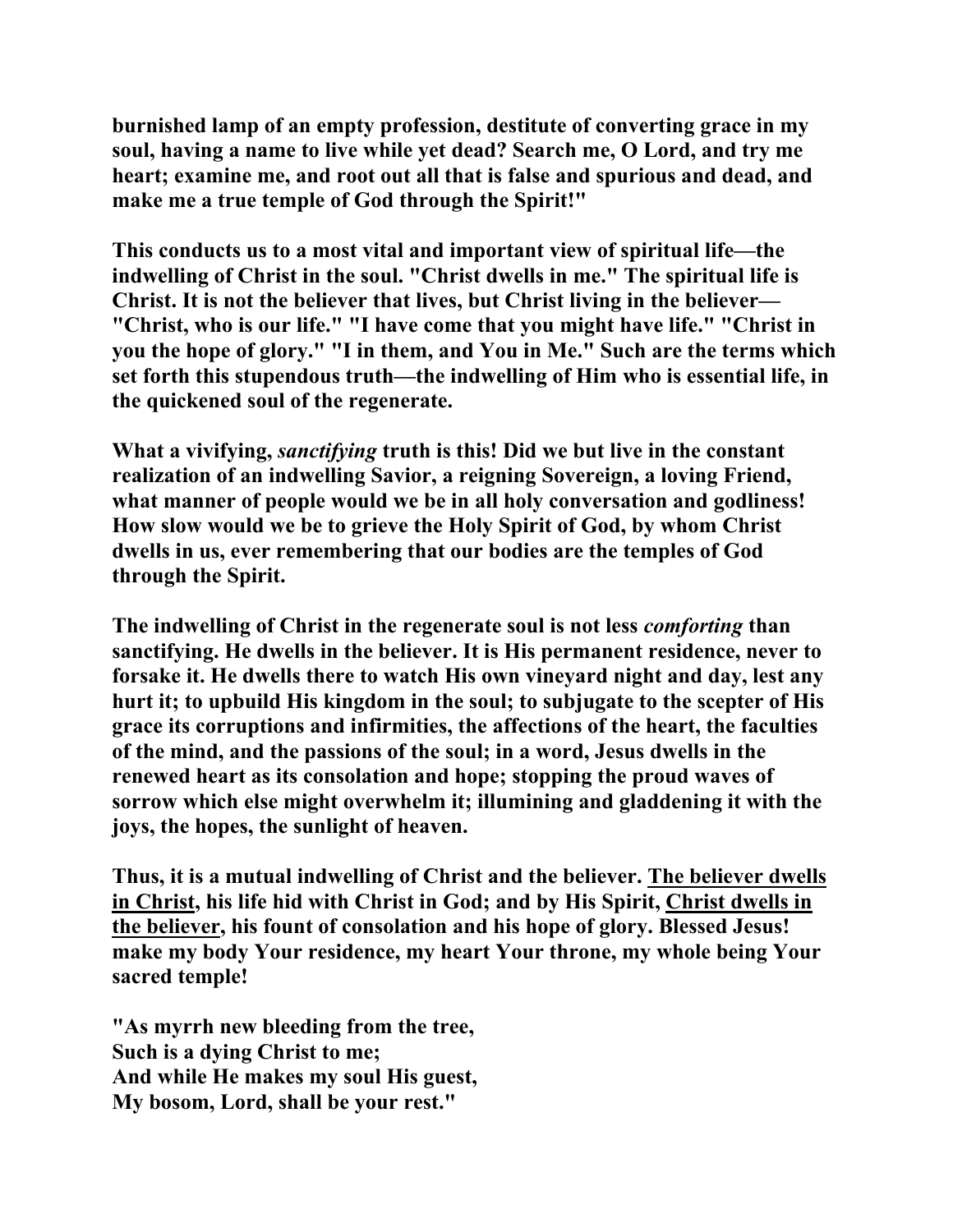**burnished lamp of an empty profession, destitute of converting grace in my soul, having a name to live while yet dead? Search me, O Lord, and try me heart; examine me, and root out all that is false and spurious and dead, and make me a true temple of God through the Spirit!"**

**This conducts us to a most vital and important view of spiritual life—the indwelling of Christ in the soul. "Christ dwells in me." The spiritual life is Christ. It is not the believer that lives, but Christ living in the believer—"Christ, who is our life." "I have come that you might have life." "Christ in you the hope of glory." "I in them, and You in Me." Such are the terms which set forth this stupendous truth—the indwelling of Him who is essential life, in the quickened soul of the regenerate.**

**What a vivifying, *sanctifying* truth is this! Did we but live in the constant realization of an indwelling Savior, a reigning Sovereign, a loving Friend, what manner of people would we be in all holy conversation and godliness! How slow would we be to grieve the Holy Spirit of God, by whom Christ dwells in us, ever remembering that our bodies are the temples of God through the Spirit.**

**The indwelling of Christ in the regenerate soul is not less *comforting* than sanctifying. He dwells in the believer. It is His permanent residence, never to forsake it. He dwells there to watch His own vineyard night and day, lest any hurt it; to upbuild His kingdom in the soul; to subjugate to the scepter of His grace its corruptions and infirmities, the affections of the heart, the faculties of the mind, and the passions of the soul; in a word, Jesus dwells in the renewed heart as its consolation and hope; stopping the proud waves of sorrow which else might overwhelm it; illumining and gladdening it with the joys, the hopes, the sunlight of heaven.**

**Thus, it is a mutual indwelling of Christ and the believer. <u>The believer dwells in Christ</u>, his life hid with Christ in God; and by His Spirit, <u>Christ dwells in the believer</u>, his fount of consolation and his hope of glory. Blessed Jesus! make my body Your residence, my heart Your throne, my whole being Your sacred temple!**

**"As myrrh new bleeding from the tree,
Such is a dying Christ to me;
And while He makes my soul His guest,
My bosom, Lord, shall be your rest."**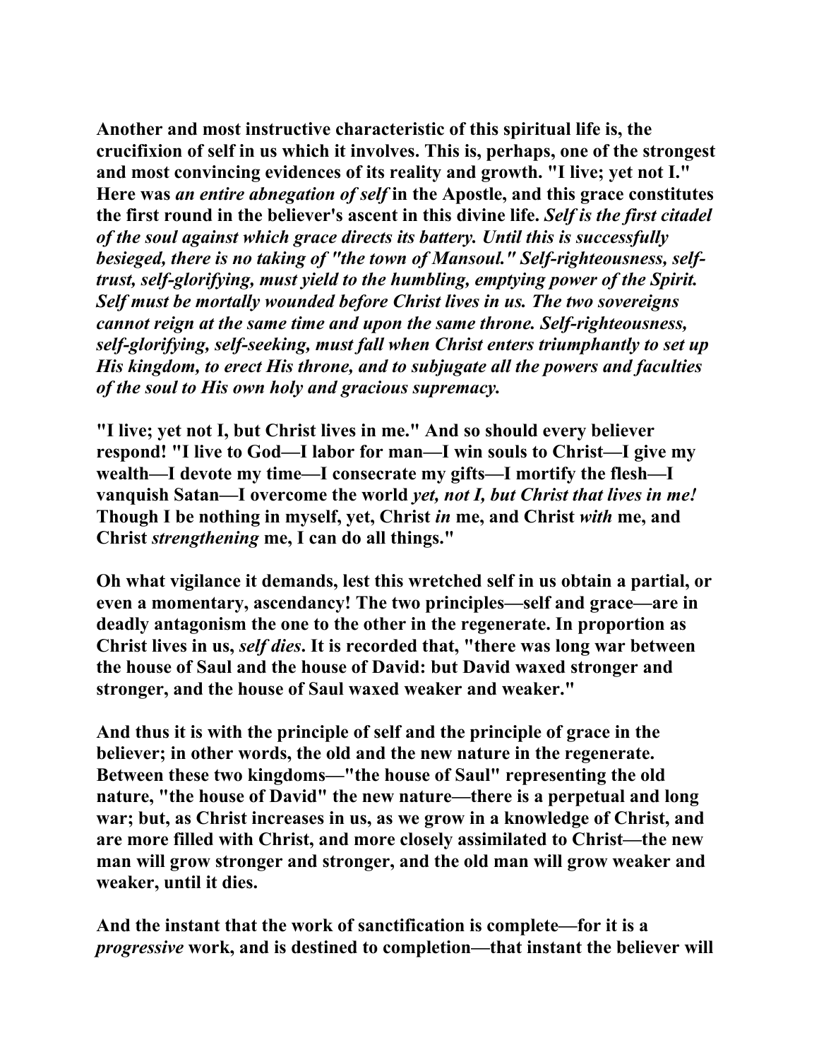Another and most instructive characteristic of this spiritual life is, the crucifixion of self in us which it involves. This is, perhaps, one of the strongest and most convincing evidences of its reality and growth. "I live; yet not I." Here was *an entire abnegation of self* in the Apostle, and this grace constitutes the first round in the believer's ascent in this divine life. *Self is the first citadel of the soul against which grace directs its battery. Until this is successfully besieged, there is no taking of "the town of Mansoul." Self-righteousness, self-trust, self-glorifying, must yield to the humbling, emptying power of the Spirit. Self must be mortally wounded before Christ lives in us. The two sovereigns cannot reign at the same time and upon the same throne. Self-righteousness, self-glorifying, self-seeking, must fall when Christ enters triumphantly to set up His kingdom, to erect His throne, and to subjugate all the powers and faculties of the soul to His own holy and gracious supremacy.*

"I live; yet not I, but Christ lives in me." And so should every believer respond! "I live to God—I labor for man—I win souls to Christ—I give my wealth—I devote my time—I consecrate my gifts—I mortify the flesh—I vanquish Satan—I overcome the world *yet, not I, but Christ that lives in me!* Though I be nothing in myself, yet, Christ *in* me, and Christ *with* me, and Christ *strengthening* me, I can do all things."

Oh what vigilance it demands, lest this wretched self in us obtain a partial, or even a momentary, ascendancy! The two principles—self and grace—are in deadly antagonism the one to the other in the regenerate. In proportion as Christ lives in us, *self dies*. It is recorded that, "there was long war between the house of Saul and the house of David: but David waxed stronger and stronger, and the house of Saul waxed weaker and weaker."

And thus it is with the principle of self and the principle of grace in the believer; in other words, the old and the new nature in the regenerate. Between these two kingdoms—"the house of Saul" representing the old nature, "the house of David" the new nature—there is a perpetual and long war; but, as Christ increases in us, as we grow in a knowledge of Christ, and are more filled with Christ, and more closely assimilated to Christ—the new man will grow stronger and stronger, and the old man will grow weaker and weaker, until it dies.

And the instant that the work of sanctification is complete—for it is a *progressive* work, and is destined to completion—that instant the believer will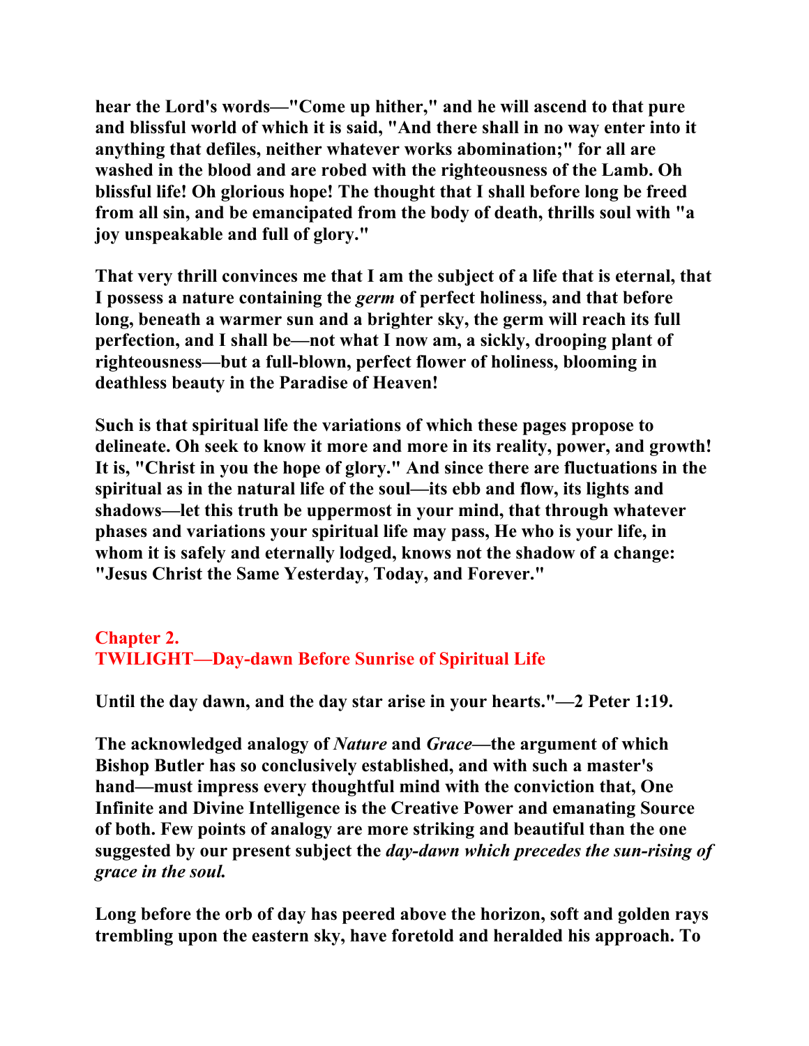**hear the Lord's words—"Come up hither," and he will ascend to that pure and blissful world of which it is said, "And there shall in no way enter into it anything that defiles, neither whatever works abomination;" for all are washed in the blood and are robed with the righteousness of the Lamb. Oh blissful life! Oh glorious hope! The thought that I shall before long be freed from all sin, and be emancipated from the body of death, thrills soul with "a joy unspeakable and full of glory."**

**That very thrill convinces me that I am the subject of a life that is eternal, that I possess a nature containing the *germ* of perfect holiness, and that before long, beneath a warmer sun and a brighter sky, the germ will reach its full perfection, and I shall be—not what I now am, a sickly, drooping plant of righteousness—but a full-blown, perfect flower of holiness, blooming in deathless beauty in the Paradise of Heaven!**

**Such is that spiritual life the variations of which these pages propose to delineate. Oh seek to know it more and more in its reality, power, and growth! It is, "Christ in you the hope of glory." And since there are fluctuations in the spiritual as in the natural life of the soul—its ebb and flow, its lights and shadows—let this truth be uppermost in your mind, that through whatever phases and variations your spiritual life may pass, He who is your life, in whom it is safely and eternally lodged, knows not the shadow of a change: "Jesus Christ the Same Yesterday, Today, and Forever."**

## Chapter 2.
## TWILIGHT—Day-dawn Before Sunrise of Spiritual Life

**Until the day dawn, and the day star arise in your hearts."—2 Peter 1:19.**

**The acknowledged analogy of *Nature* and *Grace*—the argument of which Bishop Butler has so conclusively established, and with such a master's hand—must impress every thoughtful mind with the conviction that, One Infinite and Divine Intelligence is the Creative Power and emanating Source of both. Few points of analogy are more striking and beautiful than the one suggested by our present subject the *day-dawn which precedes the sun-rising of grace in the soul.***

**Long before the orb of day has peered above the horizon, soft and golden rays trembling upon the eastern sky, have foretold and heralded his approach. To**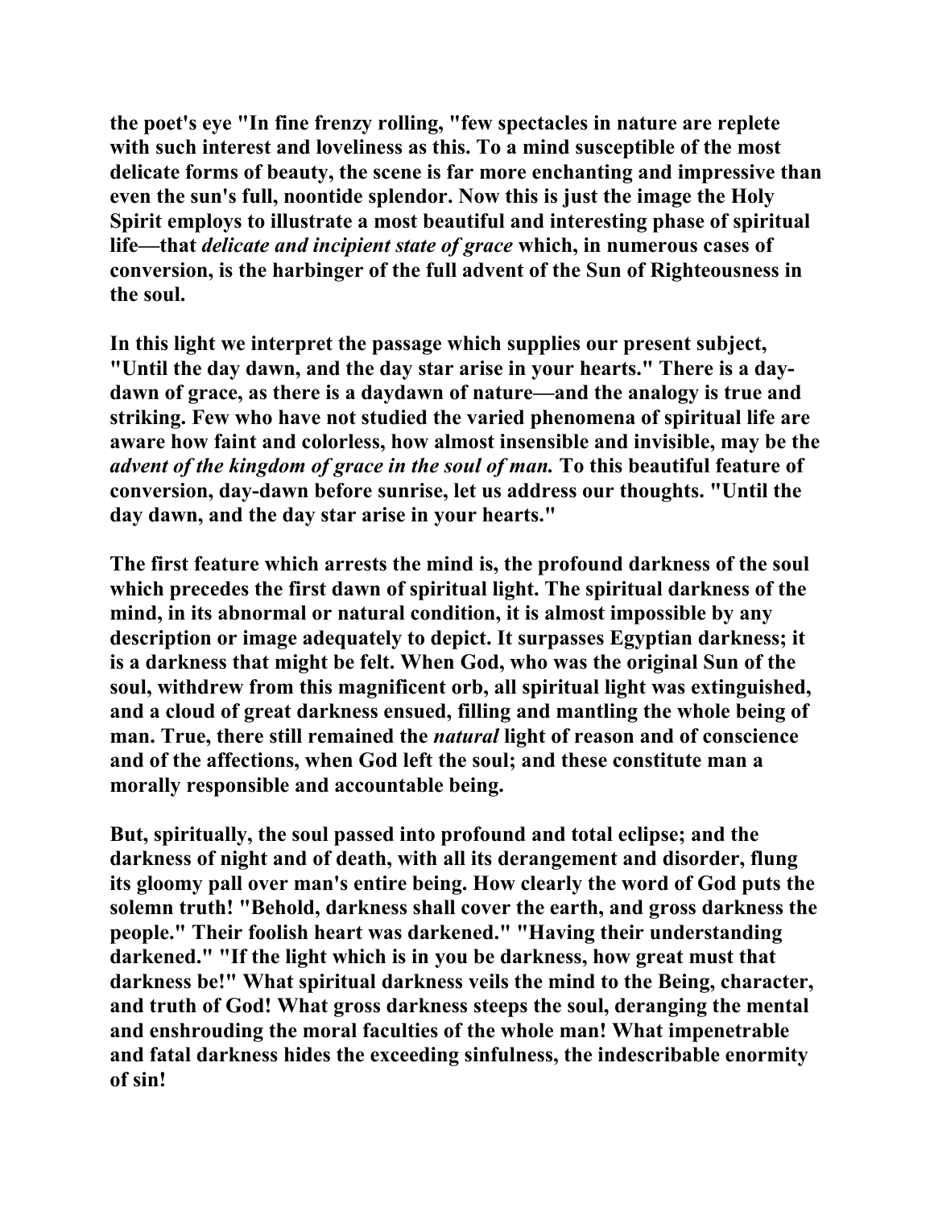the poet's eye "In fine frenzy rolling, "few spectacles in nature are replete with such interest and loveliness as this. To a mind susceptible of the most delicate forms of beauty, the scene is far more enchanting and impressive than even the sun's full, noontide splendor. Now this is just the image the Holy Spirit employs to illustrate a most beautiful and interesting phase of spiritual life—that *delicate and incipient state of grace* which, in numerous cases of conversion, is the harbinger of the full advent of the Sun of Righteousness in the soul.

In this light we interpret the passage which supplies our present subject, "Until the day dawn, and the day star arise in your hearts." There is a day-dawn of grace, as there is a daydawn of nature—and the analogy is true and striking. Few who have not studied the varied phenomena of spiritual life are aware how faint and colorless, how almost insensible and invisible, may be the *advent of the kingdom of grace in the soul of man.* To this beautiful feature of conversion, day-dawn before sunrise, let us address our thoughts. "Until the day dawn, and the day star arise in your hearts."

The first feature which arrests the mind is, the profound darkness of the soul which precedes the first dawn of spiritual light. The spiritual darkness of the mind, in its abnormal or natural condition, it is almost impossible by any description or image adequately to depict. It surpasses Egyptian darkness; it is a darkness that might be felt. When God, who was the original Sun of the soul, withdrew from this magnificent orb, all spiritual light was extinguished, and a cloud of great darkness ensued, filling and mantling the whole being of man. True, there still remained the *natural* light of reason and of conscience and of the affections, when God left the soul; and these constitute man a morally responsible and accountable being.

But, spiritually, the soul passed into profound and total eclipse; and the darkness of night and of death, with all its derangement and disorder, flung its gloomy pall over man's entire being. How clearly the word of God puts the solemn truth! "Behold, darkness shall cover the earth, and gross darkness the people." Their foolish heart was darkened." "Having their understanding darkened." "If the light which is in you be darkness, how great must that darkness be!" What spiritual darkness veils the mind to the Being, character, and truth of God! What gross darkness steeps the soul, deranging the mental and enshrouding the moral faculties of the whole man! What impenetrable and fatal darkness hides the exceeding sinfulness, the indescribable enormity of sin!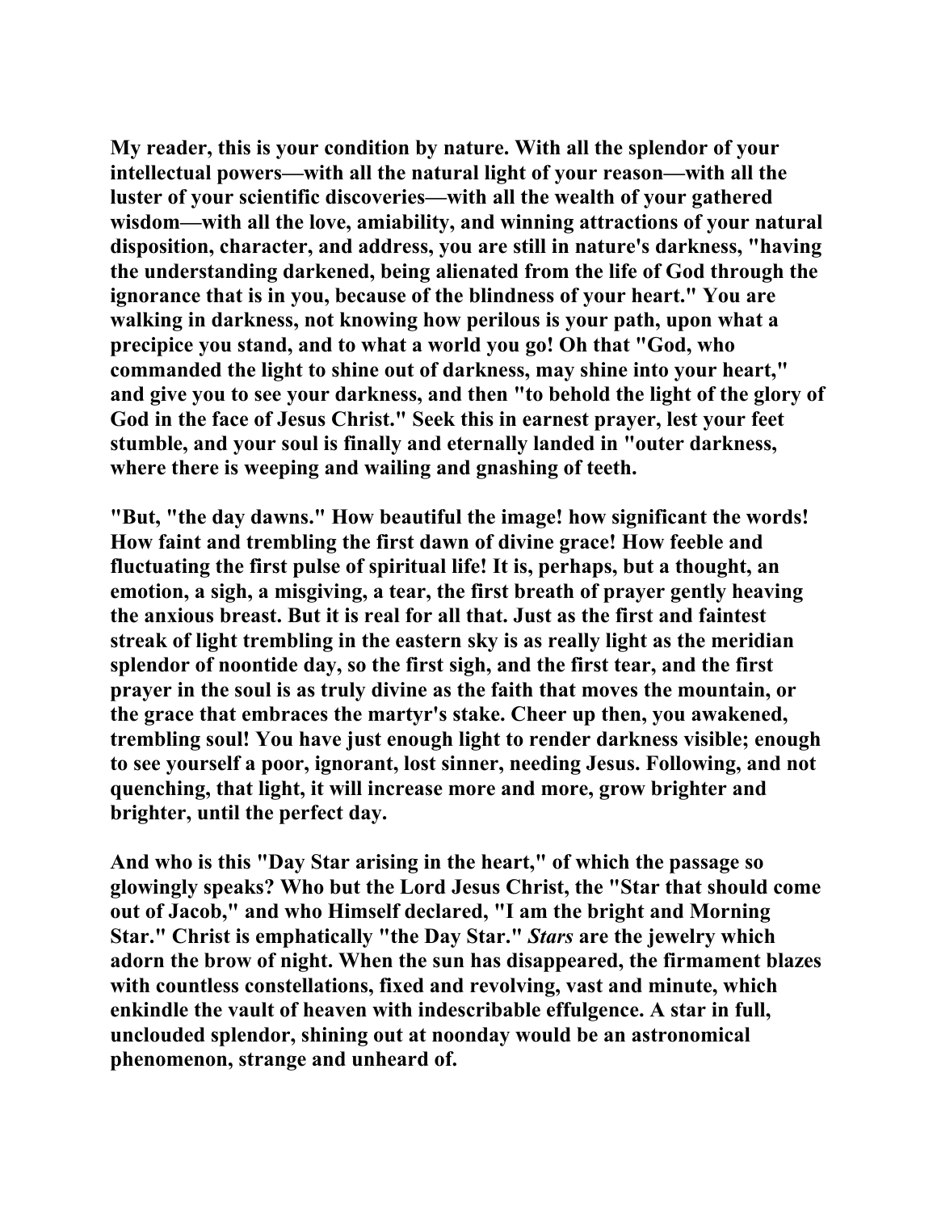My reader, this is your condition by nature. With all the splendor of your intellectual powers—with all the natural light of your reason—with all the luster of your scientific discoveries—with all the wealth of your gathered wisdom—with all the love, amiability, and winning attractions of your natural disposition, character, and address, you are still in nature's darkness, "having the understanding darkened, being alienated from the life of God through the ignorance that is in you, because of the blindness of your heart." You are walking in darkness, not knowing how perilous is your path, upon what a precipice you stand, and to what a world you go! Oh that "God, who commanded the light to shine out of darkness, may shine into your heart," and give you to see your darkness, and then "to behold the light of the glory of God in the face of Jesus Christ." Seek this in earnest prayer, lest your feet stumble, and your soul is finally and eternally landed in "outer darkness, where there is weeping and wailing and gnashing of teeth.

"But, "the day dawns." How beautiful the image! how significant the words! How faint and trembling the first dawn of divine grace! How feeble and fluctuating the first pulse of spiritual life! It is, perhaps, but a thought, an emotion, a sigh, a misgiving, a tear, the first breath of prayer gently heaving the anxious breast. But it is real for all that. Just as the first and faintest streak of light trembling in the eastern sky is as really light as the meridian splendor of noontide day, so the first sigh, and the first tear, and the first prayer in the soul is as truly divine as the faith that moves the mountain, or the grace that embraces the martyr's stake. Cheer up then, you awakened, trembling soul! You have just enough light to render darkness visible; enough to see yourself a poor, ignorant, lost sinner, needing Jesus. Following, and not quenching, that light, it will increase more and more, grow brighter and brighter, until the perfect day.

And who is this "Day Star arising in the heart," of which the passage so glowingly speaks? Who but the Lord Jesus Christ, the "Star that should come out of Jacob," and who Himself declared, "I am the bright and Morning Star." Christ is emphatically "the Day Star." *Stars* are the jewelry which adorn the brow of night. When the sun has disappeared, the firmament blazes with countless constellations, fixed and revolving, vast and minute, which enkindle the vault of heaven with indescribable effulgence. A star in full, unclouded splendor, shining out at noonday would be an astronomical phenomenon, strange and unheard of.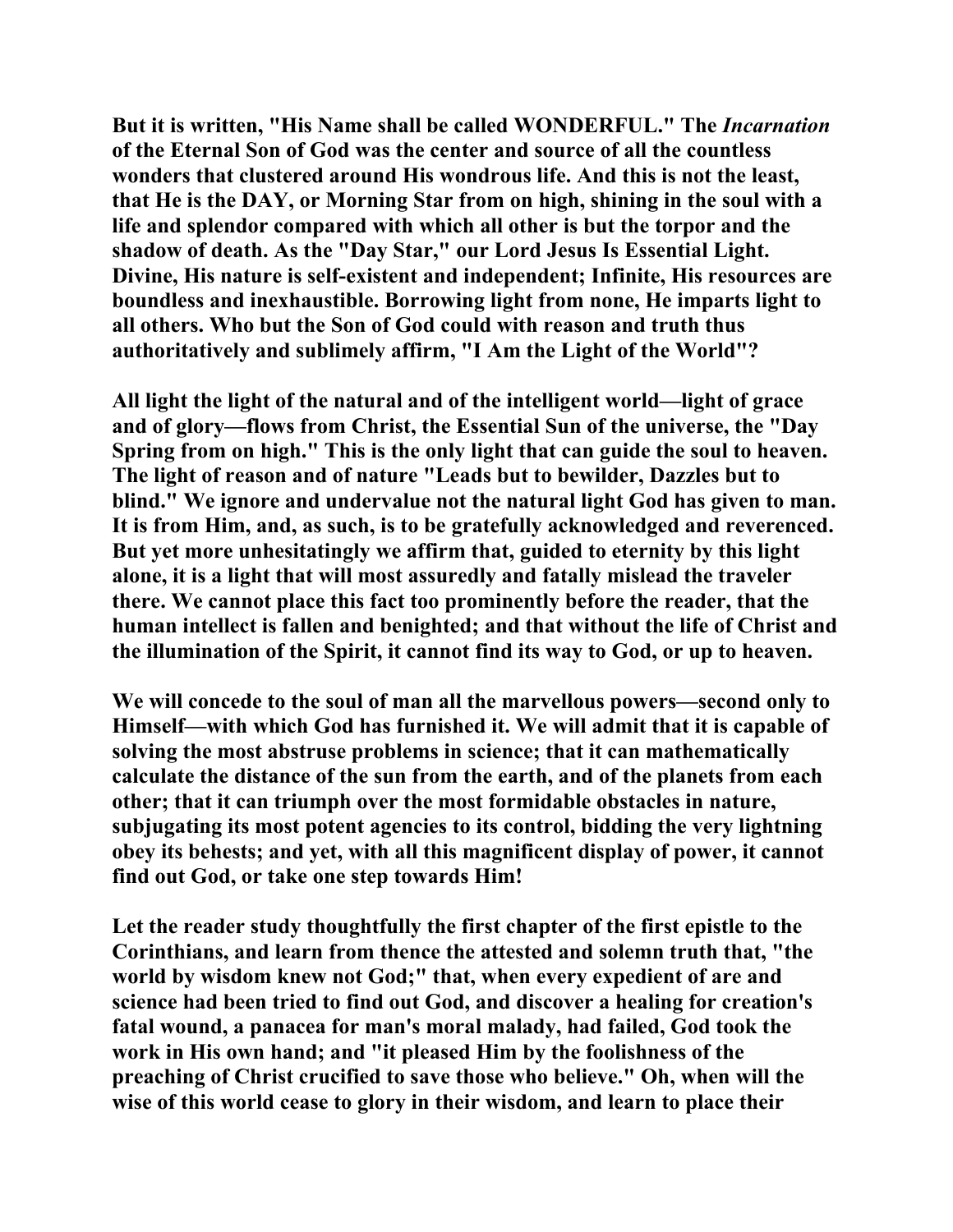But it is written, "His Name shall be called WONDERFUL." The *Incarnation* of the Eternal Son of God was the center and source of all the countless wonders that clustered around His wondrous life. And this is not the least, that He is the DAY, or Morning Star from on high, shining in the soul with a life and splendor compared with which all other is but the torpor and the shadow of death. As the "Day Star," our Lord Jesus Is Essential Light. Divine, His nature is self-existent and independent; Infinite, His resources are boundless and inexhaustible. Borrowing light from none, He imparts light to all others. Who but the Son of God could with reason and truth thus authoritatively and sublimely affirm, "I Am the Light of the World"?

All light the light of the natural and of the intelligent world—light of grace and of glory—flows from Christ, the Essential Sun of the universe, the "Day Spring from on high." This is the only light that can guide the soul to heaven. The light of reason and of nature "Leads but to bewilder, Dazzles but to blind." We ignore and undervalue not the natural light God has given to man. It is from Him, and, as such, is to be gratefully acknowledged and reverenced. But yet more unhesitatingly we affirm that, guided to eternity by this light alone, it is a light that will most assuredly and fatally mislead the traveler there. We cannot place this fact too prominently before the reader, that the human intellect is fallen and benighted; and that without the life of Christ and the illumination of the Spirit, it cannot find its way to God, or up to heaven.

We will concede to the soul of man all the marvellous powers—second only to Himself—with which God has furnished it. We will admit that it is capable of solving the most abstruse problems in science; that it can mathematically calculate the distance of the sun from the earth, and of the planets from each other; that it can triumph over the most formidable obstacles in nature, subjugating its most potent agencies to its control, bidding the very lightning obey its behests; and yet, with all this magnificent display of power, it cannot find out God, or take one step towards Him!

Let the reader study thoughtfully the first chapter of the first epistle to the Corinthians, and learn from thence the attested and solemn truth that, "the world by wisdom knew not God;" that, when every expedient of are and science had been tried to find out God, and discover a healing for creation's fatal wound, a panacea for man's moral malady, had failed, God took the work in His own hand; and "it pleased Him by the foolishness of the preaching of Christ crucified to save those who believe." Oh, when will the wise of this world cease to glory in their wisdom, and learn to place their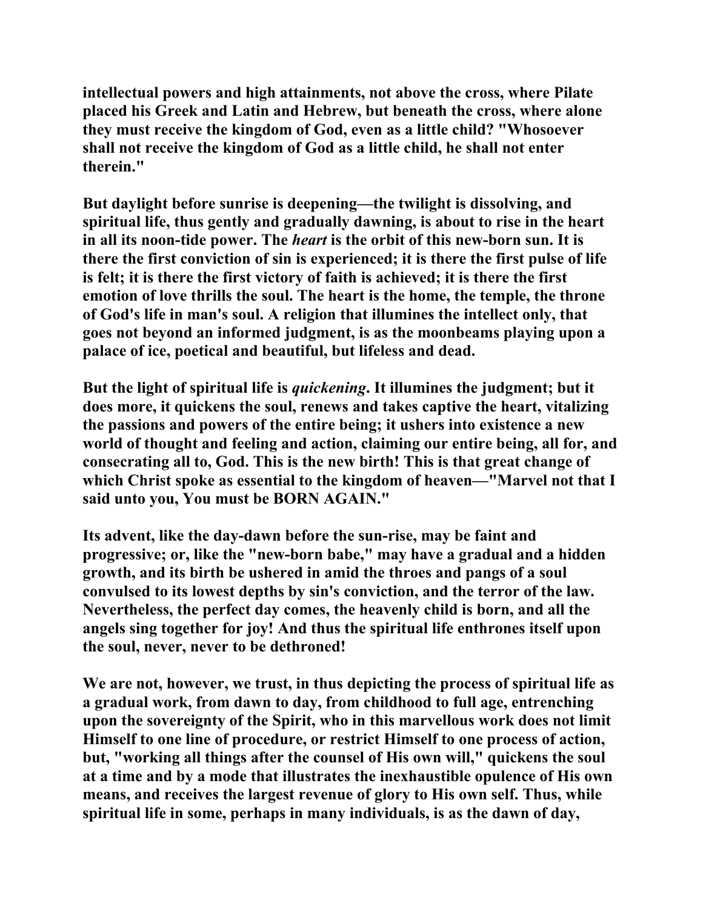intellectual powers and high attainments, not above the cross, where Pilate placed his Greek and Latin and Hebrew, but beneath the cross, where alone they must receive the kingdom of God, even as a little child? "Whosoever shall not receive the kingdom of God as a little child, he shall not enter therein."

But daylight before sunrise is deepening—the twilight is dissolving, and spiritual life, thus gently and gradually dawning, is about to rise in the heart in all its noon-tide power. The *heart* is the orbit of this new-born sun. It is there the first conviction of sin is experienced; it is there the first pulse of life is felt; it is there the first victory of faith is achieved; it is there the first emotion of love thrills the soul. The heart is the home, the temple, the throne of God's life in man's soul. A religion that illumines the intellect only, that goes not beyond an informed judgment, is as the moonbeams playing upon a palace of ice, poetical and beautiful, but lifeless and dead.

But the light of spiritual life is *quickening*. It illumines the judgment; but it does more, it quickens the soul, renews and takes captive the heart, vitalizing the passions and powers of the entire being; it ushers into existence a new world of thought and feeling and action, claiming our entire being, all for, and consecrating all to, God. This is the new birth! This is that great change of which Christ spoke as essential to the kingdom of heaven—"Marvel not that I said unto you, You must be BORN AGAIN."

Its advent, like the day-dawn before the sun-rise, may be faint and progressive; or, like the "new-born babe," may have a gradual and a hidden growth, and its birth be ushered in amid the throes and pangs of a soul convulsed to its lowest depths by sin's conviction, and the terror of the law. Nevertheless, the perfect day comes, the heavenly child is born, and all the angels sing together for joy! And thus the spiritual life enthrones itself upon the soul, never, never to be dethroned!

We are not, however, we trust, in thus depicting the process of spiritual life as a gradual work, from dawn to day, from childhood to full age, entrenching upon the sovereignty of the Spirit, who in this marvellous work does not limit Himself to one line of procedure, or restrict Himself to one process of action, but, "working all things after the counsel of His own will," quickens the soul at a time and by a mode that illustrates the inexhaustible opulence of His own means, and receives the largest revenue of glory to His own self. Thus, while spiritual life in some, perhaps in many individuals, is as the dawn of day,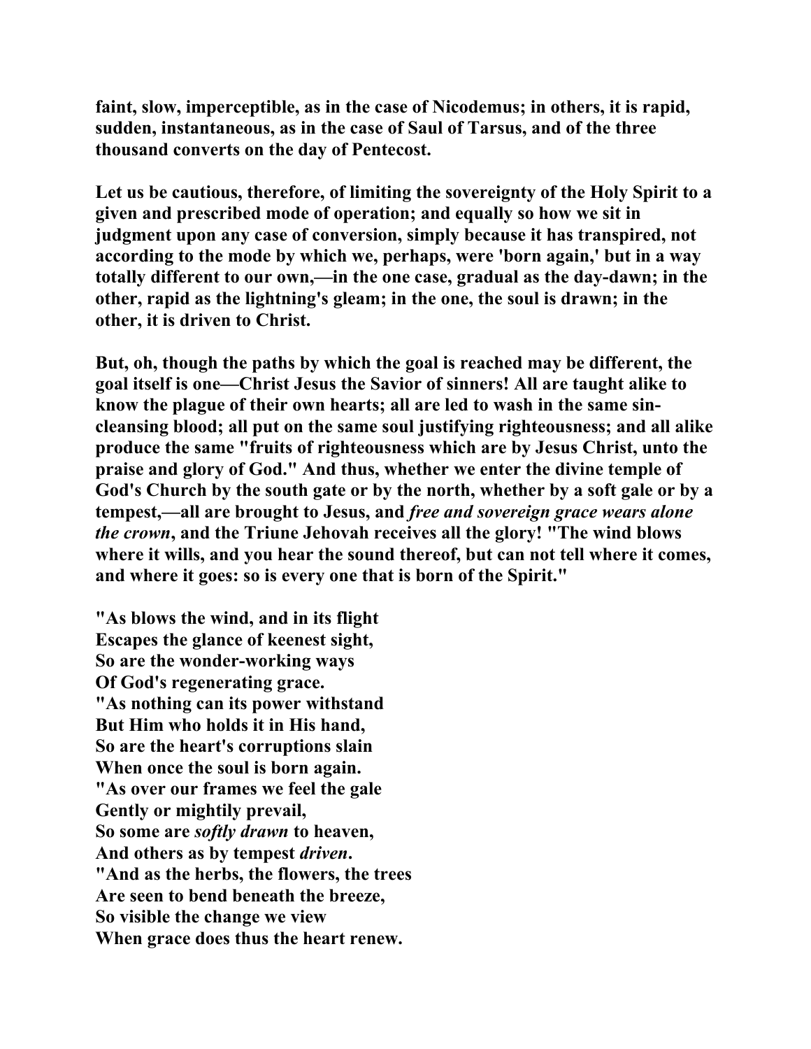**faint, slow, imperceptible, as in the case of Nicodemus; in others, it is rapid, sudden, instantaneous, as in the case of Saul of Tarsus, and of the three thousand converts on the day of Pentecost.**

**Let us be cautious, therefore, of limiting the sovereignty of the Holy Spirit to a given and prescribed mode of operation; and equally so how we sit in judgment upon any case of conversion, simply because it has transpired, not according to the mode by which we, perhaps, were 'born again,' but in a way totally different to our own,—in the one case, gradual as the day-dawn; in the other, rapid as the lightning's gleam; in the one, the soul is drawn; in the other, it is driven to Christ.**

**But, oh, though the paths by which the goal is reached may be different, the goal itself is one—Christ Jesus the Savior of sinners! All are taught alike to know the plague of their own hearts; all are led to wash in the same sin-cleansing blood; all put on the same soul justifying righteousness; and all alike produce the same "fruits of righteousness which are by Jesus Christ, unto the praise and glory of God." And thus, whether we enter the divine temple of God's Church by the south gate or by the north, whether by a soft gale or by a tempest,—all are brought to Jesus, and *free and sovereign grace wears alone the crown*, and the Triune Jehovah receives all the glory! "The wind blows where it wills, and you hear the sound thereof, but can not tell where it comes, and where it goes: so is every one that is born of the Spirit."**

**"As blows the wind, and in its flight
Escapes the glance of keenest sight,
So are the wonder-working ways
Of God's regenerating grace.
"As nothing can its power withstand
But Him who holds it in His hand,
So are the heart's corruptions slain
When once the soul is born again.
"As over our frames we feel the gale
Gently or mightily prevail,
So some are *softly drawn* to heaven,
And others as by tempest *driven*.
"And as the herbs, the flowers, the trees
Are seen to bend beneath the breeze,
So visible the change we view
When grace does thus the heart renew.**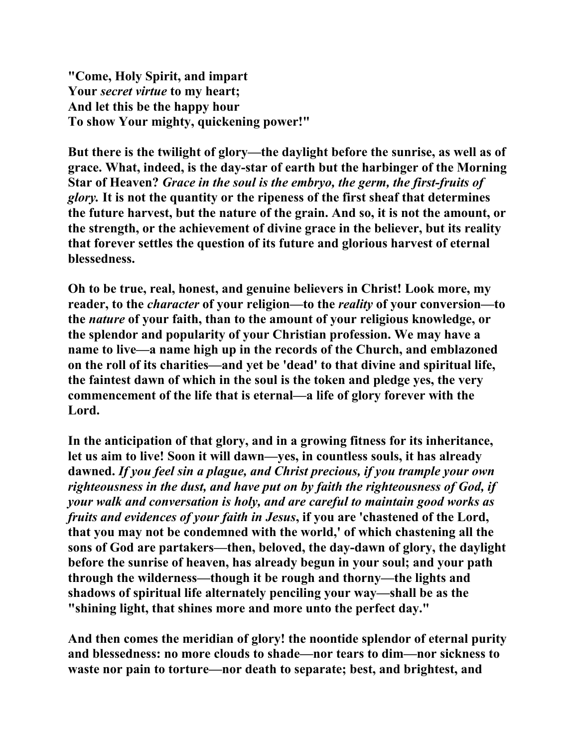**"Come, Holy Spirit, and impart**
**Your *secret virtue* to my heart;**
**And let this be the happy hour**
**To show Your mighty, quickening power!"**

**But there is the twilight of glory—the daylight before the sunrise, as well as of grace. What, indeed, is the day-star of earth but the harbinger of the Morning Star of Heaven? *Grace in the soul is the embryo, the germ, the first-fruits of glory.* It is not the quantity or the ripeness of the first sheaf that determines the future harvest, but the nature of the grain. And so, it is not the amount, or the strength, or the achievement of divine grace in the believer, but its reality that forever settles the question of its future and glorious harvest of eternal blessedness.**

**Oh to be true, real, honest, and genuine believers in Christ! Look more, my reader, to the *character* of your religion—to the *reality* of your conversion—to the *nature* of your faith, than to the amount of your religious knowledge, or the splendor and popularity of your Christian profession. We may have a name to live—a name high up in the records of the Church, and emblazoned on the roll of its charities—and yet be 'dead' to that divine and spiritual life, the faintest dawn of which in the soul is the token and pledge yes, the very commencement of the life that is eternal—a life of glory forever with the Lord.**

**In the anticipation of that glory, and in a growing fitness for its inheritance, let us aim to live! Soon it will dawn—yes, in countless souls, it has already dawned. *If you feel sin a plague, and Christ precious, if you trample your own righteousness in the dust, and have put on by faith the righteousness of God, if your walk and conversation is holy, and are careful to maintain good works as fruits and evidences of your faith in Jesus*, if you are 'chastened of the Lord, that you may not be condemned with the world,' of which chastening all the sons of God are partakers—then, beloved, the day-dawn of glory, the daylight before the sunrise of heaven, has already begun in your soul; and your path through the wilderness—though it be rough and thorny—the lights and shadows of spiritual life alternately penciling your way—shall be as the "shining light, that shines more and more unto the perfect day."**

**And then comes the meridian of glory! the noontide splendor of eternal purity and blessedness: no more clouds to shade—nor tears to dim—nor sickness to waste nor pain to torture—nor death to separate; best, and brightest, and**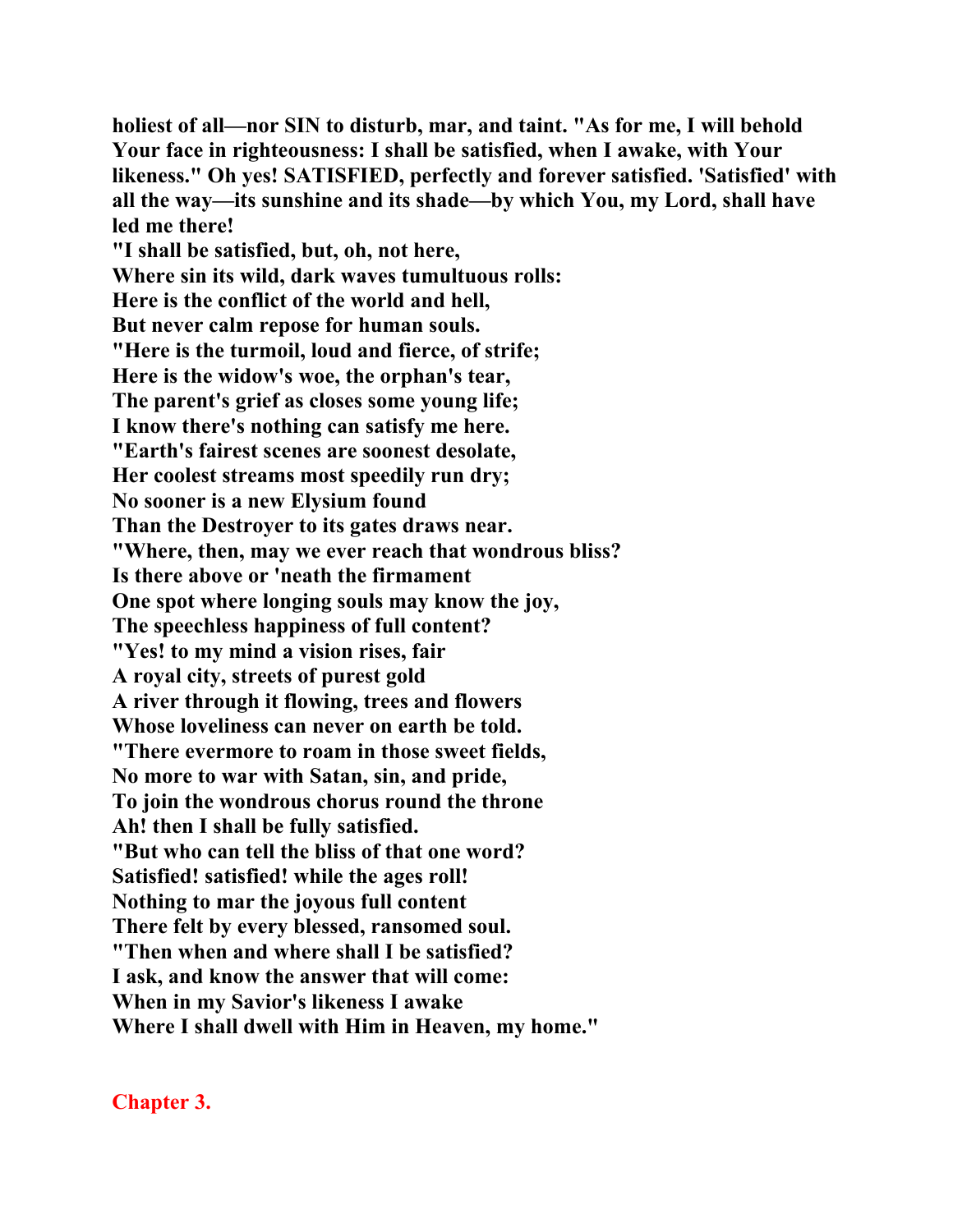**holiest of all—nor SIN to disturb, mar, and taint. "As for me, I will behold Your face in righteousness: I shall be satisfied, when I awake, with Your likeness." Oh yes! SATISFIED, perfectly and forever satisfied. 'Satisfied' with all the way—its sunshine and its shade—by which You, my Lord, shall have led me there!**

**"I shall be satisfied, but, oh, not here,**
**Where sin its wild, dark waves tumultuous rolls:**
**Here is the conflict of the world and hell,**
**But never calm repose for human souls.**
**"Here is the turmoil, loud and fierce, of strife;**
**Here is the widow's woe, the orphan's tear,**
**The parent's grief as closes some young life;**
**I know there's nothing can satisfy me here.**
**"Earth's fairest scenes are soonest desolate,**
**Her coolest streams most speedily run dry;**
**No sooner is a new Elysium found**
**Than the Destroyer to its gates draws near.**
**"Where, then, may we ever reach that wondrous bliss?**
**Is there above or 'neath the firmament**
**One spot where longing souls may know the joy,**
**The speechless happiness of full content?**
**"Yes! to my mind a vision rises, fair**
**A royal city, streets of purest gold**
**A river through it flowing, trees and flowers**
**Whose loveliness can never on earth be told.**
**"There evermore to roam in those sweet fields,**
**No more to war with Satan, sin, and pride,**
**To join the wondrous chorus round the throne**
**Ah! then I shall be fully satisfied.**
**"But who can tell the bliss of that one word?**
**Satisfied! satisfied! while the ages roll!**
**Nothing to mar the joyous full content**
**There felt by every blessed, ransomed soul.**
**"Then when and where shall I be satisfied?**
**I ask, and know the answer that will come:**
**When in my Savior's likeness I awake**
**Where I shall dwell with Him in Heaven, my home."**

## Chapter 3.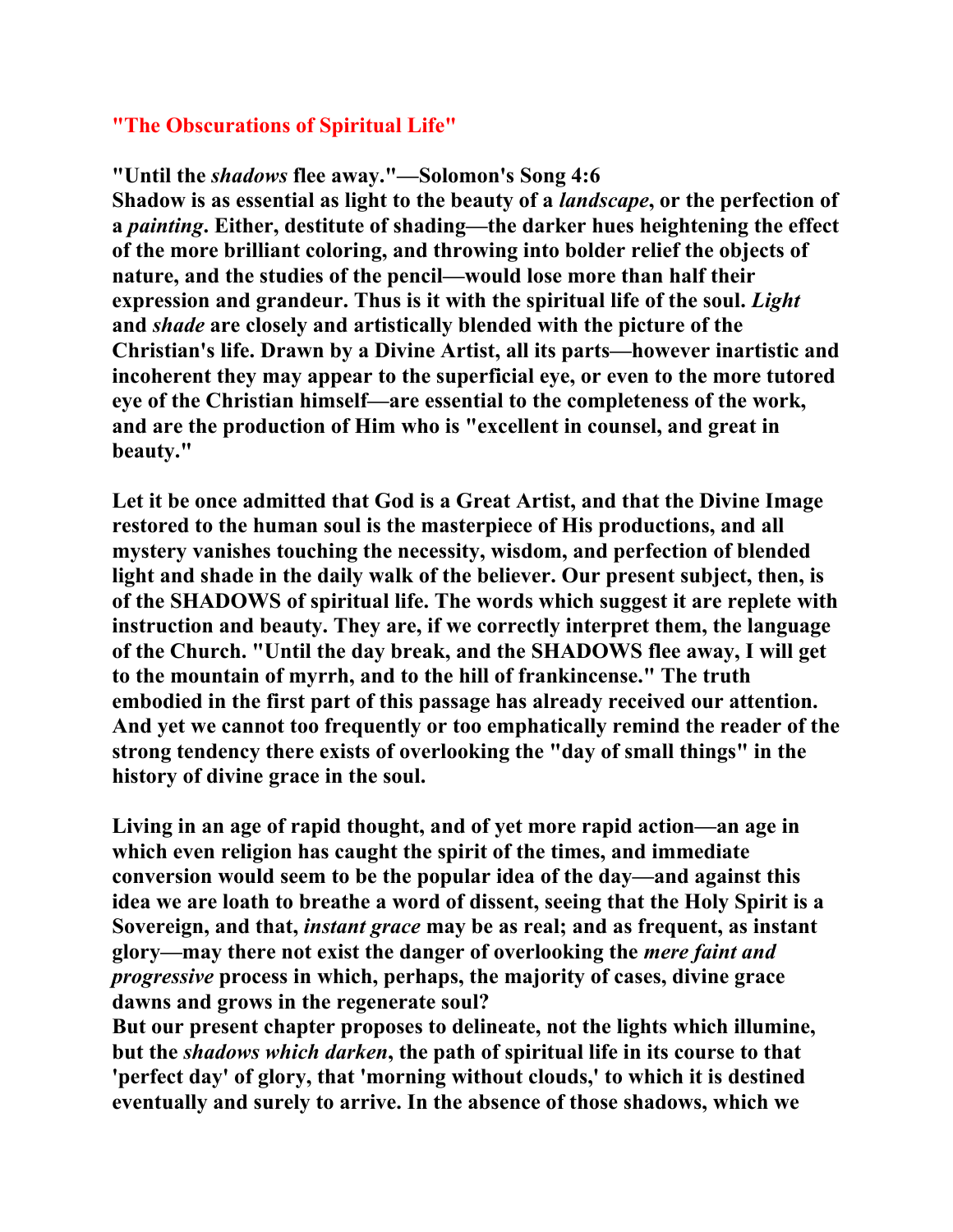## "The Obscurations of Spiritual Life"

**"Until the *shadows* flee away."—Solomon's Song 4:6**

**Shadow is as essential as light to the beauty of a *landscape*, or the perfection of a *painting*. Either, destitute of shading—the darker hues heightening the effect of the more brilliant coloring, and throwing into bolder relief the objects of nature, and the studies of the pencil—would lose more than half their expression and grandeur. Thus is it with the spiritual life of the soul. *Light* and *shade* are closely and artistically blended with the picture of the Christian's life. Drawn by a Divine Artist, all its parts—however inartistic and incoherent they may appear to the superficial eye, or even to the more tutored eye of the Christian himself—are essential to the completeness of the work, and are the production of Him who is "excellent in counsel, and great in beauty."**

**Let it be once admitted that God is a Great Artist, and that the Divine Image restored to the human soul is the masterpiece of His productions, and all mystery vanishes touching the necessity, wisdom, and perfection of blended light and shade in the daily walk of the believer. Our present subject, then, is of the SHADOWS of spiritual life. The words which suggest it are replete with instruction and beauty. They are, if we correctly interpret them, the language of the Church. "Until the day break, and the SHADOWS flee away, I will get to the mountain of myrrh, and to the hill of frankincense." The truth embodied in the first part of this passage has already received our attention. And yet we cannot too frequently or too emphatically remind the reader of the strong tendency there exists of overlooking the "day of small things" in the history of divine grace in the soul.**

**Living in an age of rapid thought, and of yet more rapid action—an age in which even religion has caught the spirit of the times, and immediate conversion would seem to be the popular idea of the day—and against this idea we are loath to breathe a word of dissent, seeing that the Holy Spirit is a Sovereign, and that, *instant grace* may be as real; and as frequent, as instant glory—may there not exist the danger of overlooking the *mere faint and progressive* process in which, perhaps, the majority of cases, divine grace dawns and grows in the regenerate soul?**

**But our present chapter proposes to delineate, not the lights which illumine, but the *shadows which darken*, the path of spiritual life in its course to that 'perfect day' of glory, that 'morning without clouds,' to which it is destined eventually and surely to arrive. In the absence of those shadows, which we**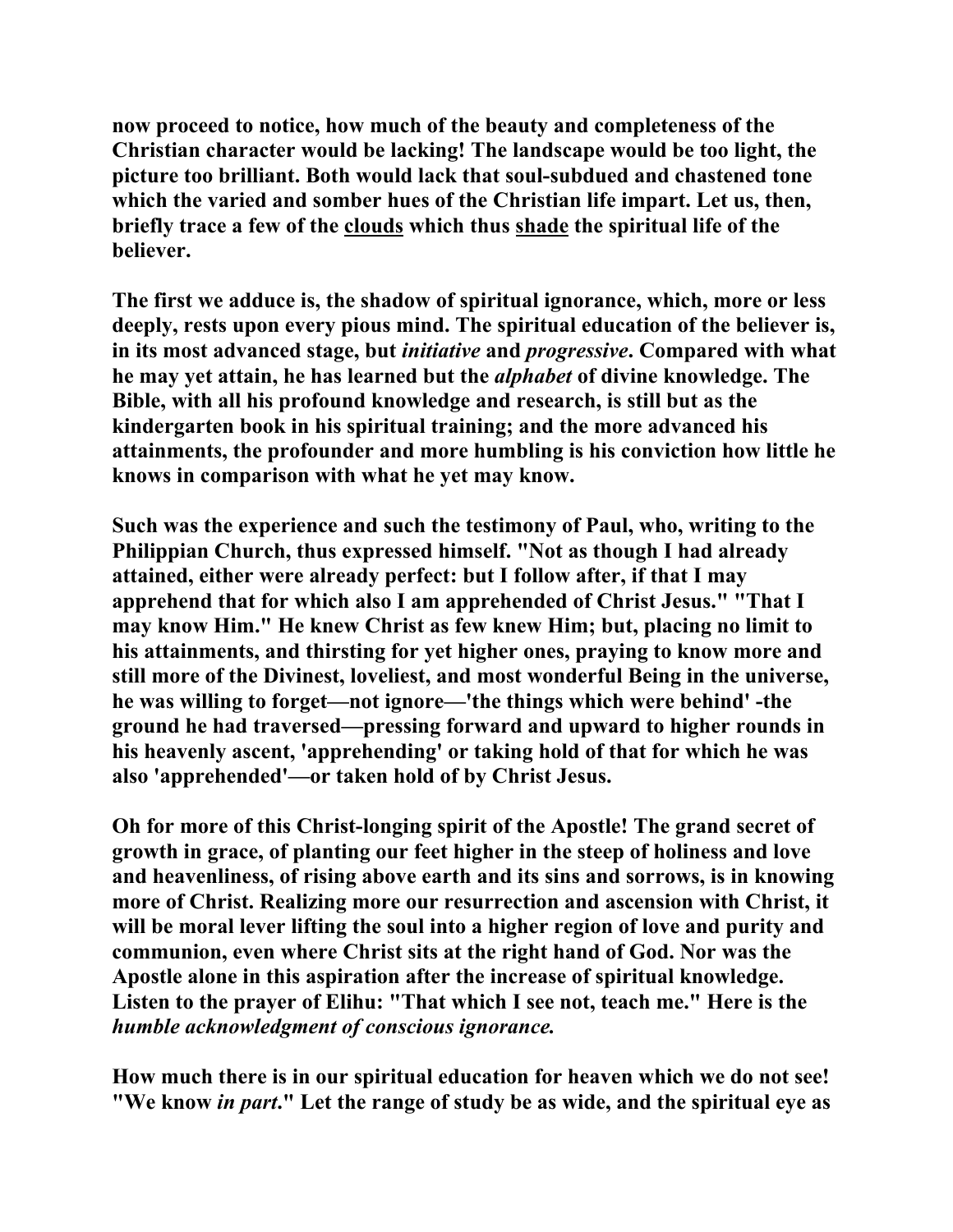now proceed to notice, how much of the beauty and completeness of the Christian character would be lacking! The landscape would be too light, the picture too brilliant. Both would lack that soul-subdued and chastened tone which the varied and somber hues of the Christian life impart. Let us, then, briefly trace a few of the clouds which thus shade the spiritual life of the believer.

The first we adduce is, the shadow of spiritual ignorance, which, more or less deeply, rests upon every pious mind. The spiritual education of the believer is, in its most advanced stage, but *initiative* and *progressive*. Compared with what he may yet attain, he has learned but the *alphabet* of divine knowledge. The Bible, with all his profound knowledge and research, is still but as the kindergarten book in his spiritual training; and the more advanced his attainments, the profounder and more humbling is his conviction how little he knows in comparison with what he yet may know.

Such was the experience and such the testimony of Paul, who, writing to the Philippian Church, thus expressed himself. "Not as though I had already attained, either were already perfect: but I follow after, if that I may apprehend that for which also I am apprehended of Christ Jesus." "That I may know Him." He knew Christ as few knew Him; but, placing no limit to his attainments, and thirsting for yet higher ones, praying to know more and still more of the Divinest, loveliest, and most wonderful Being in the universe, he was willing to forget—not ignore—'the things which were behind' -the ground he had traversed—pressing forward and upward to higher rounds in his heavenly ascent, 'apprehending' or taking hold of that for which he was also 'apprehended'—or taken hold of by Christ Jesus.

Oh for more of this Christ-longing spirit of the Apostle! The grand secret of growth in grace, of planting our feet higher in the steep of holiness and love and heavenliness, of rising above earth and its sins and sorrows, is in knowing more of Christ. Realizing more our resurrection and ascension with Christ, it will be moral lever lifting the soul into a higher region of love and purity and communion, even where Christ sits at the right hand of God. Nor was the Apostle alone in this aspiration after the increase of spiritual knowledge. Listen to the prayer of Elihu: "That which I see not, teach me." Here is the *humble acknowledgment of conscious ignorance.*

How much there is in our spiritual education for heaven which we do not see! "We know *in part*." Let the range of study be as wide, and the spiritual eye as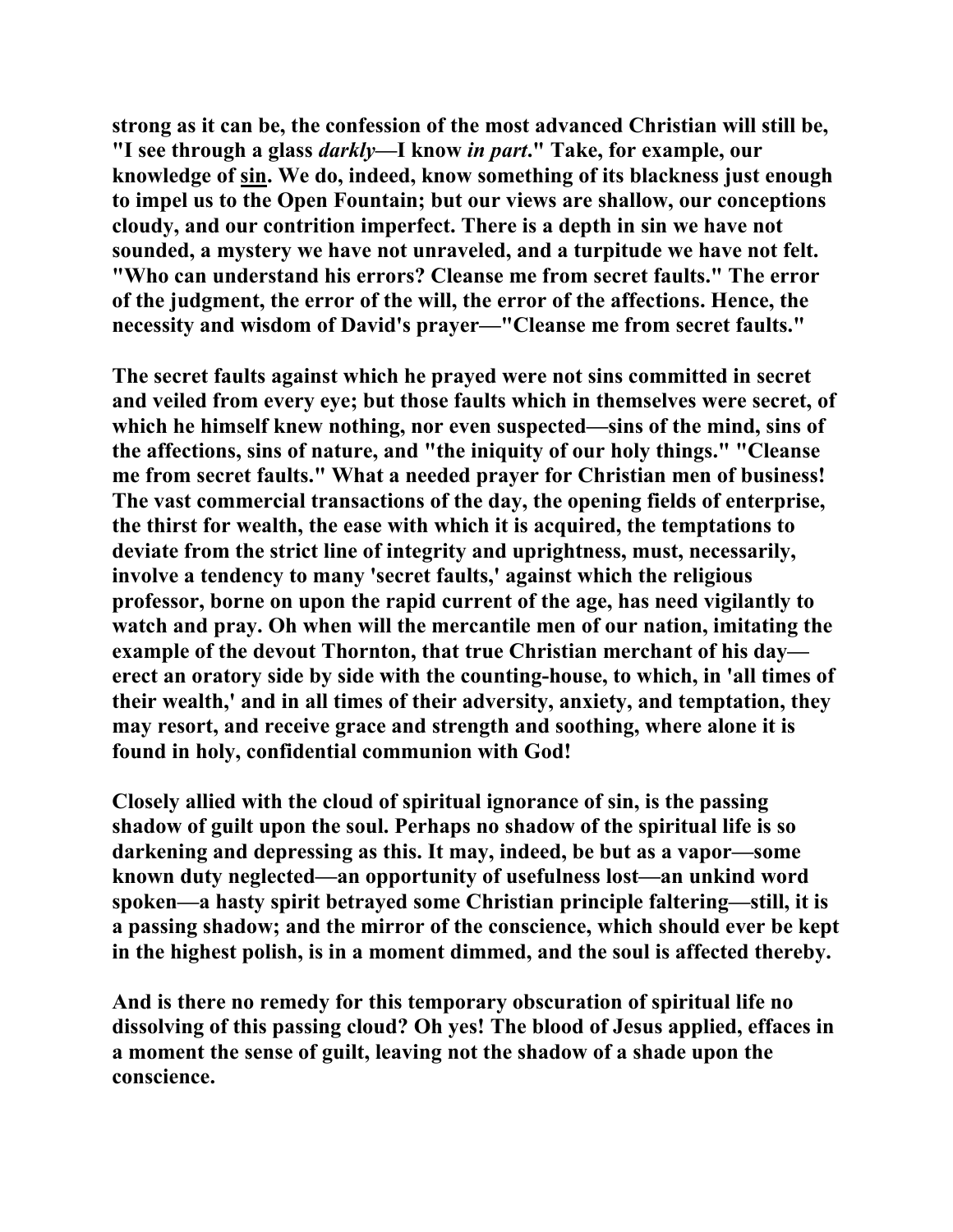strong as it can be, the confession of the most advanced Christian will still be, "I see through a glass *darkly*—I know *in part*." Take, for example, our knowledge of sin. We do, indeed, know something of its blackness just enough to impel us to the Open Fountain; but our views are shallow, our conceptions cloudy, and our contrition imperfect. There is a depth in sin we have not sounded, a mystery we have not unraveled, and a turpitude we have not felt. "Who can understand his errors? Cleanse me from secret faults." The error of the judgment, the error of the will, the error of the affections. Hence, the necessity and wisdom of David's prayer—"Cleanse me from secret faults."

The secret faults against which he prayed were not sins committed in secret and veiled from every eye; but those faults which in themselves were secret, of which he himself knew nothing, nor even suspected—sins of the mind, sins of the affections, sins of nature, and "the iniquity of our holy things." "Cleanse me from secret faults." What a needed prayer for Christian men of business! The vast commercial transactions of the day, the opening fields of enterprise, the thirst for wealth, the ease with which it is acquired, the temptations to deviate from the strict line of integrity and uprightness, must, necessarily, involve a tendency to many 'secret faults,' against which the religious professor, borne on upon the rapid current of the age, has need vigilantly to watch and pray. Oh when will the mercantile men of our nation, imitating the example of the devout Thornton, that true Christian merchant of his day—erect an oratory side by side with the counting-house, to which, in 'all times of their wealth,' and in all times of their adversity, anxiety, and temptation, they may resort, and receive grace and strength and soothing, where alone it is found in holy, confidential communion with God!

Closely allied with the cloud of spiritual ignorance of sin, is the passing shadow of guilt upon the soul. Perhaps no shadow of the spiritual life is so darkening and depressing as this. It may, indeed, be but as a vapor—some known duty neglected—an opportunity of usefulness lost—an unkind word spoken—a hasty spirit betrayed some Christian principle faltering—still, it is a passing shadow; and the mirror of the conscience, which should ever be kept in the highest polish, is in a moment dimmed, and the soul is affected thereby.

And is there no remedy for this temporary obscuration of spiritual life no dissolving of this passing cloud? Oh yes! The blood of Jesus applied, effaces in a moment the sense of guilt, leaving not the shadow of a shade upon the conscience.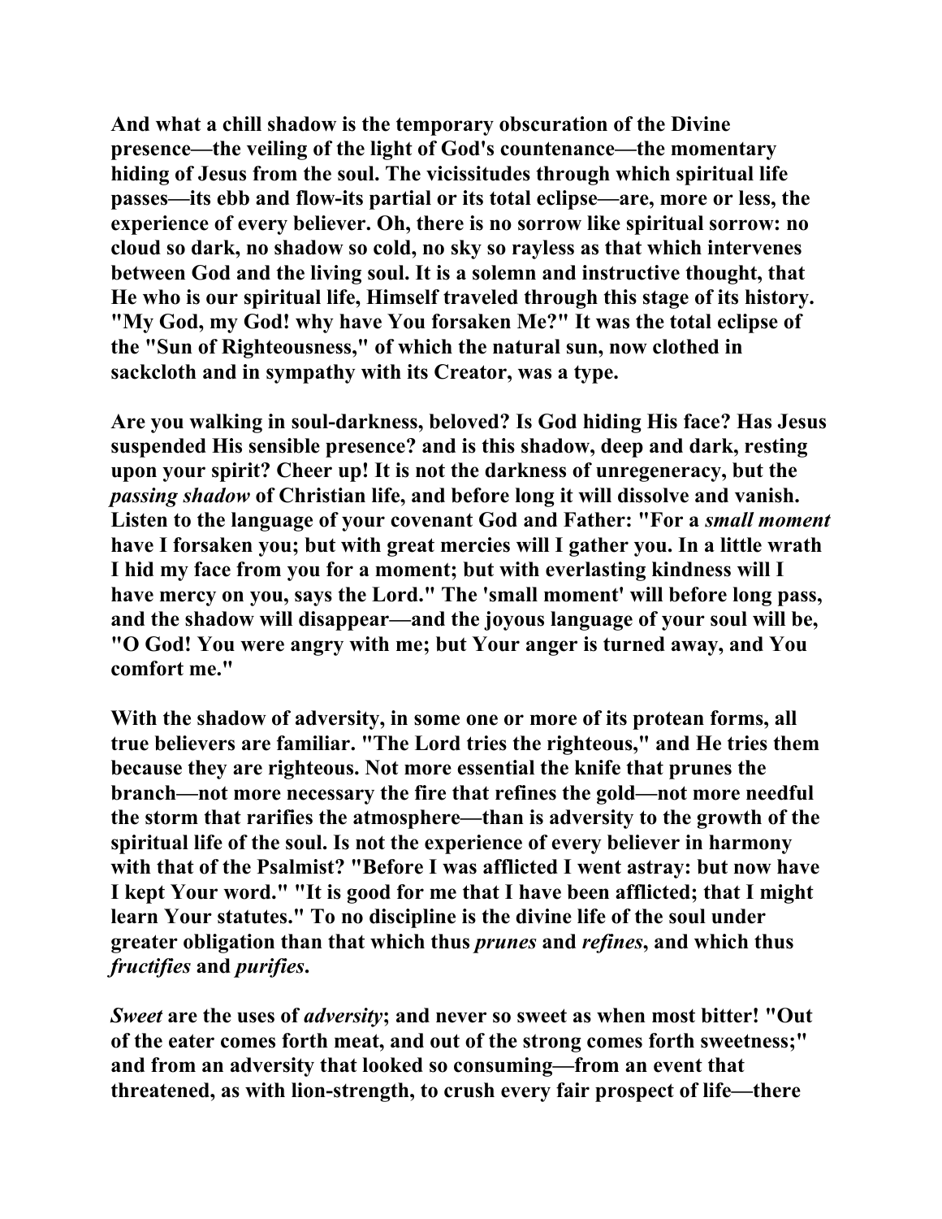And what a chill shadow is the temporary obscuration of the Divine presence—the veiling of the light of God's countenance—the momentary hiding of Jesus from the soul. The vicissitudes through which spiritual life passes—its ebb and flow-its partial or its total eclipse—are, more or less, the experience of every believer. Oh, there is no sorrow like spiritual sorrow: no cloud so dark, no shadow so cold, no sky so rayless as that which intervenes between God and the living soul. It is a solemn and instructive thought, that He who is our spiritual life, Himself traveled through this stage of its history. "My God, my God! why have You forsaken Me?" It was the total eclipse of the "Sun of Righteousness," of which the natural sun, now clothed in sackcloth and in sympathy with its Creator, was a type.

Are you walking in soul-darkness, beloved? Is God hiding His face? Has Jesus suspended His sensible presence? and is this shadow, deep and dark, resting upon your spirit? Cheer up! It is not the darkness of unregeneracy, but the *passing shadow* of Christian life, and before long it will dissolve and vanish. Listen to the language of your covenant God and Father: "For a *small moment* have I forsaken you; but with great mercies will I gather you. In a little wrath I hid my face from you for a moment; but with everlasting kindness will I have mercy on you, says the Lord." The 'small moment' will before long pass, and the shadow will disappear—and the joyous language of your soul will be, "O God! You were angry with me; but Your anger is turned away, and You comfort me."

With the shadow of adversity, in some one or more of its protean forms, all true believers are familiar. "The Lord tries the righteous," and He tries them because they are righteous. Not more essential the knife that prunes the branch—not more necessary the fire that refines the gold—not more needful the storm that rarifies the atmosphere—than is adversity to the growth of the spiritual life of the soul. Is not the experience of every believer in harmony with that of the Psalmist? "Before I was afflicted I went astray: but now have I kept Your word." "It is good for me that I have been afflicted; that I might learn Your statutes." To no discipline is the divine life of the soul under greater obligation than that which thus *prunes* and *refines*, and which thus *fructifies* and *purifies*.

*Sweet* are the uses of *adversity*; and never so sweet as when most bitter! "Out of the eater comes forth meat, and out of the strong comes forth sweetness;" and from an adversity that looked so consuming—from an event that threatened, as with lion-strength, to crush every fair prospect of life—there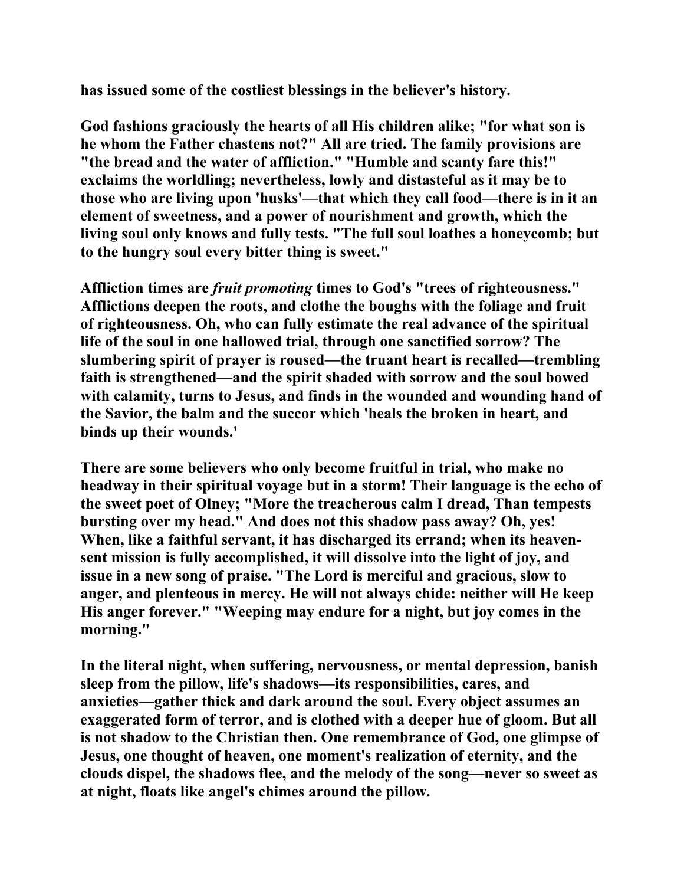has issued some of the costliest blessings in the believer's history.

God fashions graciously the hearts of all His children alike; "for what son is he whom the Father chastens not?" All are tried. The family provisions are "the bread and the water of affliction." "Humble and scanty fare this!" exclaims the worldling; nevertheless, lowly and distasteful as it may be to those who are living upon 'husks'—that which they call food—there is in it an element of sweetness, and a power of nourishment and growth, which the living soul only knows and fully tests. "The full soul loathes a honeycomb; but to the hungry soul every bitter thing is sweet."

Affliction times are *fruit promoting* times to God's "trees of righteousness." Afflictions deepen the roots, and clothe the boughs with the foliage and fruit of righteousness. Oh, who can fully estimate the real advance of the spiritual life of the soul in one hallowed trial, through one sanctified sorrow? The slumbering spirit of prayer is roused—the truant heart is recalled—trembling faith is strengthened—and the spirit shaded with sorrow and the soul bowed with calamity, turns to Jesus, and finds in the wounded and wounding hand of the Savior, the balm and the succor which 'heals the broken in heart, and binds up their wounds.'

There are some believers who only become fruitful in trial, who make no headway in their spiritual voyage but in a storm! Their language is the echo of the sweet poet of Olney; "More the treacherous calm I dread, Than tempests bursting over my head." And does not this shadow pass away? Oh, yes! When, like a faithful servant, it has discharged its errand; when its heaven-sent mission is fully accomplished, it will dissolve into the light of joy, and issue in a new song of praise. "The Lord is merciful and gracious, slow to anger, and plenteous in mercy. He will not always chide: neither will He keep His anger forever." "Weeping may endure for a night, but joy comes in the morning."

In the literal night, when suffering, nervousness, or mental depression, banish sleep from the pillow, life's shadows—its responsibilities, cares, and anxieties—gather thick and dark around the soul. Every object assumes an exaggerated form of terror, and is clothed with a deeper hue of gloom. But all is not shadow to the Christian then. One remembrance of God, one glimpse of Jesus, one thought of heaven, one moment's realization of eternity, and the clouds dispel, the shadows flee, and the melody of the song—never so sweet as at night, floats like angel's chimes around the pillow.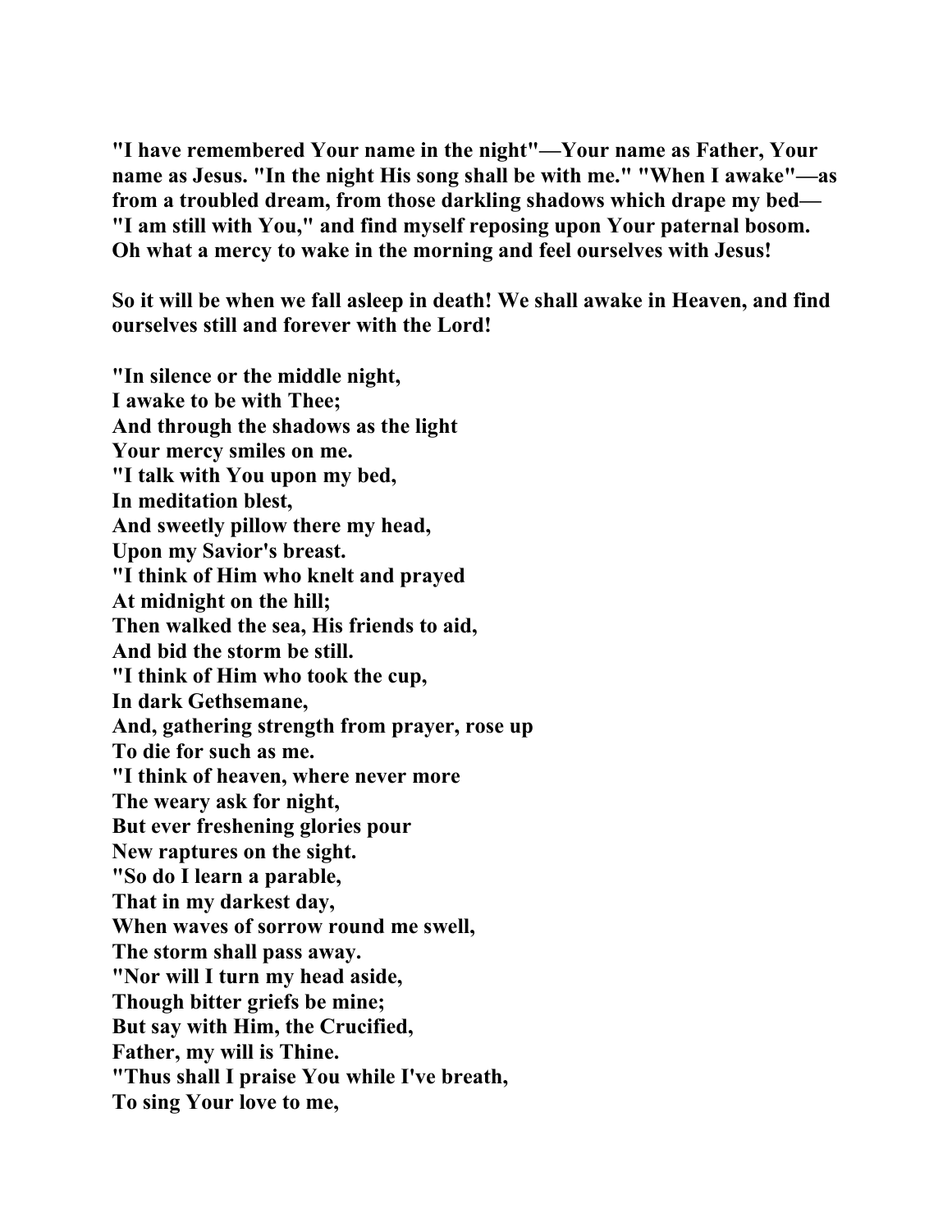**"I have remembered Your name in the night"—Your name as Father, Your name as Jesus. "In the night His song shall be with me." "When I awake"—as from a troubled dream, from those darkling shadows which drape my bed—"I am still with You," and find myself reposing upon Your paternal bosom. Oh what a mercy to wake in the morning and feel ourselves with Jesus!**

**So it will be when we fall asleep in death! We shall awake in Heaven, and find ourselves still and forever with the Lord!**

**"In silence or the middle night,**
**I awake to be with Thee;**
**And through the shadows as the light**
**Your mercy smiles on me.**
**"I talk with You upon my bed,**
**In meditation blest,**
**And sweetly pillow there my head,**
**Upon my Savior's breast.**
**"I think of Him who knelt and prayed**
**At midnight on the hill;**
**Then walked the sea, His friends to aid,**
**And bid the storm be still.**
**"I think of Him who took the cup,**
**In dark Gethsemane,**
**And, gathering strength from prayer, rose up**
**To die for such as me.**
**"I think of heaven, where never more**
**The weary ask for night,**
**But ever freshening glories pour**
**New raptures on the sight.**
**"So do I learn a parable,**
**That in my darkest day,**
**When waves of sorrow round me swell,**
**The storm shall pass away.**
**"Nor will I turn my head aside,**
**Though bitter griefs be mine;**
**But say with Him, the Crucified,**
**Father, my will is Thine.**
**"Thus shall I praise You while I've breath,**
**To sing Your love to me,**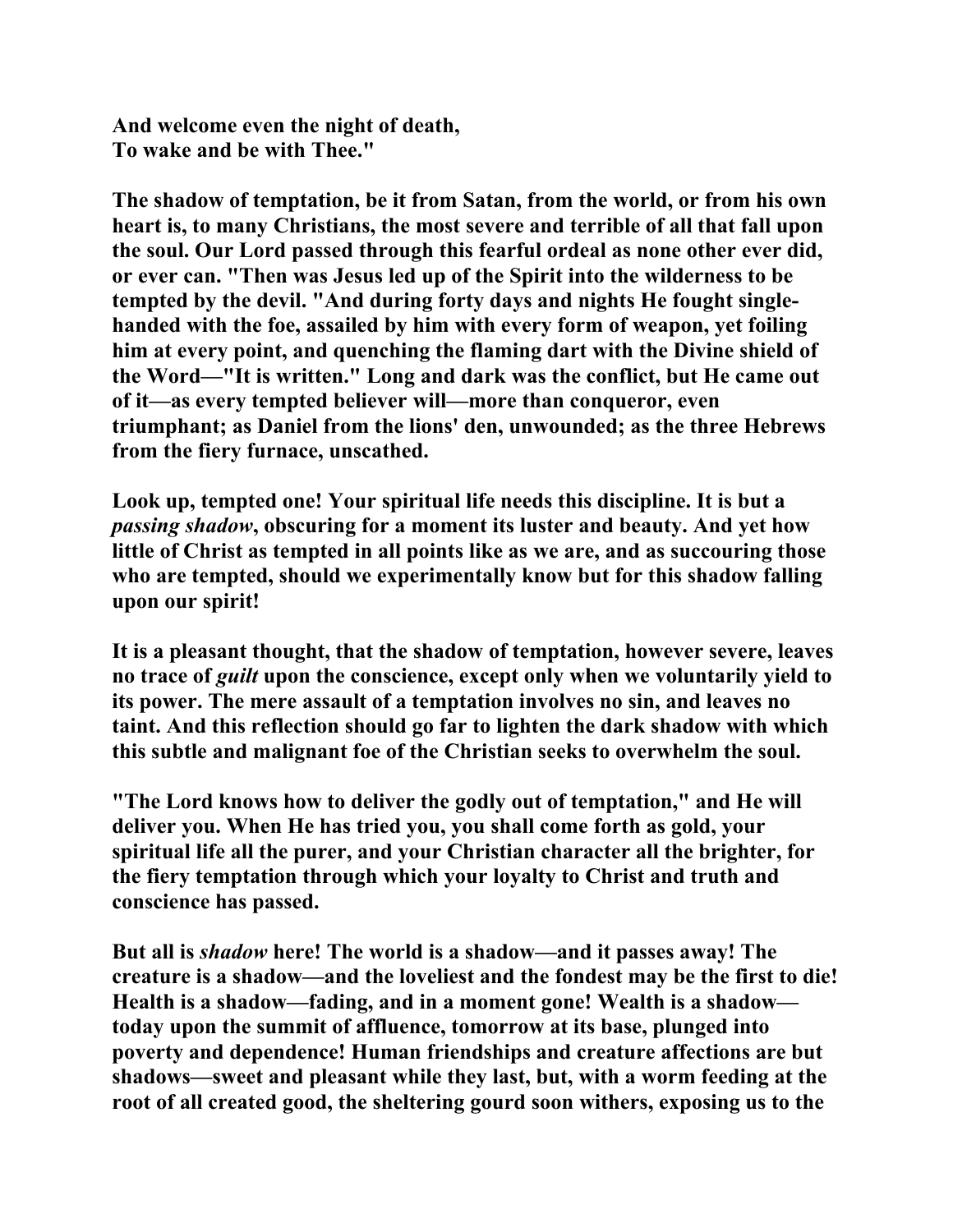**And welcome even the night of death,**
**To wake and be with Thee."**

**The shadow of temptation, be it from Satan, from the world, or from his own heart is, to many Christians, the most severe and terrible of all that fall upon the soul. Our Lord passed through this fearful ordeal as none other ever did, or ever can. "Then was Jesus led up of the Spirit into the wilderness to be tempted by the devil. "And during forty days and nights He fought single-handed with the foe, assailed by him with every form of weapon, yet foiling him at every point, and quenching the flaming dart with the Divine shield of the Word—"It is written." Long and dark was the conflict, but He came out of it—as every tempted believer will—more than conqueror, even triumphant; as Daniel from the lions' den, unwounded; as the three Hebrews from the fiery furnace, unscathed.**

**Look up, tempted one! Your spiritual life needs this discipline. It is but a *passing shadow*, obscuring for a moment its luster and beauty. And yet how little of Christ as tempted in all points like as we are, and as succouring those who are tempted, should we experimentally know but for this shadow falling upon our spirit!**

**It is a pleasant thought, that the shadow of temptation, however severe, leaves no trace of *guilt* upon the conscience, except only when we voluntarily yield to its power. The mere assault of a temptation involves no sin, and leaves no taint. And this reflection should go far to lighten the dark shadow with which this subtle and malignant foe of the Christian seeks to overwhelm the soul.**

**"The Lord knows how to deliver the godly out of temptation," and He will deliver you. When He has tried you, you shall come forth as gold, your spiritual life all the purer, and your Christian character all the brighter, for the fiery temptation through which your loyalty to Christ and truth and conscience has passed.**

**But all is *shadow* here! The world is a shadow—and it passes away! The creature is a shadow—and the loveliest and the fondest may be the first to die! Health is a shadow—fading, and in a moment gone! Wealth is a shadow—today upon the summit of affluence, tomorrow at its base, plunged into poverty and dependence! Human friendships and creature affections are but shadows—sweet and pleasant while they last, but, with a worm feeding at the root of all created good, the sheltering gourd soon withers, exposing us to the**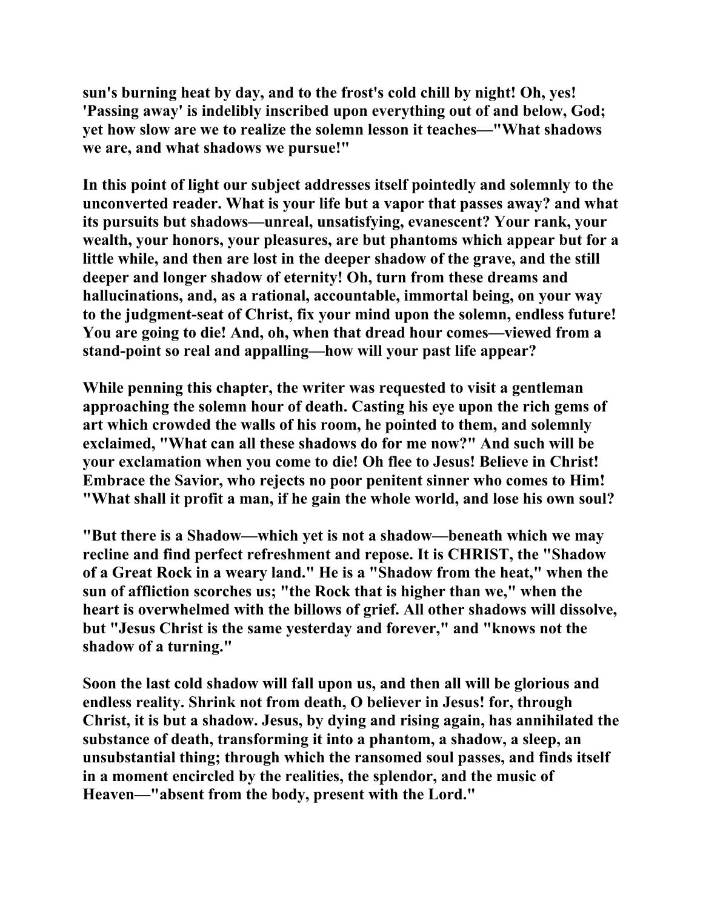**sun's burning heat by day, and to the frost's cold chill by night! Oh, yes! 'Passing away' is indelibly inscribed upon everything out of and below, God; yet how slow are we to realize the solemn lesson it teaches—"What shadows we are, and what shadows we pursue!"**

**In this point of light our subject addresses itself pointedly and solemnly to the unconverted reader. What is your life but a vapor that passes away? and what its pursuits but shadows—unreal, unsatisfying, evanescent? Your rank, your wealth, your honors, your pleasures, are but phantoms which appear but for a little while, and then are lost in the deeper shadow of the grave, and the still deeper and longer shadow of eternity! Oh, turn from these dreams and hallucinations, and, as a rational, accountable, immortal being, on your way to the judgment-seat of Christ, fix your mind upon the solemn, endless future! You are going to die! And, oh, when that dread hour comes—viewed from a stand-point so real and appalling—how will your past life appear?**

**While penning this chapter, the writer was requested to visit a gentleman approaching the solemn hour of death. Casting his eye upon the rich gems of art which crowded the walls of his room, he pointed to them, and solemnly exclaimed, "What can all these shadows do for me now?" And such will be your exclamation when you come to die! Oh flee to Jesus! Believe in Christ! Embrace the Savior, who rejects no poor penitent sinner who comes to Him! "What shall it profit a man, if he gain the whole world, and lose his own soul?**

**"But there is a Shadow—which yet is not a shadow—beneath which we may recline and find perfect refreshment and repose. It is CHRIST, the "Shadow of a Great Rock in a weary land." He is a "Shadow from the heat," when the sun of affliction scorches us; "the Rock that is higher than we," when the heart is overwhelmed with the billows of grief. All other shadows will dissolve, but "Jesus Christ is the same yesterday and forever," and "knows not the shadow of a turning."**

**Soon the last cold shadow will fall upon us, and then all will be glorious and endless reality. Shrink not from death, O believer in Jesus! for, through Christ, it is but a shadow. Jesus, by dying and rising again, has annihilated the substance of death, transforming it into a phantom, a shadow, a sleep, an unsubstantial thing; through which the ransomed soul passes, and finds itself in a moment encircled by the realities, the splendor, and the music of Heaven—"absent from the body, present with the Lord."**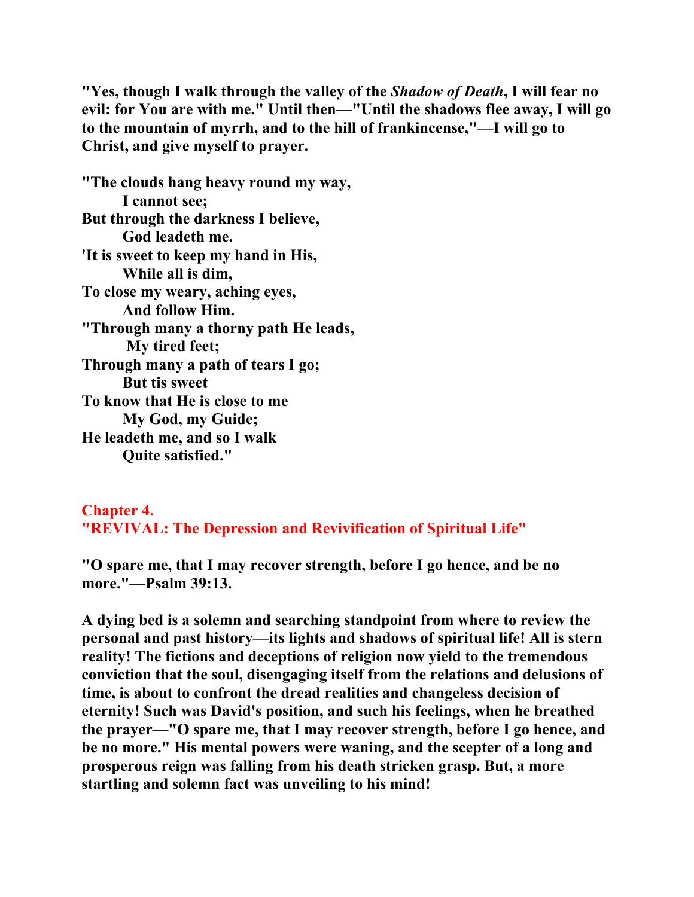**"Yes, though I walk through the valley of the *Shadow of Death*, I will fear no evil: for You are with me." Until then—"Until the shadows flee away, I will go to the mountain of myrrh, and to the hill of frankincense,"—I will go to Christ, and give myself to prayer.**

**"The clouds hang heavy round my way,**
**I cannot see;**
**But through the darkness I believe,**
**God leadeth me.**
**'It is sweet to keep my hand in His,**
**While all is dim,**
**To close my weary, aching eyes,**
**And follow Him.**
**"Through many a thorny path He leads,**
**My tired feet;**
**Through many a path of tears I go;**
**But tis sweet**
**To know that He is close to me**
**My God, my Guide;**
**He leadeth me, and so I walk**
**Quite satisfied."**

## Chapter 4.
## "REVIVAL: The Depression and Revivification of Spiritual Life"

**"O spare me, that I may recover strength, before I go hence, and be no more."—Psalm 39:13.**

**A dying bed is a solemn and searching standpoint from where to review the personal and past history—its lights and shadows of spiritual life! All is stern reality! The fictions and deceptions of religion now yield to the tremendous conviction that the soul, disengaging itself from the relations and delusions of time, is about to confront the dread realities and changeless decision of eternity! Such was David's position, and such his feelings, when he breathed the prayer—"O spare me, that I may recover strength, before I go hence, and be no more." His mental powers were waning, and the scepter of a long and prosperous reign was falling from his death stricken grasp. But, a more startling and solemn fact was unveiling to his mind!**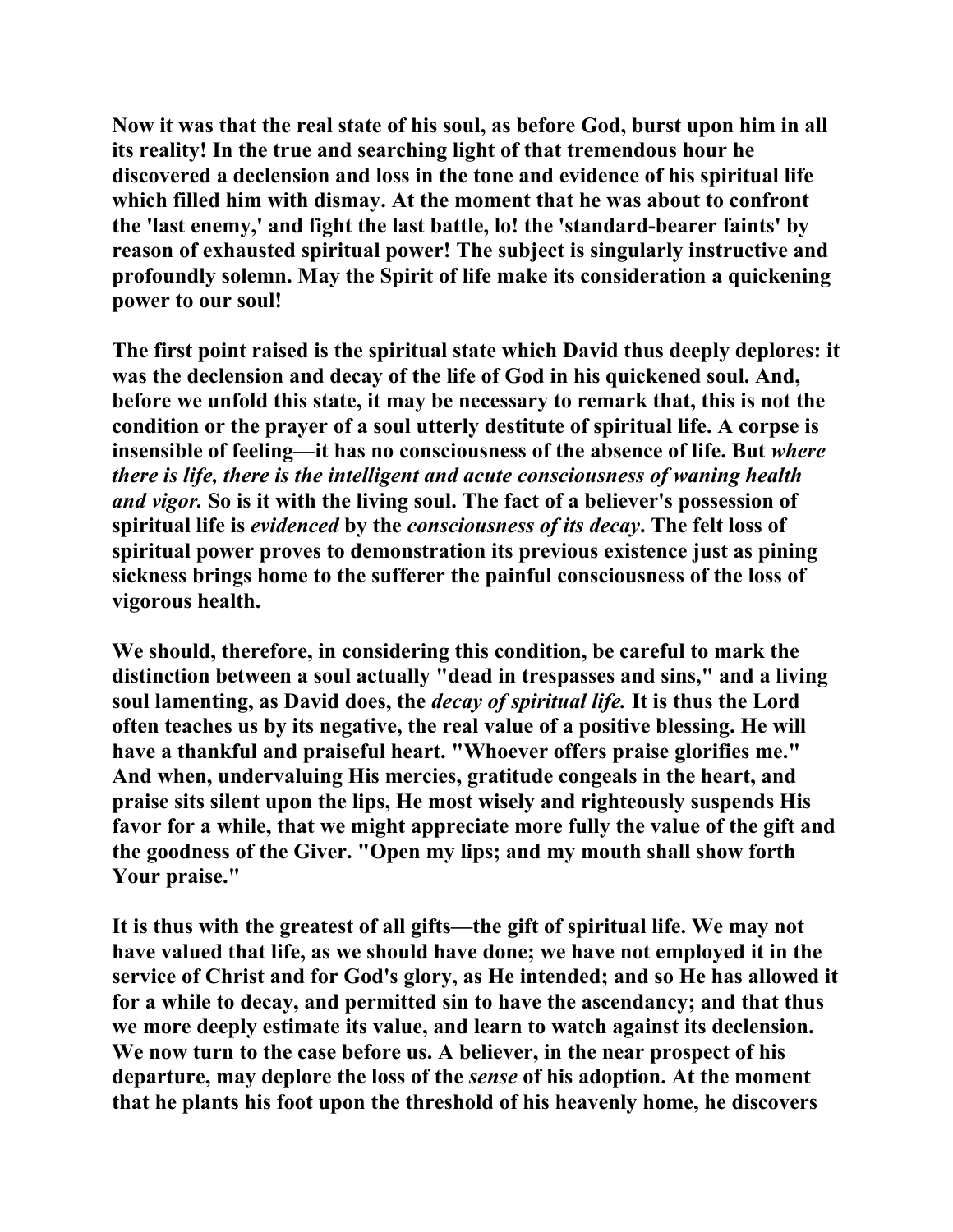Now it was that the real state of his soul, as before God, burst upon him in all its reality! In the true and searching light of that tremendous hour he discovered a declension and loss in the tone and evidence of his spiritual life which filled him with dismay. At the moment that he was about to confront the 'last enemy,' and fight the last battle, lo! the 'standard-bearer faints' by reason of exhausted spiritual power! The subject is singularly instructive and profoundly solemn. May the Spirit of life make its consideration a quickening power to our soul!

The first point raised is the spiritual state which David thus deeply deplores: it was the declension and decay of the life of God in his quickened soul. And, before we unfold this state, it may be necessary to remark that, this is not the condition or the prayer of a soul utterly destitute of spiritual life. A corpse is insensible of feeling—it has no consciousness of the absence of life. But *where there is life, there is the intelligent and acute consciousness of waning health and vigor.* So is it with the living soul. The fact of a believer's possession of spiritual life is *evidenced* by the *consciousness of its decay*. The felt loss of spiritual power proves to demonstration its previous existence just as pining sickness brings home to the sufferer the painful consciousness of the loss of vigorous health.

We should, therefore, in considering this condition, be careful to mark the distinction between a soul actually "dead in trespasses and sins," and a living soul lamenting, as David does, the *decay of spiritual life.* It is thus the Lord often teaches us by its negative, the real value of a positive blessing. He will have a thankful and praiseful heart. "Whoever offers praise glorifies me." And when, undervaluing His mercies, gratitude congeals in the heart, and praise sits silent upon the lips, He most wisely and righteously suspends His favor for a while, that we might appreciate more fully the value of the gift and the goodness of the Giver. "Open my lips; and my mouth shall show forth Your praise."

It is thus with the greatest of all gifts—the gift of spiritual life. We may not have valued that life, as we should have done; we have not employed it in the service of Christ and for God's glory, as He intended; and so He has allowed it for a while to decay, and permitted sin to have the ascendancy; and that thus we more deeply estimate its value, and learn to watch against its declension. We now turn to the case before us. A believer, in the near prospect of his departure, may deplore the loss of the *sense* of his adoption. At the moment that he plants his foot upon the threshold of his heavenly home, he discovers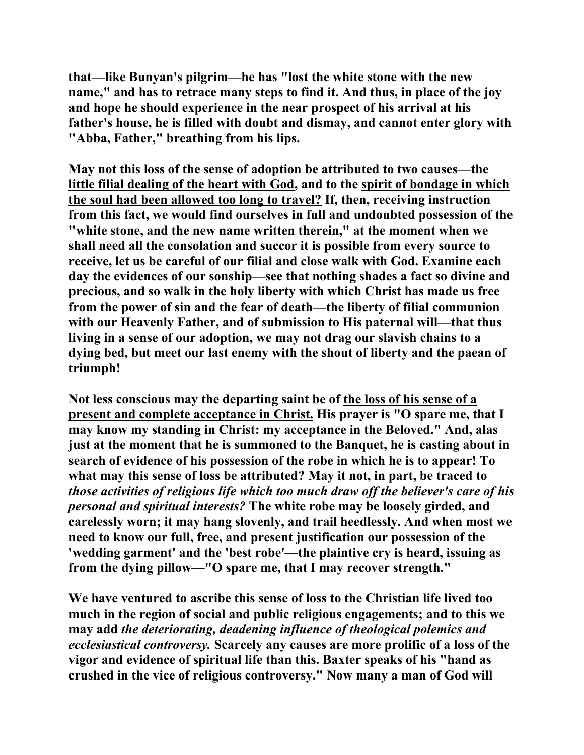**that—like Bunyan's pilgrim—he has "lost the white stone with the new name," and has to retrace many steps to find it. And thus, in place of the joy and hope he should experience in the near prospect of his arrival at his father's house, he is filled with doubt and dismay, and cannot enter glory with "Abba, Father," breathing from his lips.**

**May not this loss of the sense of adoption be attributed to two causes—the <u>little filial dealing of the heart with God</u>, and to the <u>spirit of bondage in which the soul had been allowed too long to travel?</u> If, then, receiving instruction from this fact, we would find ourselves in full and undoubted possession of the "white stone, and the new name written therein," at the moment when we shall need all the consolation and succor it is possible from every source to receive, let us be careful of our filial and close walk with God. Examine each day the evidences of our sonship—see that nothing shades a fact so divine and precious, and so walk in the holy liberty with which Christ has made us free from the power of sin and the fear of death—the liberty of filial communion with our Heavenly Father, and of submission to His paternal will—that thus living in a sense of our adoption, we may not drag our slavish chains to a dying bed, but meet our last enemy with the shout of liberty and the paean of triumph!**

**Not less conscious may the departing saint be of <u>the loss of his sense of a present and complete acceptance in Christ.</u> His prayer is "O spare me, that I may know my standing in Christ: my acceptance in the Beloved." And, alas just at the moment that he is summoned to the Banquet, he is casting about in search of evidence of his possession of the robe in which he is to appear! To what may this sense of loss be attributed? May it not, in part, be traced to *those activities of religious life which too much draw off the believer's care of his personal and spiritual interests?* The white robe may be loosely girded, and carelessly worn; it may hang slovenly, and trail heedlessly. And when most we need to know our full, free, and present justification our possession of the 'wedding garment' and the 'best robe'—the plaintive cry is heard, issuing as from the dying pillow—"O spare me, that I may recover strength."**

**We have ventured to ascribe this sense of loss to the Christian life lived too much in the region of social and public religious engagements; and to this we may add *the deteriorating, deadening influence of theological polemics and ecclesiastical controversy.* Scarcely any causes are more prolific of a loss of the vigor and evidence of spiritual life than this. Baxter speaks of his "hand as crushed in the vice of religious controversy." Now many a man of God will**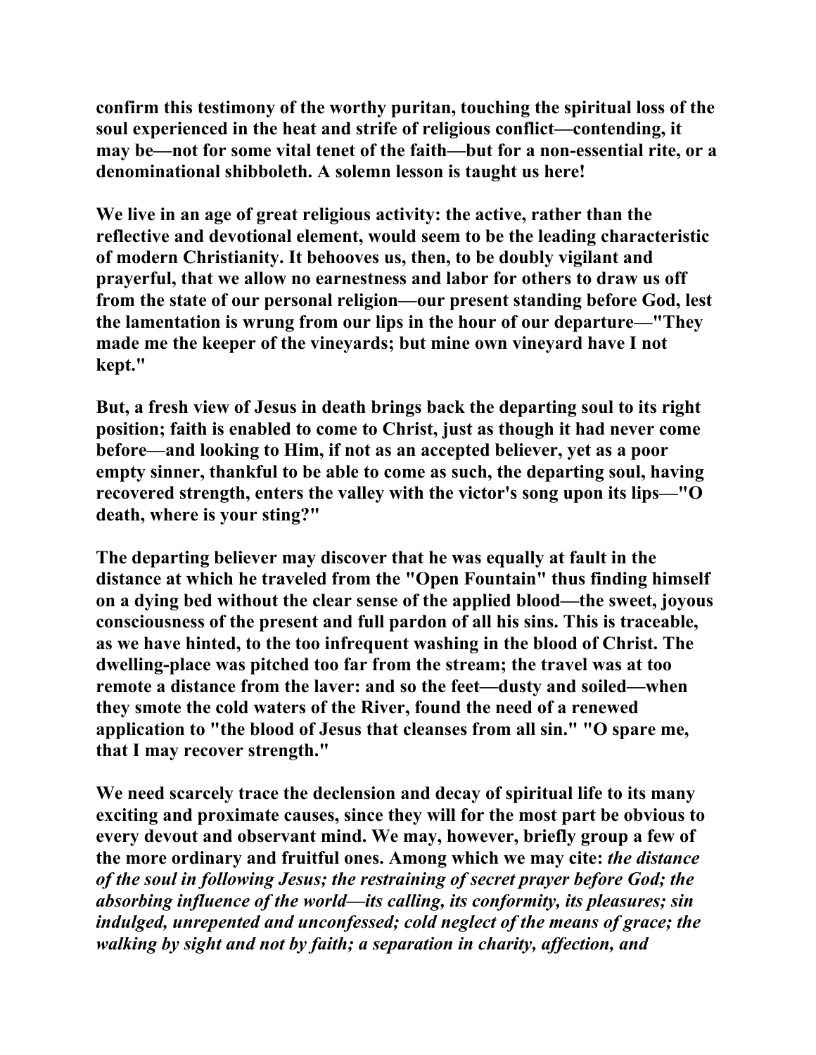**confirm this testimony of the worthy puritan, touching the spiritual loss of the soul experienced in the heat and strife of religious conflict—contending, it may be—not for some vital tenet of the faith—but for a non-essential rite, or a denominational shibboleth. A solemn lesson is taught us here!**

**We live in an age of great religious activity: the active, rather than the reflective and devotional element, would seem to be the leading characteristic of modern Christianity. It behooves us, then, to be doubly vigilant and prayerful, that we allow no earnestness and labor for others to draw us off from the state of our personal religion—our present standing before God, lest the lamentation is wrung from our lips in the hour of our departure—"They made me the keeper of the vineyards; but mine own vineyard have I not kept."**

**But, a fresh view of Jesus in death brings back the departing soul to its right position; faith is enabled to come to Christ, just as though it had never come before—and looking to Him, if not as an accepted believer, yet as a poor empty sinner, thankful to be able to come as such, the departing soul, having recovered strength, enters the valley with the victor's song upon its lips—"O death, where is your sting?"**

**The departing believer may discover that he was equally at fault in the distance at which he traveled from the "Open Fountain" thus finding himself on a dying bed without the clear sense of the applied blood—the sweet, joyous consciousness of the present and full pardon of all his sins. This is traceable, as we have hinted, to the too infrequent washing in the blood of Christ. The dwelling-place was pitched too far from the stream; the travel was at too remote a distance from the laver: and so the feet—dusty and soiled—when they smote the cold waters of the River, found the need of a renewed application to "the blood of Jesus that cleanses from all sin." "O spare me, that I may recover strength."**

**We need scarcely trace the declension and decay of spiritual life to its many exciting and proximate causes, since they will for the most part be obvious to every devout and observant mind. We may, however, briefly group a few of the more ordinary and fruitful ones. Among which we may cite:** ***the distance of the soul in following Jesus; the restraining of secret prayer before God; the absorbing influence of the world—its calling, its conformity, its pleasures; sin indulged, unrepented and unconfessed; cold neglect of the means of grace; the walking by sight and not by faith; a separation in charity, affection, and***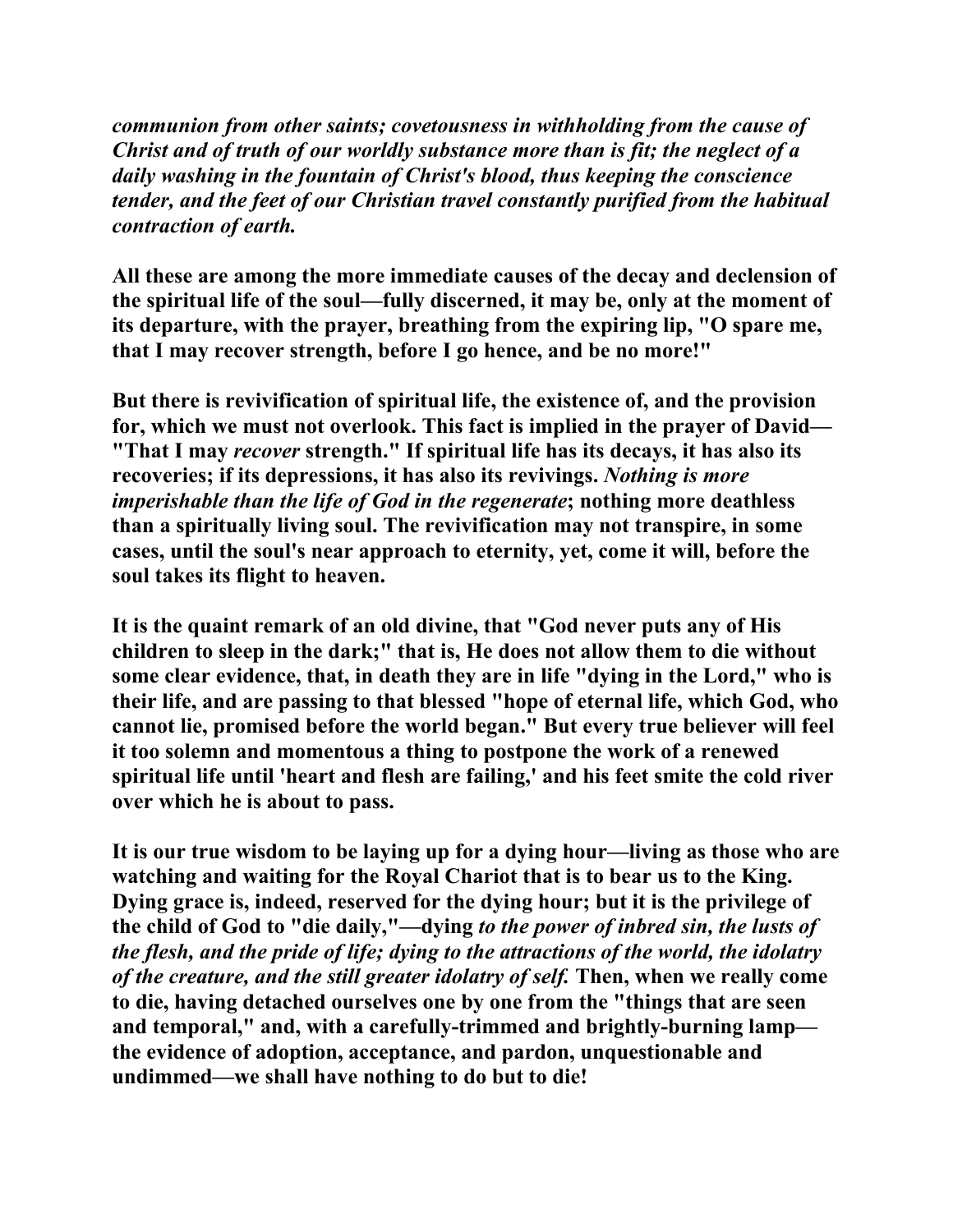***communion from other saints; covetousness in withholding from the cause of Christ and of truth of our worldly substance more than is fit; the neglect of a daily washing in the fountain of Christ's blood, thus keeping the conscience tender, and the feet of our Christian travel constantly purified from the habitual contraction of earth.***

**All these are among the more immediate causes of the decay and declension of the spiritual life of the soul—fully discerned, it may be, only at the moment of its departure, with the prayer, breathing from the expiring lip, "O spare me, that I may recover strength, before I go hence, and be no more!"**

**But there is revivification of spiritual life, the existence of, and the provision for, which we must not overlook. This fact is implied in the prayer of David—"That I may *recover* strength." If spiritual life has its decays, it has also its recoveries; if its depressions, it has also its revivings. *Nothing is more imperishable than the life of God in the regenerate*; nothing more deathless than a spiritually living soul. The revivification may not transpire, in some cases, until the soul's near approach to eternity, yet, come it will, before the soul takes its flight to heaven.**

**It is the quaint remark of an old divine, that "God never puts any of His children to sleep in the dark;" that is, He does not allow them to die without some clear evidence, that, in death they are in life "dying in the Lord," who is their life, and are passing to that blessed "hope of eternal life, which God, who cannot lie, promised before the world began." But every true believer will feel it too solemn and momentous a thing to postpone the work of a renewed spiritual life until 'heart and flesh are failing,' and his feet smite the cold river over which he is about to pass.**

**It is our true wisdom to be laying up for a dying hour—living as those who are watching and waiting for the Royal Chariot that is to bear us to the King. Dying grace is, indeed, reserved for the dying hour; but it is the privilege of the child of God to "die daily,"—dying *to the power of inbred sin, the lusts of the flesh, and the pride of life; dying to the attractions of the world, the idolatry of the creature, and the still greater idolatry of self.* Then, when we really come to die, having detached ourselves one by one from the "things that are seen and temporal," and, with a carefully-trimmed and brightly-burning lamp—the evidence of adoption, acceptance, and pardon, unquestionable and undimmed—we shall have nothing to do but to die!**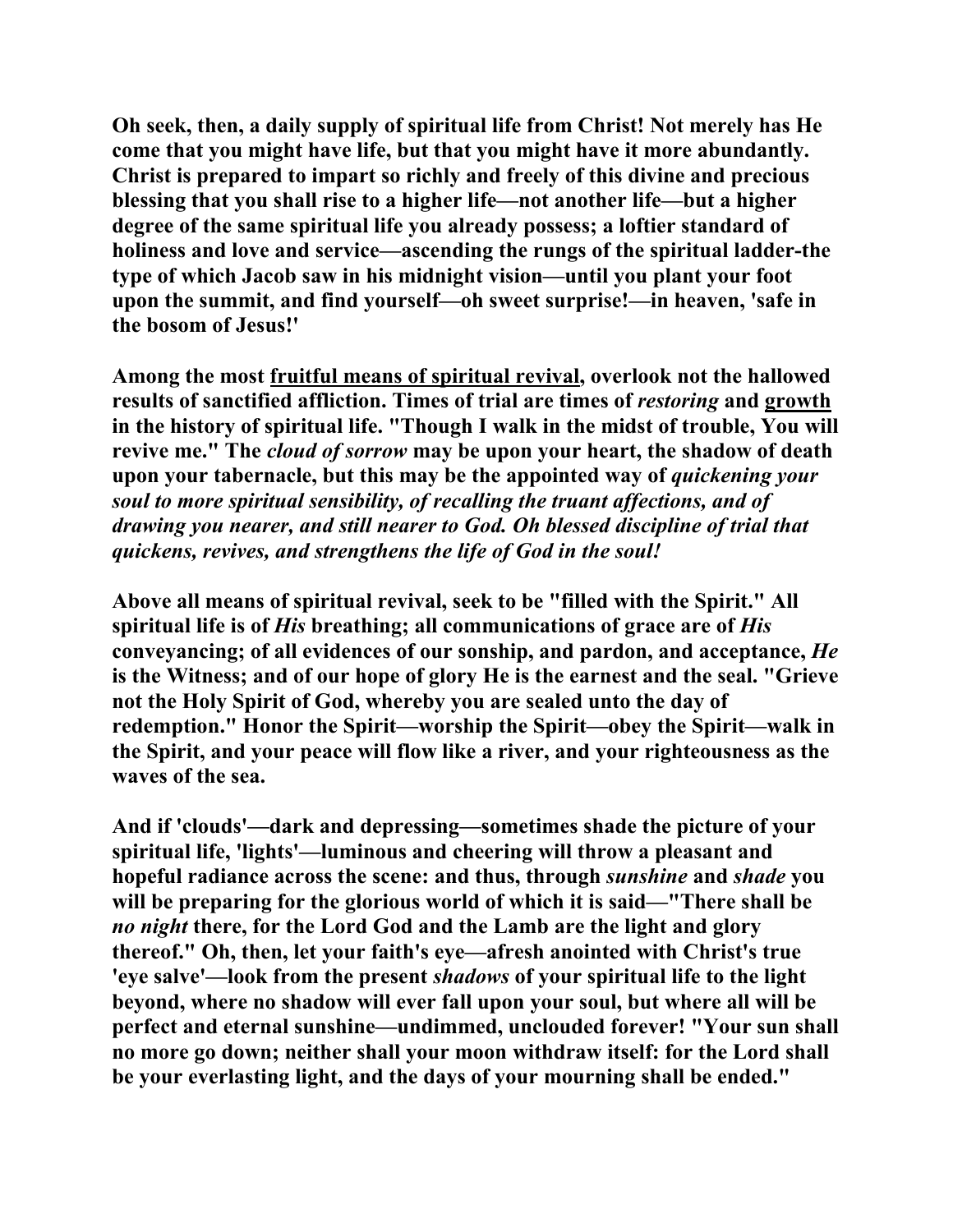**Oh seek, then, a daily supply of spiritual life from Christ! Not merely has He come that you might have life, but that you might have it more abundantly. Christ is prepared to impart so richly and freely of this divine and precious blessing that you shall rise to a higher life—not another life—but a higher degree of the same spiritual life you already possess; a loftier standard of holiness and love and service—ascending the rungs of the spiritual ladder-the type of which Jacob saw in his midnight vision—until you plant your foot upon the summit, and find yourself—oh sweet surprise!—in heaven, 'safe in the bosom of Jesus!'**

**Among the most <u>fruitful means of spiritual revival</u>, overlook not the hallowed results of sanctified affliction. Times of trial are times of *restoring* and <u>growth</u> in the history of spiritual life. "Though I walk in the midst of trouble, You will revive me." The *cloud of sorrow* may be upon your heart, the shadow of death upon your tabernacle, but this may be the appointed way of *quickening your soul to more spiritual sensibility, of recalling the truant affections, and of drawing you nearer, and still nearer to God. Oh blessed discipline of trial that quickens, revives, and strengthens the life of God in the soul!***

**Above all means of spiritual revival, seek to be "filled with the Spirit." All spiritual life is of *His* breathing; all communications of grace are of *His* conveyancing; of all evidences of our sonship, and pardon, and acceptance, *He* is the Witness; and of our hope of glory He is the earnest and the seal. "Grieve not the Holy Spirit of God, whereby you are sealed unto the day of redemption." Honor the Spirit—worship the Spirit—obey the Spirit—walk in the Spirit, and your peace will flow like a river, and your righteousness as the waves of the sea.**

**And if 'clouds'—dark and depressing—sometimes shade the picture of your spiritual life, 'lights'—luminous and cheering will throw a pleasant and hopeful radiance across the scene: and thus, through *sunshine* and *shade* you will be preparing for the glorious world of which it is said—"There shall be *no night* there, for the Lord God and the Lamb are the light and glory thereof." Oh, then, let your faith's eye—afresh anointed with Christ's true 'eye salve'—look from the present *shadows* of your spiritual life to the light beyond, where no shadow will ever fall upon your soul, but where all will be perfect and eternal sunshine—undimmed, unclouded forever! "Your sun shall no more go down; neither shall your moon withdraw itself: for the Lord shall be your everlasting light, and the days of your mourning shall be ended."**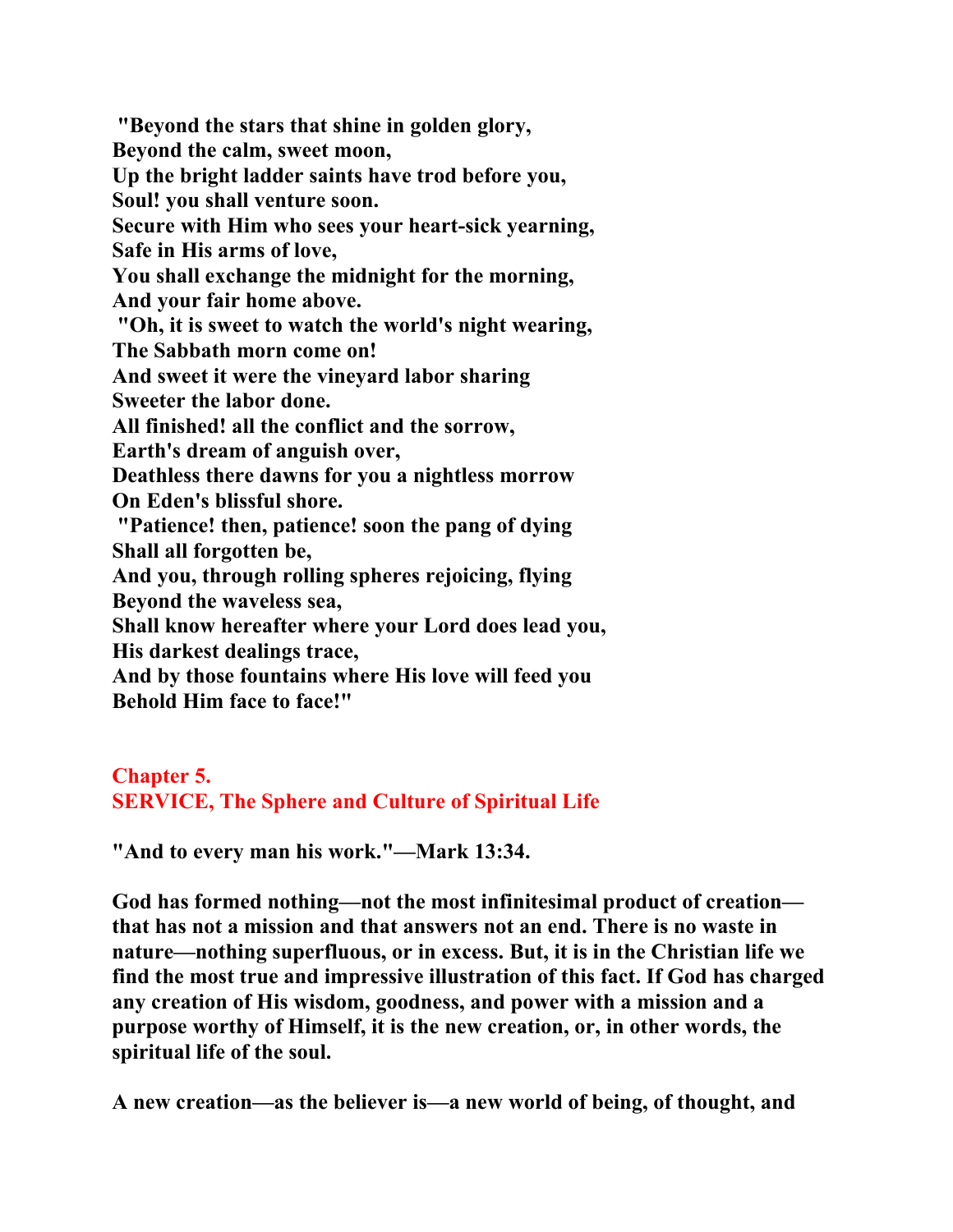**"Beyond the stars that shine in golden glory,**
**Beyond the calm, sweet moon,**
**Up the bright ladder saints have trod before you,**
**Soul! you shall venture soon.**
**Secure with Him who sees your heart-sick yearning,**
**Safe in His arms of love,**
**You shall exchange the midnight for the morning,**
**And your fair home above.**

**"Oh, it is sweet to watch the world's night wearing,**
**The Sabbath morn come on!**
**And sweet it were the vineyard labor sharing**
**Sweeter the labor done.**
**All finished! all the conflict and the sorrow,**
**Earth's dream of anguish over,**
**Deathless there dawns for you a nightless morrow**
**On Eden's blissful shore.**

**"Patience! then, patience! soon the pang of dying**
**Shall all forgotten be,**
**And you, through rolling spheres rejoicing, flying**
**Beyond the waveless sea,**
**Shall know hereafter where your Lord does lead you,**
**His darkest dealings trace,**
**And by those fountains where His love will feed you**
**Behold Him face to face!"**

## Chapter 5.
## SERVICE, The Sphere and Culture of Spiritual Life

**"And to every man his work."—Mark 13:34.**

**God has formed nothing—not the most infinitesimal product of creation—that has not a mission and that answers not an end. There is no waste in nature—nothing superfluous, or in excess. But, it is in the Christian life we find the most true and impressive illustration of this fact. If God has charged any creation of His wisdom, goodness, and power with a mission and a purpose worthy of Himself, it is the new creation, or, in other words, the spiritual life of the soul.**

**A new creation—as the believer is—a new world of being, of thought, and**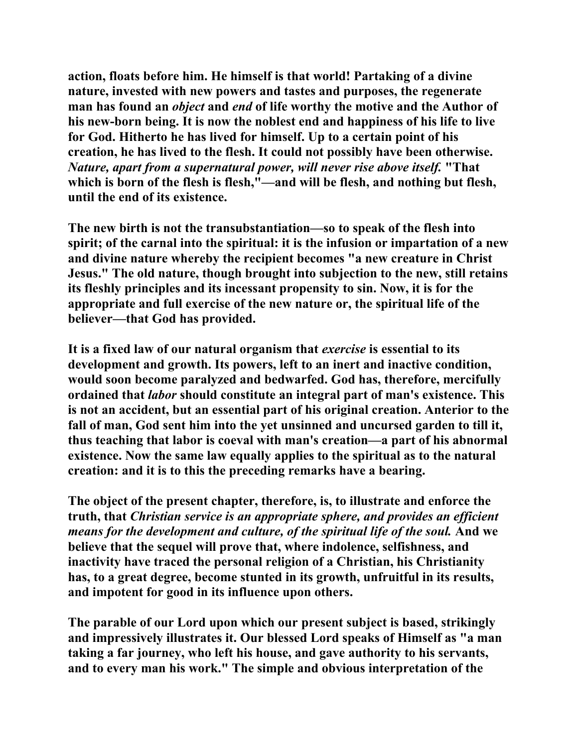action, floats before him. He himself is that world! Partaking of a divine nature, invested with new powers and tastes and purposes, the regenerate man has found an *object* and *end* of life worthy the motive and the Author of his new-born being. It is now the noblest end and happiness of his life to live for God. Hitherto he has lived for himself. Up to a certain point of his creation, he has lived to the flesh. It could not possibly have been otherwise. *Nature, apart from a supernatural power, will never rise above itself.* "That which is born of the flesh is flesh,"—and will be flesh, and nothing but flesh, until the end of its existence.

The new birth is not the transubstantiation—so to speak of the flesh into spirit; of the carnal into the spiritual: it is the infusion or impartation of a new and divine nature whereby the recipient becomes "a new creature in Christ Jesus." The old nature, though brought into subjection to the new, still retains its fleshly principles and its incessant propensity to sin. Now, it is for the appropriate and full exercise of the new nature or, the spiritual life of the believer—that God has provided.

It is a fixed law of our natural organism that *exercise* is essential to its development and growth. Its powers, left to an inert and inactive condition, would soon become paralyzed and bedwarfed. God has, therefore, mercifully ordained that *labor* should constitute an integral part of man's existence. This is not an accident, but an essential part of his original creation. Anterior to the fall of man, God sent him into the yet unsinned and uncursed garden to till it, thus teaching that labor is coeval with man's creation—a part of his abnormal existence. Now the same law equally applies to the spiritual as to the natural creation: and it is to this the preceding remarks have a bearing.

The object of the present chapter, therefore, is, to illustrate and enforce the truth, that *Christian service is an appropriate sphere, and provides an efficient means for the development and culture, of the spiritual life of the soul.* And we believe that the sequel will prove that, where indolence, selfishness, and inactivity have traced the personal religion of a Christian, his Christianity has, to a great degree, become stunted in its growth, unfruitful in its results, and impotent for good in its influence upon others.

The parable of our Lord upon which our present subject is based, strikingly and impressively illustrates it. Our blessed Lord speaks of Himself as "a man taking a far journey, who left his house, and gave authority to his servants, and to every man his work." The simple and obvious interpretation of the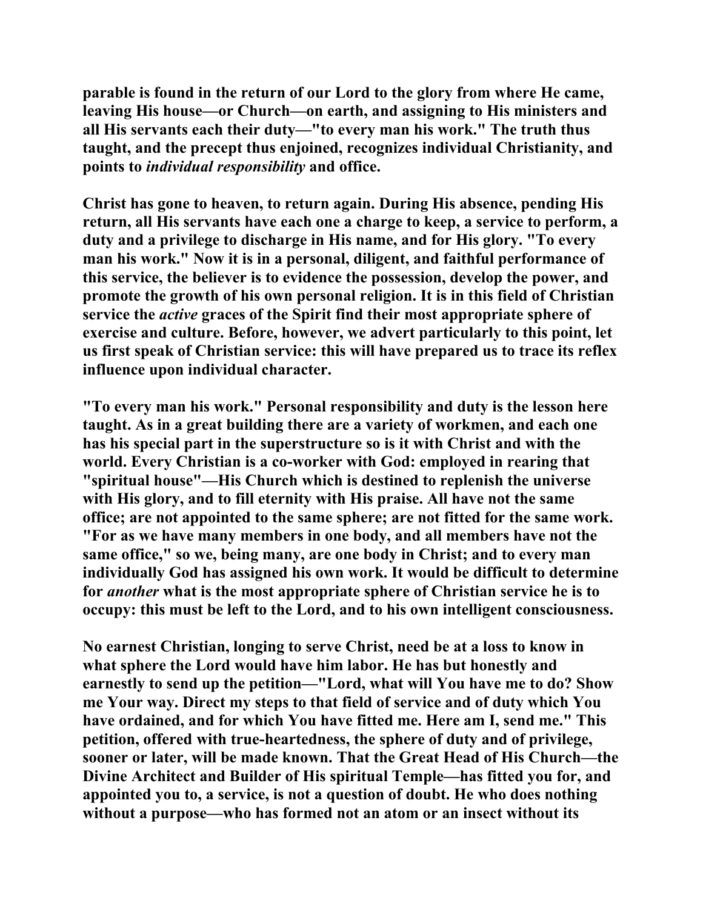**parable is found in the return of our Lord to the glory from where He came, leaving His house—or Church—on earth, and assigning to His ministers and all His servants each their duty—"to every man his work." The truth thus taught, and the precept thus enjoined, recognizes individual Christianity, and points to *individual responsibility* and office.**

**Christ has gone to heaven, to return again. During His absence, pending His return, all His servants have each one a charge to keep, a service to perform, a duty and a privilege to discharge in His name, and for His glory. "To every man his work." Now it is in a personal, diligent, and faithful performance of this service, the believer is to evidence the possession, develop the power, and promote the growth of his own personal religion. It is in this field of Christian service the *active* graces of the Spirit find their most appropriate sphere of exercise and culture. Before, however, we advert particularly to this point, let us first speak of Christian service: this will have prepared us to trace its reflex influence upon individual character.**

**"To every man his work." Personal responsibility and duty is the lesson here taught. As in a great building there are a variety of workmen, and each one has his special part in the superstructure so is it with Christ and with the world. Every Christian is a co-worker with God: employed in rearing that "spiritual house"—His Church which is destined to replenish the universe with His glory, and to fill eternity with His praise. All have not the same office; are not appointed to the same sphere; are not fitted for the same work. "For as we have many members in one body, and all members have not the same office," so we, being many, are one body in Christ; and to every man individually God has assigned his own work. It would be difficult to determine for *another* what is the most appropriate sphere of Christian service he is to occupy: this must be left to the Lord, and to his own intelligent consciousness.**

**No earnest Christian, longing to serve Christ, need be at a loss to know in what sphere the Lord would have him labor. He has but honestly and earnestly to send up the petition—"Lord, what will You have me to do? Show me Your way. Direct my steps to that field of service and of duty which You have ordained, and for which You have fitted me. Here am I, send me." This petition, offered with true-heartedness, the sphere of duty and of privilege, sooner or later, will be made known. That the Great Head of His Church—the Divine Architect and Builder of His spiritual Temple—has fitted you for, and appointed you to, a service, is not a question of doubt. He who does nothing without a purpose—who has formed not an atom or an insect without its**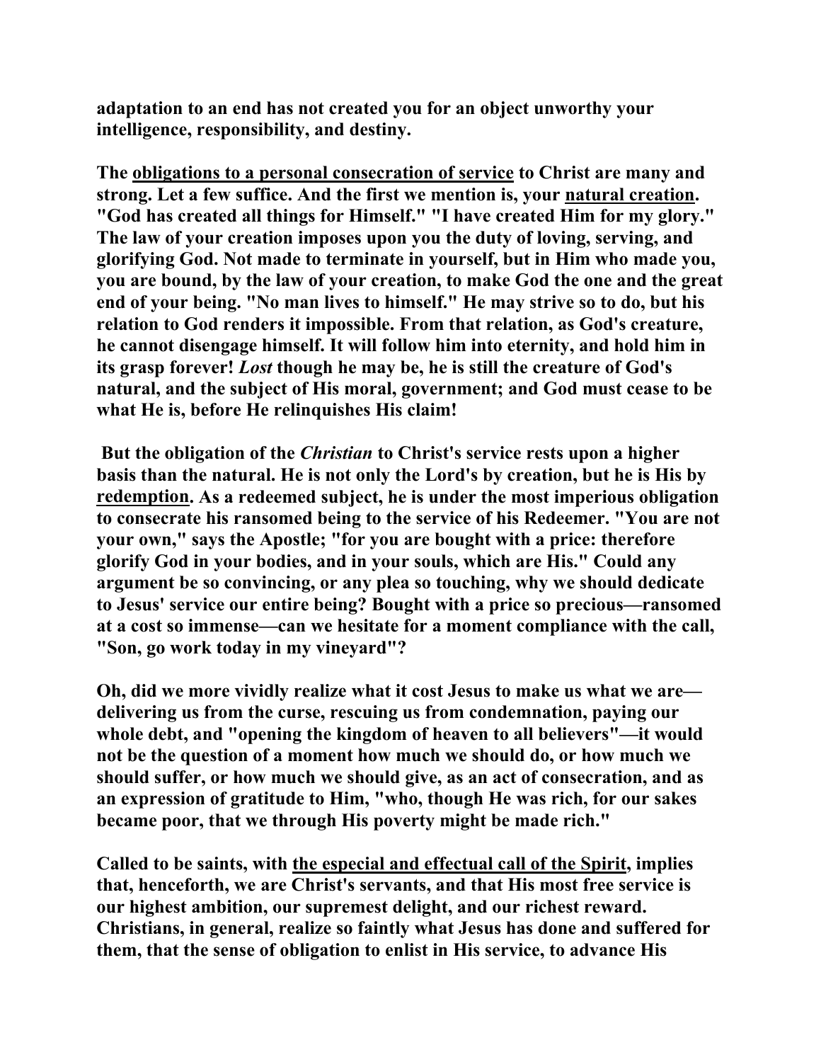**adaptation to an end has not created you for an object unworthy your intelligence, responsibility, and destiny.**

**The <u>obligations to a personal consecration of service</u> to Christ are many and strong. Let a few suffice. And the first we mention is, your <u>natural creation</u>. "God has created all things for Himself." "I have created Him for my glory." The law of your creation imposes upon you the duty of loving, serving, and glorifying God. Not made to terminate in yourself, but in Him who made you, you are bound, by the law of your creation, to make God the one and the great end of your being. "No man lives to himself." He may strive so to do, but his relation to God renders it impossible. From that relation, as God's creature, he cannot disengage himself. It will follow him into eternity, and hold him in its grasp forever! *Lost* though he may be, he is still the creature of God's natural, and the subject of His moral, government; and God must cease to be what He is, before He relinquishes His claim!**

**But the obligation of the *Christian* to Christ's service rests upon a higher basis than the natural. He is not only the Lord's by creation, but he is His by <u>redemption</u>. As a redeemed subject, he is under the most imperious obligation to consecrate his ransomed being to the service of his Redeemer. "You are not your own," says the Apostle; "for you are bought with a price: therefore glorify God in your bodies, and in your souls, which are His." Could any argument be so convincing, or any plea so touching, why we should dedicate to Jesus' service our entire being? Bought with a price so precious—ransomed at a cost so immense—can we hesitate for a moment compliance with the call, "Son, go work today in my vineyard"?**

**Oh, did we more vividly realize what it cost Jesus to make us what we are—delivering us from the curse, rescuing us from condemnation, paying our whole debt, and "opening the kingdom of heaven to all believers"—it would not be the question of a moment how much we should do, or how much we should suffer, or how much we should give, as an act of consecration, and as an expression of gratitude to Him, "who, though He was rich, for our sakes became poor, that we through His poverty might be made rich."**

**Called to be saints, with <u>the especial and effectual call of the Spirit</u>, implies that, henceforth, we are Christ's servants, and that His most free service is our highest ambition, our supremest delight, and our richest reward. Christians, in general, realize so faintly what Jesus has done and suffered for them, that the sense of obligation to enlist in His service, to advance His**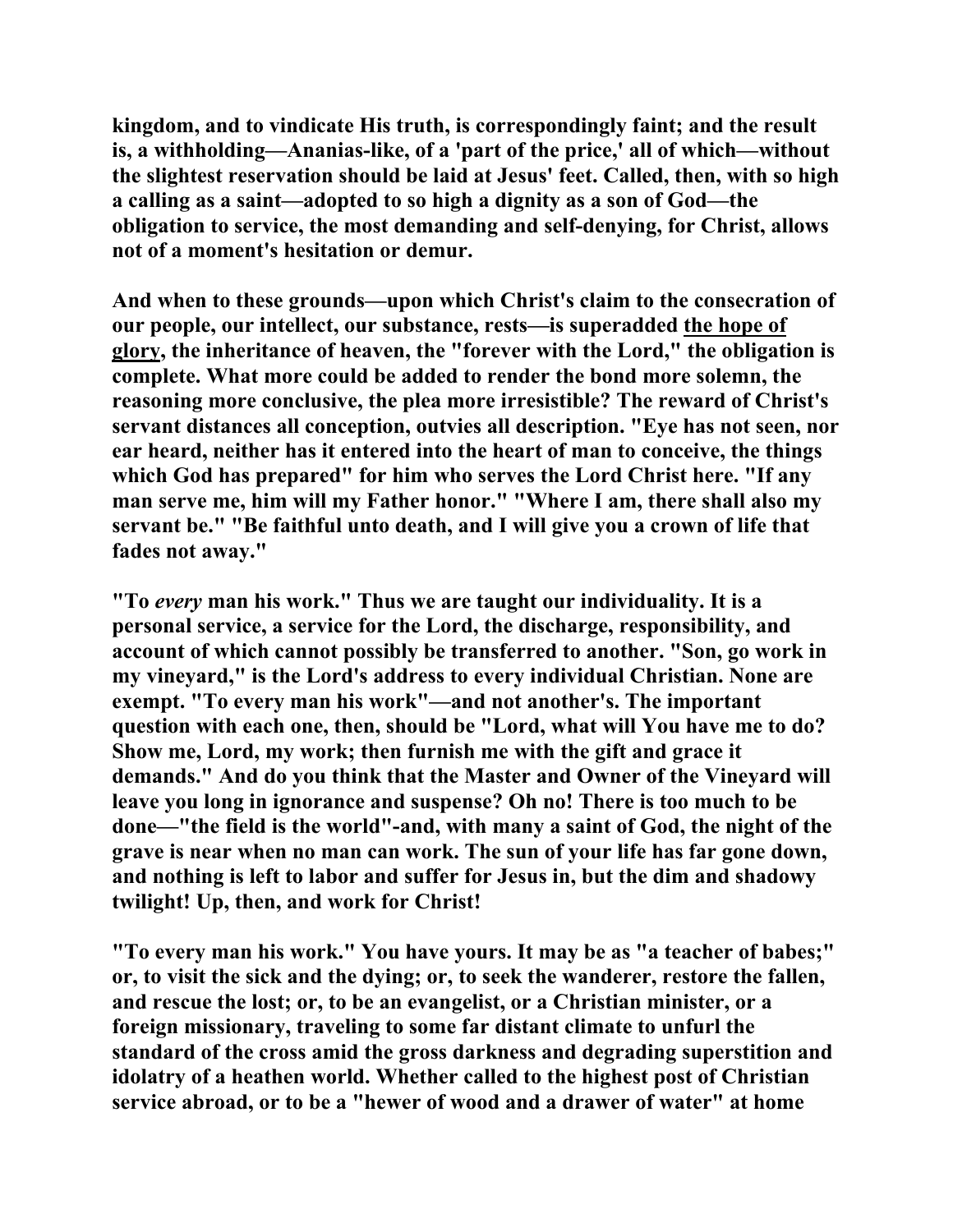kingdom, and to vindicate His truth, is correspondingly faint; and the result is, a withholding—Ananias-like, of a 'part of the price,' all of which—without the slightest reservation should be laid at Jesus' feet. Called, then, with so high a calling as a saint—adopted to so high a dignity as a son of God—the obligation to service, the most demanding and self-denying, for Christ, allows not of a moment's hesitation or demur.

And when to these grounds—upon which Christ's claim to the consecration of our people, our intellect, our substance, rests—is superadded the hope of glory, the inheritance of heaven, the "forever with the Lord," the obligation is complete. What more could be added to render the bond more solemn, the reasoning more conclusive, the plea more irresistible? The reward of Christ's servant distances all conception, outvies all description. "Eye has not seen, nor ear heard, neither has it entered into the heart of man to conceive, the things which God has prepared" for him who serves the Lord Christ here. "If any man serve me, him will my Father honor." "Where I am, there shall also my servant be." "Be faithful unto death, and I will give you a crown of life that fades not away."

"To *every* man his work." Thus we are taught our individuality. It is a personal service, a service for the Lord, the discharge, responsibility, and account of which cannot possibly be transferred to another. "Son, go work in my vineyard," is the Lord's address to every individual Christian. None are exempt. "To every man his work"—and not another's. The important question with each one, then, should be "Lord, what will You have me to do? Show me, Lord, my work; then furnish me with the gift and grace it demands." And do you think that the Master and Owner of the Vineyard will leave you long in ignorance and suspense? Oh no! There is too much to be done—"the field is the world"-and, with many a saint of God, the night of the grave is near when no man can work. The sun of your life has far gone down, and nothing is left to labor and suffer for Jesus in, but the dim and shadowy twilight! Up, then, and work for Christ!

"To every man his work." You have yours. It may be as "a teacher of babes;" or, to visit the sick and the dying; or, to seek the wanderer, restore the fallen, and rescue the lost; or, to be an evangelist, or a Christian minister, or a foreign missionary, traveling to some far distant climate to unfurl the standard of the cross amid the gross darkness and degrading superstition and idolatry of a heathen world. Whether called to the highest post of Christian service abroad, or to be a "hewer of wood and a drawer of water" at home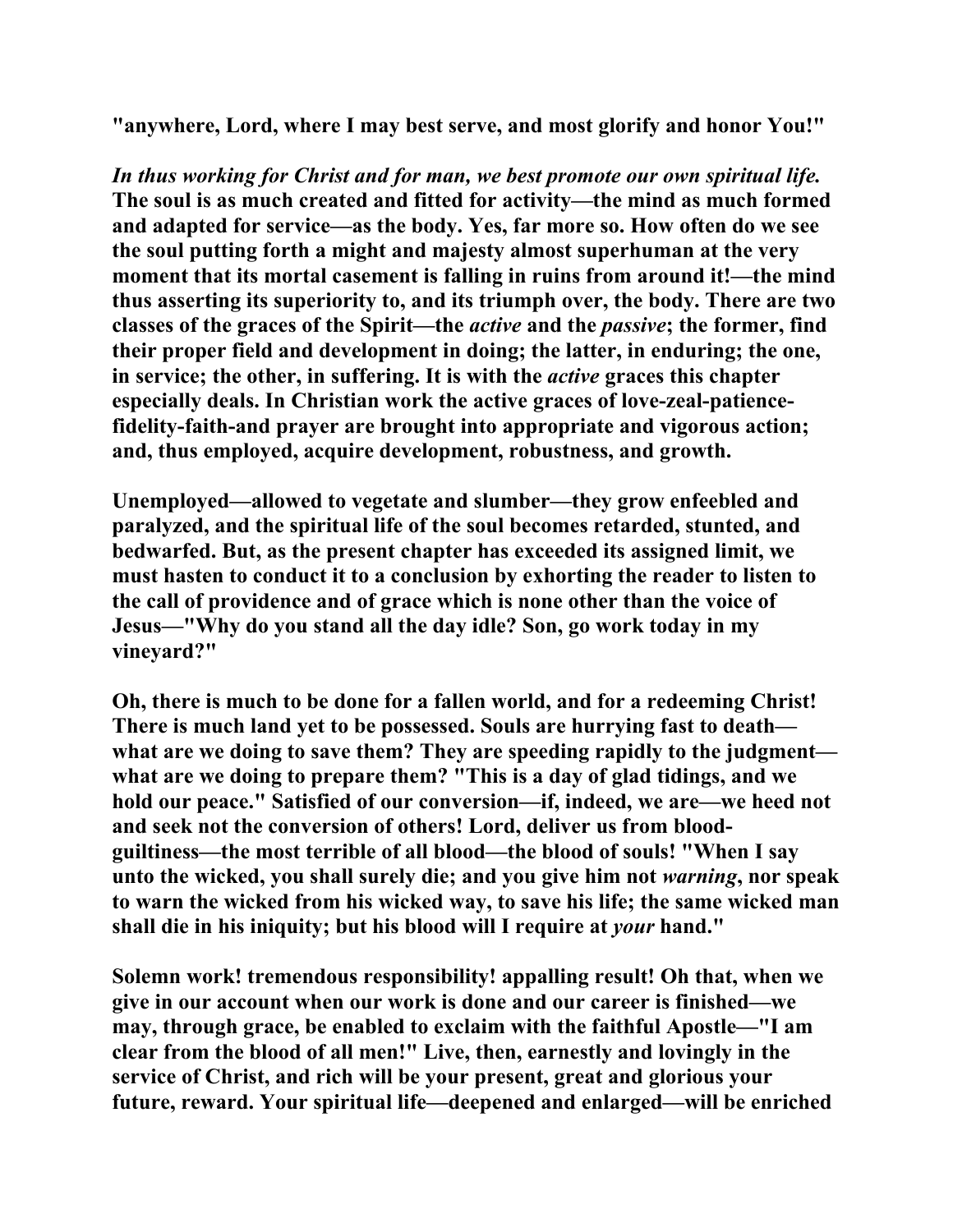"anywhere, Lord, where I may best serve, and most glorify and honor You!"

***In thus working for Christ and for man, we best promote our own spiritual life.*** **The soul is as much created and fitted for activity—the mind as much formed and adapted for service—as the body. Yes, far more so. How often do we see the soul putting forth a might and majesty almost superhuman at the very moment that its mortal casement is falling in ruins from around it!—the mind thus asserting its superiority to, and its triumph over, the body. There are two classes of the graces of the Spirit—the *active* and the *passive*; the former, find their proper field and development in doing; the latter, in enduring; the one, in service; the other, in suffering. It is with the *active* graces this chapter especially deals. In Christian work the active graces of love-zeal-patience-fidelity-faith-and prayer are brought into appropriate and vigorous action; and, thus employed, acquire development, robustness, and growth.**

**Unemployed—allowed to vegetate and slumber—they grow enfeebled and paralyzed, and the spiritual life of the soul becomes retarded, stunted, and bedwarfed. But, as the present chapter has exceeded its assigned limit, we must hasten to conduct it to a conclusion by exhorting the reader to listen to the call of providence and of grace which is none other than the voice of Jesus—"Why do you stand all the day idle? Son, go work today in my vineyard?"**

**Oh, there is much to be done for a fallen world, and for a redeeming Christ! There is much land yet to be possessed. Souls are hurrying fast to death—what are we doing to save them? They are speeding rapidly to the judgment—what are we doing to prepare them? "This is a day of glad tidings, and we hold our peace." Satisfied of our conversion—if, indeed, we are—we heed not and seek not the conversion of others! Lord, deliver us from blood-guiltiness—the most terrible of all blood—the blood of souls! "When I say unto the wicked, you shall surely die; and you give him not *warning*, nor speak to warn the wicked from his wicked way, to save his life; the same wicked man shall die in his iniquity; but his blood will I require at *your* hand."**

**Solemn work! tremendous responsibility! appalling result! Oh that, when we give in our account when our work is done and our career is finished—we may, through grace, be enabled to exclaim with the faithful Apostle—"I am clear from the blood of all men!" Live, then, earnestly and lovingly in the service of Christ, and rich will be your present, great and glorious your future, reward. Your spiritual life—deepened and enlarged—will be enriched**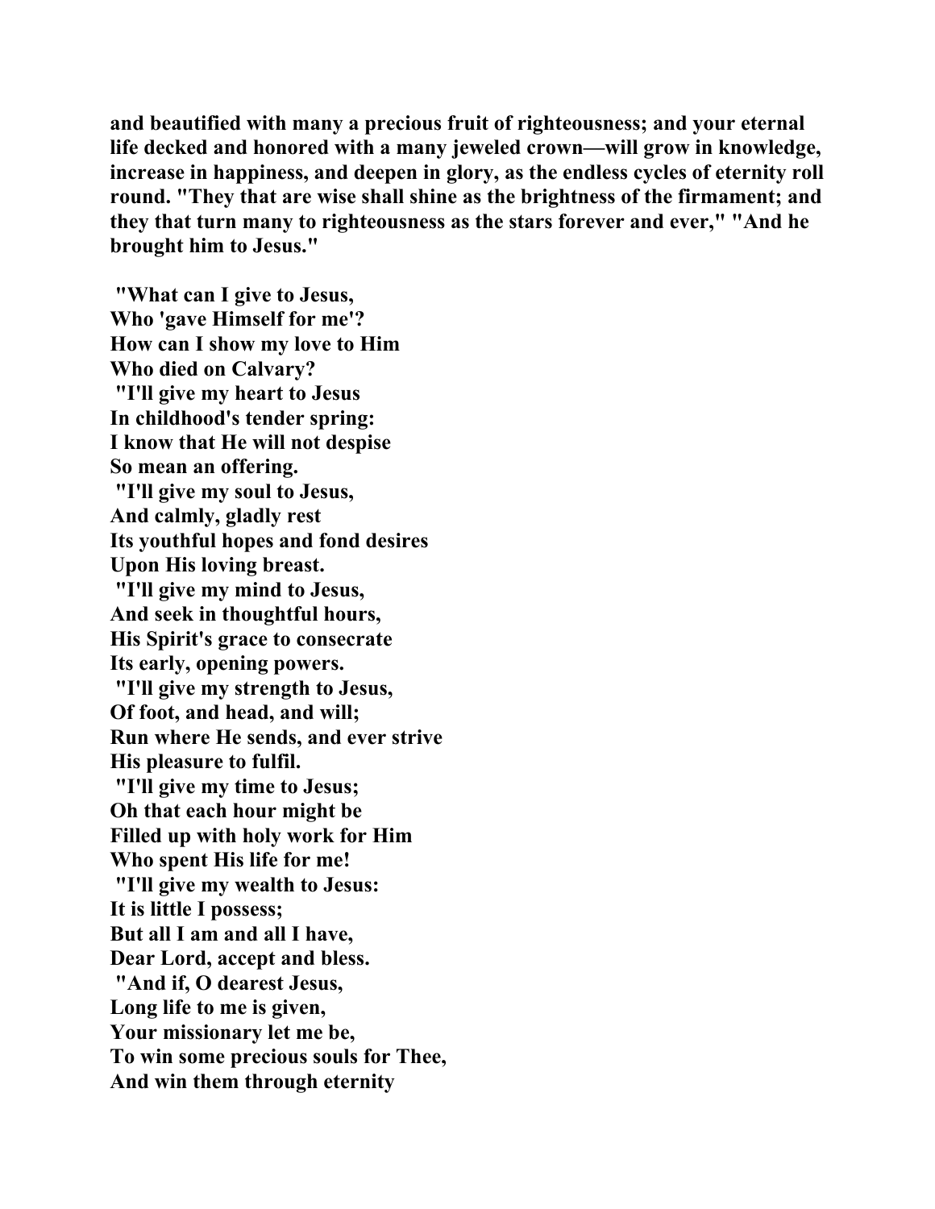**and beautified with many a precious fruit of righteousness; and your eternal life decked and honored with a many jeweled crown—will grow in knowledge, increase in happiness, and deepen in glory, as the endless cycles of eternity roll round. "They that are wise shall shine as the brightness of the firmament; and they that turn many to righteousness as the stars forever and ever," "And he brought him to Jesus."**

**"What can I give to Jesus,**
**Who 'gave Himself for me'?**
**How can I show my love to Him**
**Who died on Calvary?**

**"I'll give my heart to Jesus**
**In childhood's tender spring:**
**I know that He will not despise**
**So mean an offering.**

**"I'll give my soul to Jesus,**
**And calmly, gladly rest**
**Its youthful hopes and fond desires**
**Upon His loving breast.**

**"I'll give my mind to Jesus,**
**And seek in thoughtful hours,**
**His Spirit's grace to consecrate**
**Its early, opening powers.**

**"I'll give my strength to Jesus,**
**Of foot, and head, and will;**
**Run where He sends, and ever strive**
**His pleasure to fulfil.**

**"I'll give my time to Jesus;**
**Oh that each hour might be**
**Filled up with holy work for Him**
**Who spent His life for me!**

**"I'll give my wealth to Jesus:**
**It is little I possess;**
**But all I am and all I have,**
**Dear Lord, accept and bless.**

**"And if, O dearest Jesus,**
**Long life to me is given,**
**Your missionary let me be,**
**To win some precious souls for Thee,**
**And win them through eternity**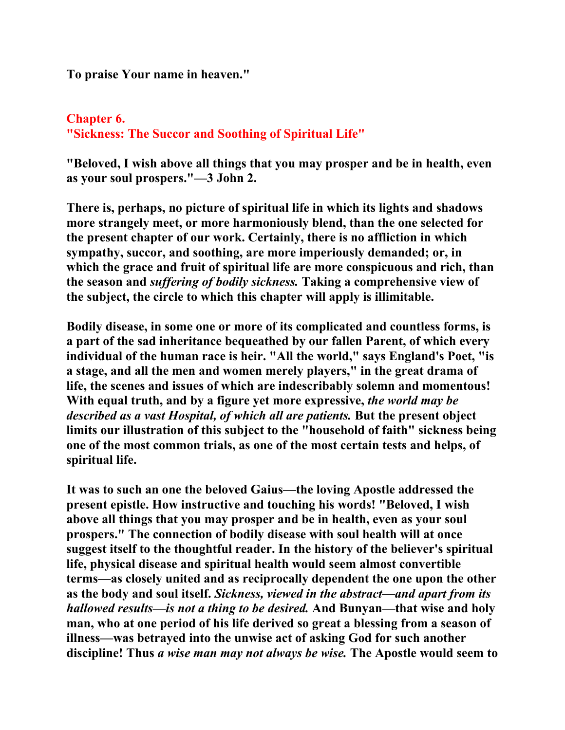**To praise Your name in heaven."**

## Chapter 6.
## "Sickness: The Succor and Soothing of Spiritual Life"

**"Beloved, I wish above all things that you may prosper and be in health, even as your soul prospers."—3 John 2.**

**There is, perhaps, no picture of spiritual life in which its lights and shadows more strangely meet, or more harmoniously blend, than the one selected for the present chapter of our work. Certainly, there is no affliction in which sympathy, succor, and soothing, are more imperiously demanded; or, in which the grace and fruit of spiritual life are more conspicuous and rich, than the season and *suffering of bodily sickness.* Taking a comprehensive view of the subject, the circle to which this chapter will apply is illimitable.**

**Bodily disease, in some one or more of its complicated and countless forms, is a part of the sad inheritance bequeathed by our fallen Parent, of which every individual of the human race is heir. "All the world," says England's Poet, "is a stage, and all the men and women merely players," in the great drama of life, the scenes and issues of which are indescribably solemn and momentous! With equal truth, and by a figure yet more expressive, *the world may be described as a vast Hospital, of which all are patients.* But the present object limits our illustration of this subject to the "household of faith" sickness being one of the most common trials, as one of the most certain tests and helps, of spiritual life.**

**It was to such an one the beloved Gaius—the loving Apostle addressed the present epistle. How instructive and touching his words! "Beloved, I wish above all things that you may prosper and be in health, even as your soul prospers." The connection of bodily disease with soul health will at once suggest itself to the thoughtful reader. In the history of the believer's spiritual life, physical disease and spiritual health would seem almost convertible terms—as closely united and as reciprocally dependent the one upon the other as the body and soul itself. *Sickness, viewed in the abstract—and apart from its hallowed results—is not a thing to be desired.* And Bunyan—that wise and holy man, who at one period of his life derived so great a blessing from a season of illness—was betrayed into the unwise act of asking God for such another discipline! Thus *a wise man may not always be wise.* The Apostle would seem to**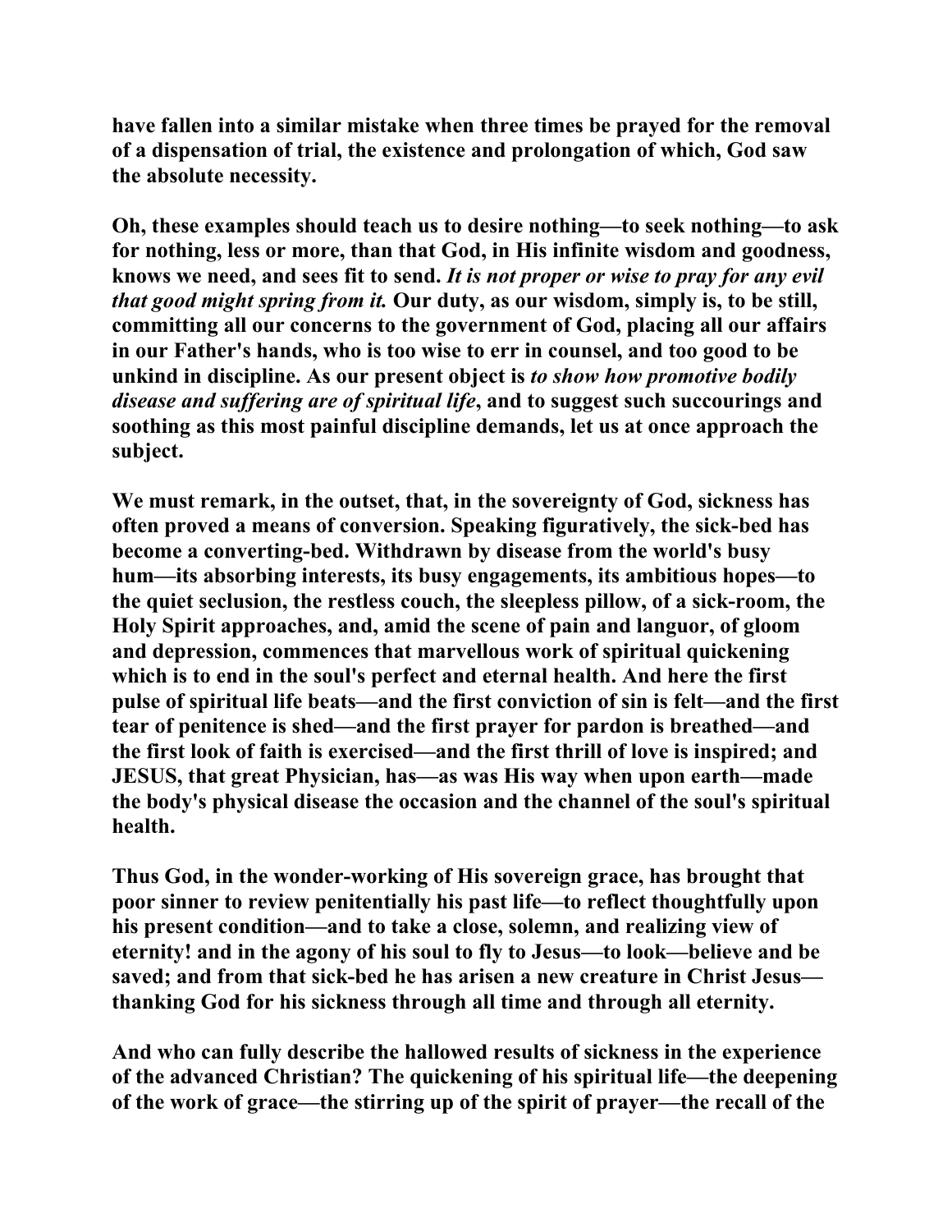have fallen into a similar mistake when three times be prayed for the removal of a dispensation of trial, the existence and prolongation of which, God saw the absolute necessity.

Oh, these examples should teach us to desire nothing—to seek nothing—to ask for nothing, less or more, than that God, in His infinite wisdom and goodness, knows we need, and sees fit to send. *It is not proper or wise to pray for any evil that good might spring from it.* Our duty, as our wisdom, simply is, to be still, committing all our concerns to the government of God, placing all our affairs in our Father's hands, who is too wise to err in counsel, and too good to be unkind in discipline. As our present object is *to show how promotive bodily disease and suffering are of spiritual life*, and to suggest such succourings and soothing as this most painful discipline demands, let us at once approach the subject.

We must remark, in the outset, that, in the sovereignty of God, sickness has often proved a means of conversion. Speaking figuratively, the sick-bed has become a converting-bed. Withdrawn by disease from the world's busy hum—its absorbing interests, its busy engagements, its ambitious hopes—to the quiet seclusion, the restless couch, the sleepless pillow, of a sick-room, the Holy Spirit approaches, and, amid the scene of pain and languor, of gloom and depression, commences that marvellous work of spiritual quickening which is to end in the soul's perfect and eternal health. And here the first pulse of spiritual life beats—and the first conviction of sin is felt—and the first tear of penitence is shed—and the first prayer for pardon is breathed—and the first look of faith is exercised—and the first thrill of love is inspired; and JESUS, that great Physician, has—as was His way when upon earth—made the body's physical disease the occasion and the channel of the soul's spiritual health.

Thus God, in the wonder-working of His sovereign grace, has brought that poor sinner to review penitentially his past life—to reflect thoughtfully upon his present condition—and to take a close, solemn, and realizing view of eternity! and in the agony of his soul to fly to Jesus—to look—believe and be saved; and from that sick-bed he has arisen a new creature in Christ Jesus—thanking God for his sickness through all time and through all eternity.

And who can fully describe the hallowed results of sickness in the experience of the advanced Christian? The quickening of his spiritual life—the deepening of the work of grace—the stirring up of the spirit of prayer—the recall of the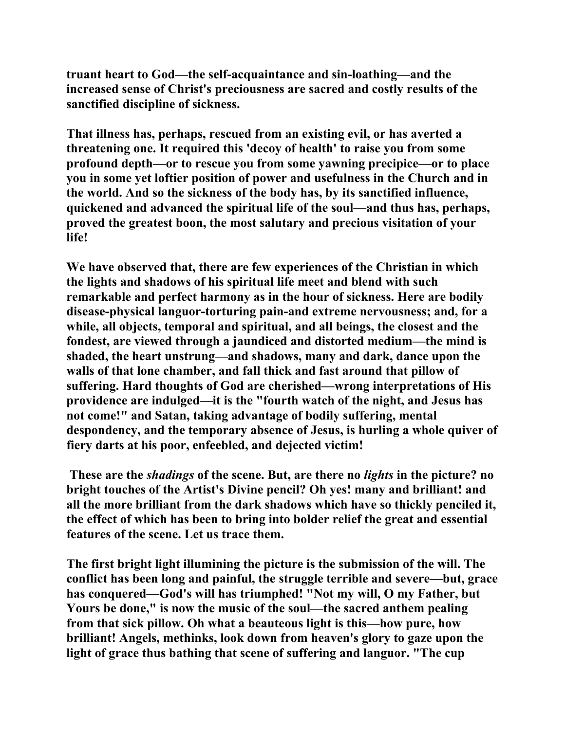truant heart to God—the self-acquaintance and sin-loathing—and the increased sense of Christ's preciousness are sacred and costly results of the sanctified discipline of sickness.

That illness has, perhaps, rescued from an existing evil, or has averted a threatening one. It required this 'decoy of health' to raise you from some profound depth—or to rescue you from some yawning precipice—or to place you in some yet loftier position of power and usefulness in the Church and in the world. And so the sickness of the body has, by its sanctified influence, quickened and advanced the spiritual life of the soul—and thus has, perhaps, proved the greatest boon, the most salutary and precious visitation of your life!

We have observed that, there are few experiences of the Christian in which the lights and shadows of his spiritual life meet and blend with such remarkable and perfect harmony as in the hour of sickness. Here are bodily disease-physical languor-torturing pain-and extreme nervousness; and, for a while, all objects, temporal and spiritual, and all beings, the closest and the fondest, are viewed through a jaundiced and distorted medium—the mind is shaded, the heart unstrung—and shadows, many and dark, dance upon the walls of that lone chamber, and fall thick and fast around that pillow of suffering. Hard thoughts of God are cherished—wrong interpretations of His providence are indulged—it is the "fourth watch of the night, and Jesus has not come!" and Satan, taking advantage of bodily suffering, mental despondency, and the temporary absence of Jesus, is hurling a whole quiver of fiery darts at his poor, enfeebled, and dejected victim!

These are the *shadings* of the scene. But, are there no *lights* in the picture? no bright touches of the Artist's Divine pencil? Oh yes! many and brilliant! and all the more brilliant from the dark shadows which have so thickly penciled it, the effect of which has been to bring into bolder relief the great and essential features of the scene. Let us trace them.

The first bright light illumining the picture is the submission of the will. The conflict has been long and painful, the struggle terrible and severe—but, grace has conquered—God's will has triumphed! "Not my will, O my Father, but Yours be done," is now the music of the soul—the sacred anthem pealing from that sick pillow. Oh what a beauteous light is this—how pure, how brilliant! Angels, methinks, look down from heaven's glory to gaze upon the light of grace thus bathing that scene of suffering and languor. "The cup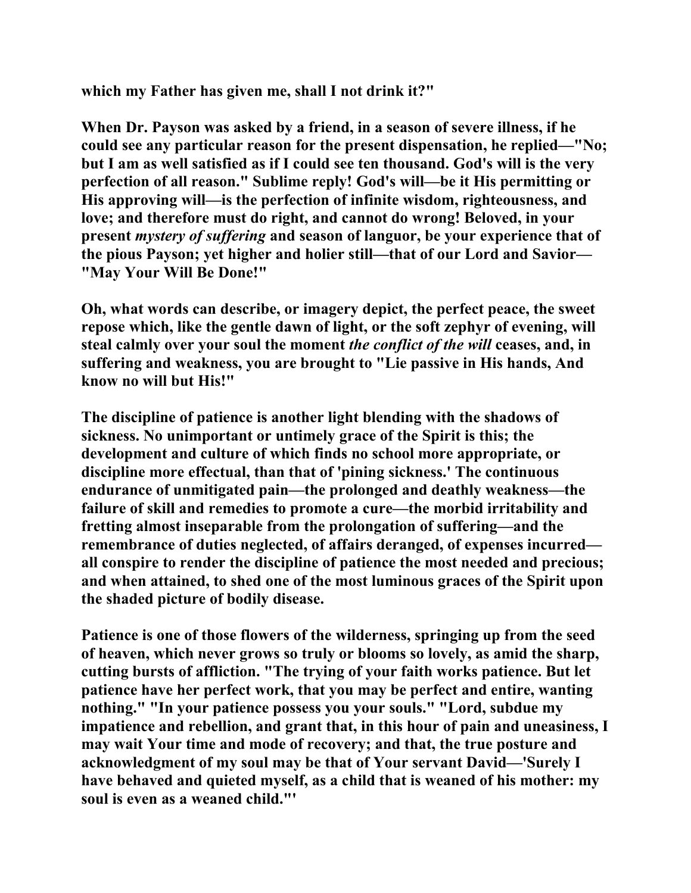**which my Father has given me, shall I not drink it?"**

**When Dr. Payson was asked by a friend, in a season of severe illness, if he could see any particular reason for the present dispensation, he replied—"No; but I am as well satisfied as if I could see ten thousand. God's will is the very perfection of all reason." Sublime reply! God's will—be it His permitting or His approving will—is the perfection of infinite wisdom, righteousness, and love; and therefore must do right, and cannot do wrong! Beloved, in your present *mystery of suffering* and season of languor, be your experience that of the pious Payson; yet higher and holier still—that of our Lord and Savior—"May Your Will Be Done!"**

**Oh, what words can describe, or imagery depict, the perfect peace, the sweet repose which, like the gentle dawn of light, or the soft zephyr of evening, will steal calmly over your soul the moment *the conflict of the will* ceases, and, in suffering and weakness, you are brought to "Lie passive in His hands, And know no will but His!"**

**The discipline of patience is another light blending with the shadows of sickness. No unimportant or untimely grace of the Spirit is this; the development and culture of which finds no school more appropriate, or discipline more effectual, than that of 'pining sickness.' The continuous endurance of unmitigated pain—the prolonged and deathly weakness—the failure of skill and remedies to promote a cure—the morbid irritability and fretting almost inseparable from the prolongation of suffering—and the remembrance of duties neglected, of affairs deranged, of expenses incurred—all conspire to render the discipline of patience the most needed and precious; and when attained, to shed one of the most luminous graces of the Spirit upon the shaded picture of bodily disease.**

**Patience is one of those flowers of the wilderness, springing up from the seed of heaven, which never grows so truly or blooms so lovely, as amid the sharp, cutting bursts of affliction. "The trying of your faith works patience. But let patience have her perfect work, that you may be perfect and entire, wanting nothing." "In your patience possess you your souls." "Lord, subdue my impatience and rebellion, and grant that, in this hour of pain and uneasiness, I may wait Your time and mode of recovery; and that, the true posture and acknowledgment of my soul may be that of Your servant David—'Surely I have behaved and quieted myself, as a child that is weaned of his mother: my soul is even as a weaned child."'**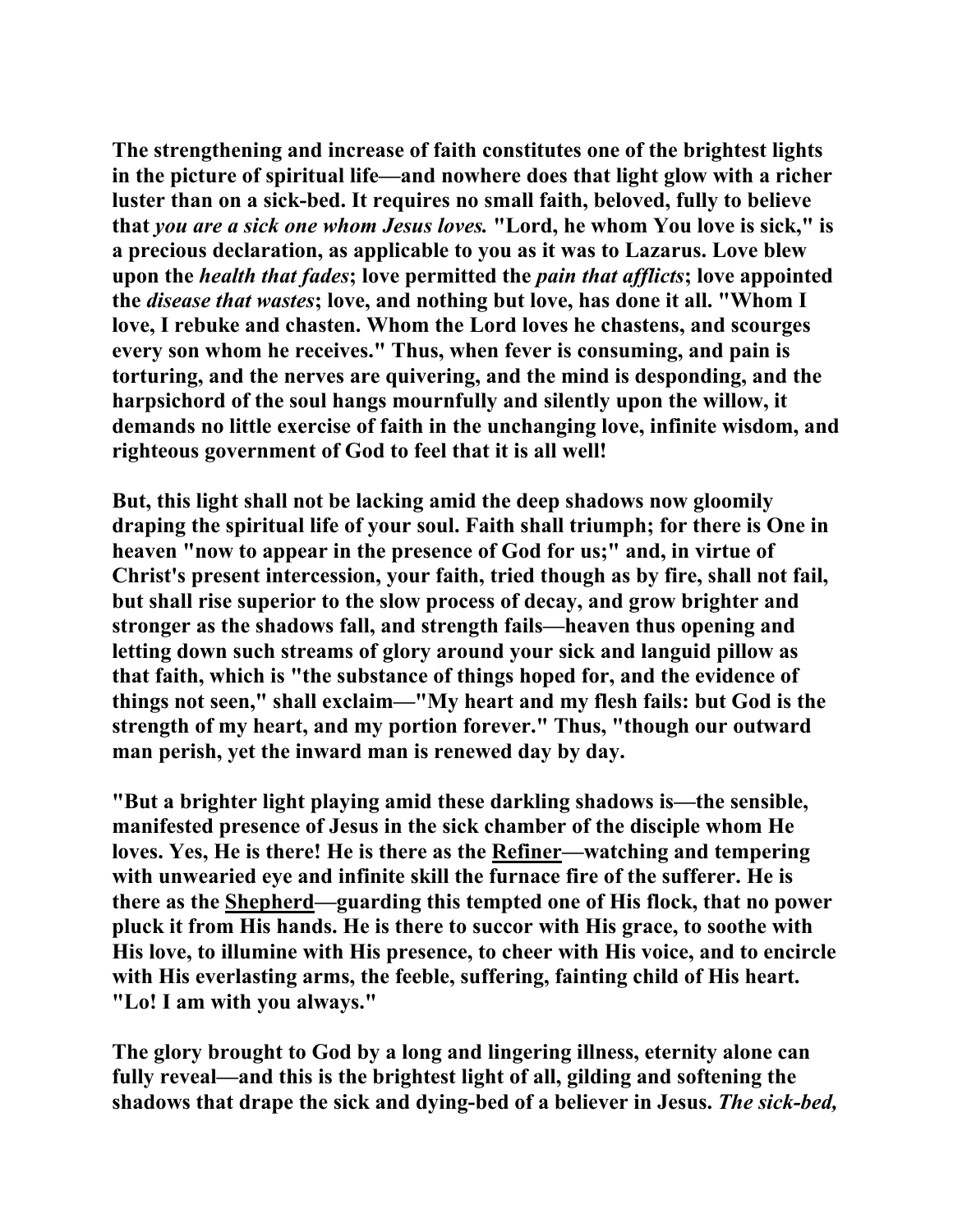**The strengthening and increase of faith constitutes one of the brightest lights in the picture of spiritual life—and nowhere does that light glow with a richer luster than on a sick-bed. It requires no small faith, beloved, fully to believe that *you are a sick one whom Jesus loves.* "Lord, he whom You love is sick," is a precious declaration, as applicable to you as it was to Lazarus. Love blew upon the *health that fades*; love permitted the *pain that afflicts*; love appointed the *disease that wastes*; love, and nothing but love, has done it all. "Whom I love, I rebuke and chasten. Whom the Lord loves he chastens, and scourges every son whom he receives." Thus, when fever is consuming, and pain is torturing, and the nerves are quivering, and the mind is desponding, and the harpsichord of the soul hangs mournfully and silently upon the willow, it demands no little exercise of faith in the unchanging love, infinite wisdom, and righteous government of God to feel that it is all well!**

**But, this light shall not be lacking amid the deep shadows now gloomily draping the spiritual life of your soul. Faith shall triumph; for there is One in heaven "now to appear in the presence of God for us;" and, in virtue of Christ's present intercession, your faith, tried though as by fire, shall not fail, but shall rise superior to the slow process of decay, and grow brighter and stronger as the shadows fall, and strength fails—heaven thus opening and letting down such streams of glory around your sick and languid pillow as that faith, which is "the substance of things hoped for, and the evidence of things not seen," shall exclaim—"My heart and my flesh fails: but God is the strength of my heart, and my portion forever." Thus, "though our outward man perish, yet the inward man is renewed day by day.**

**"But a brighter light playing amid these darkling shadows is—the sensible, manifested presence of Jesus in the sick chamber of the disciple whom He loves. Yes, He is there! He is there as the <u>Refiner</u>—watching and tempering with unwearied eye and infinite skill the furnace fire of the sufferer. He is there as the <u>Shepherd</u>—guarding this tempted one of His flock, that no power pluck it from His hands. He is there to succor with His grace, to soothe with His love, to illumine with His presence, to cheer with His voice, and to encircle with His everlasting arms, the feeble, suffering, fainting child of His heart. "Lo! I am with you always."**

**The glory brought to God by a long and lingering illness, eternity alone can fully reveal—and this is the brightest light of all, gilding and softening the shadows that drape the sick and dying-bed of a believer in Jesus. *The sick-bed,***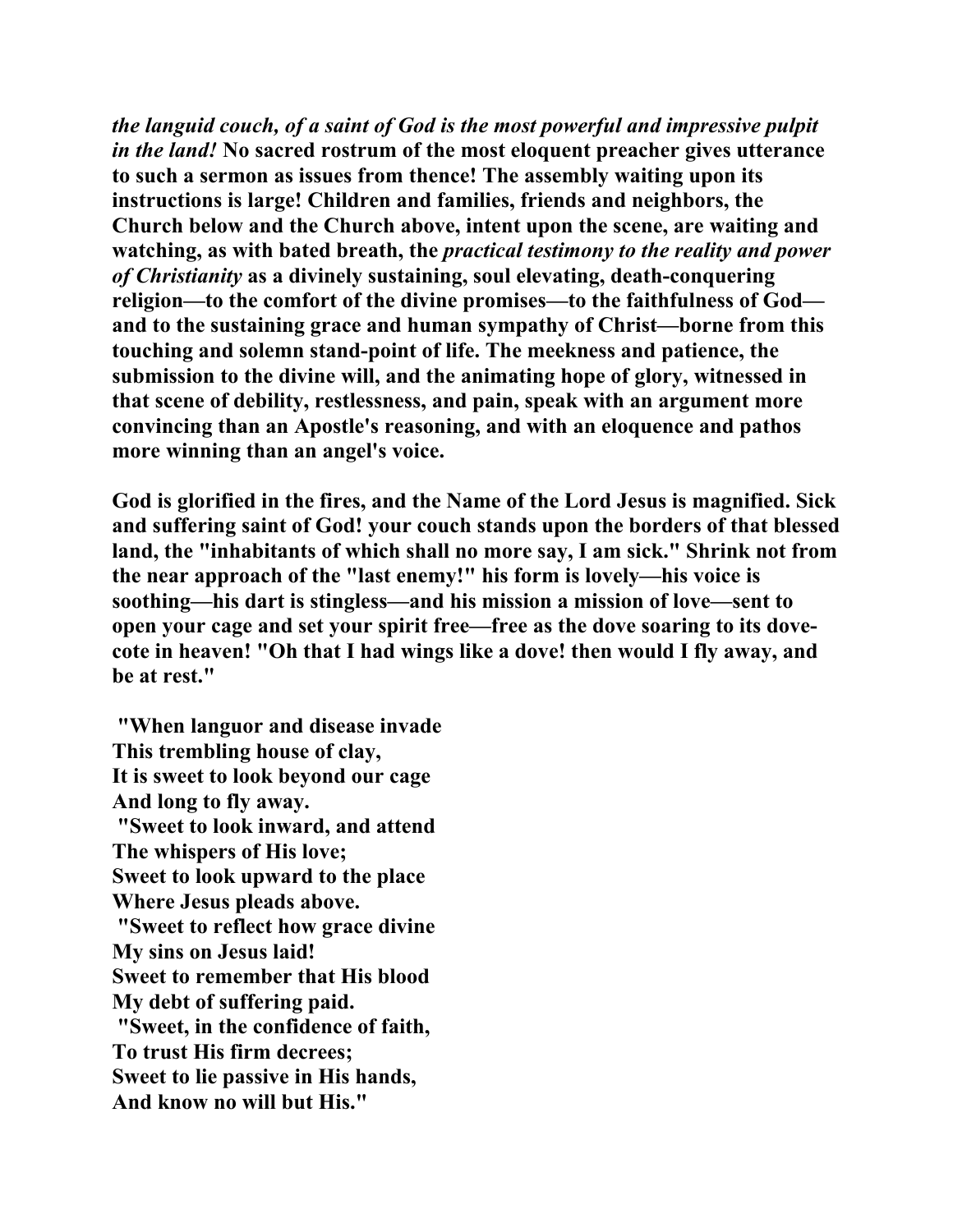***the languid couch, of a saint of God is the most powerful and impressive pulpit in the land!*** **No sacred rostrum of the most eloquent preacher gives utterance to such a sermon as issues from thence! The assembly waiting upon its instructions is large! Children and families, friends and neighbors, the Church below and the Church above, intent upon the scene, are waiting and watching, as with bated breath, the** ***practical testimony to the reality and power of Christianity*** **as a divinely sustaining, soul elevating, death-conquering religion—to the comfort of the divine promises—to the faithfulness of God—and to the sustaining grace and human sympathy of Christ—borne from this touching and solemn stand-point of life. The meekness and patience, the submission to the divine will, and the animating hope of glory, witnessed in that scene of debility, restlessness, and pain, speak with an argument more convincing than an Apostle's reasoning, and with an eloquence and pathos more winning than an angel's voice.**

**God is glorified in the fires, and the Name of the Lord Jesus is magnified. Sick and suffering saint of God! your couch stands upon the borders of that blessed land, the "inhabitants of which shall no more say, I am sick." Shrink not from the near approach of the "last enemy!" his form is lovely—his voice is soothing—his dart is stingless—and his mission a mission of love—sent to open your cage and set your spirit free—free as the dove soaring to its dove-cote in heaven! "Oh that I had wings like a dove! then would I fly away, and be at rest."**

**"When languor and disease invade**
**This trembling house of clay,**
**It is sweet to look beyond our cage**
**And long to fly away.**
**"Sweet to look inward, and attend**
**The whispers of His love;**
**Sweet to look upward to the place**
**Where Jesus pleads above.**
**"Sweet to reflect how grace divine**
**My sins on Jesus laid!**
**Sweet to remember that His blood**
**My debt of suffering paid.**
**"Sweet, in the confidence of faith,**
**To trust His firm decrees;**
**Sweet to lie passive in His hands,**
**And know no will but His."**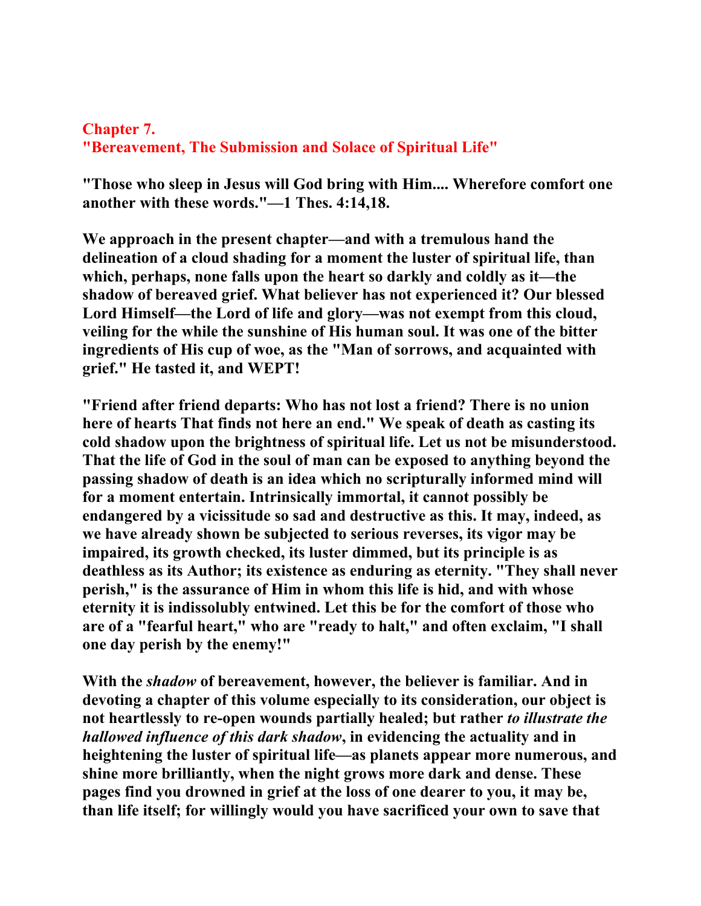## Chapter 7.
## "Bereavement, The Submission and Solace of Spiritual Life"

**"Those who sleep in Jesus will God bring with Him.... Wherefore comfort one another with these words."—1 Thes. 4:14,18.**

**We approach in the present chapter—and with a tremulous hand the delineation of a cloud shading for a moment the luster of spiritual life, than which, perhaps, none falls upon the heart so darkly and coldly as it—the shadow of bereaved grief. What believer has not experienced it? Our blessed Lord Himself—the Lord of life and glory—was not exempt from this cloud, veiling for the while the sunshine of His human soul. It was one of the bitter ingredients of His cup of woe, as the "Man of sorrows, and acquainted with grief." He tasted it, and WEPT!**

**"Friend after friend departs: Who has not lost a friend? There is no union here of hearts That finds not here an end." We speak of death as casting its cold shadow upon the brightness of spiritual life. Let us not be misunderstood. That the life of God in the soul of man can be exposed to anything beyond the passing shadow of death is an idea which no scripturally informed mind will for a moment entertain. Intrinsically immortal, it cannot possibly be endangered by a vicissitude so sad and destructive as this. It may, indeed, as we have already shown be subjected to serious reverses, its vigor may be impaired, its growth checked, its luster dimmed, but its principle is as deathless as its Author; its existence as enduring as eternity. "They shall never perish," is the assurance of Him in whom this life is hid, and with whose eternity it is indissolubly entwined. Let this be for the comfort of those who are of a "fearful heart," who are "ready to halt," and often exclaim, "I shall one day perish by the enemy!"**

**With the *shadow* of bereavement, however, the believer is familiar. And in devoting a chapter of this volume especially to its consideration, our object is not heartlessly to re-open wounds partially healed; but rather *to illustrate the hallowed influence of this dark shadow*, in evidencing the actuality and in heightening the luster of spiritual life—as planets appear more numerous, and shine more brilliantly, when the night grows more dark and dense. These pages find you drowned in grief at the loss of one dearer to you, it may be, than life itself; for willingly would you have sacrificed your own to save that**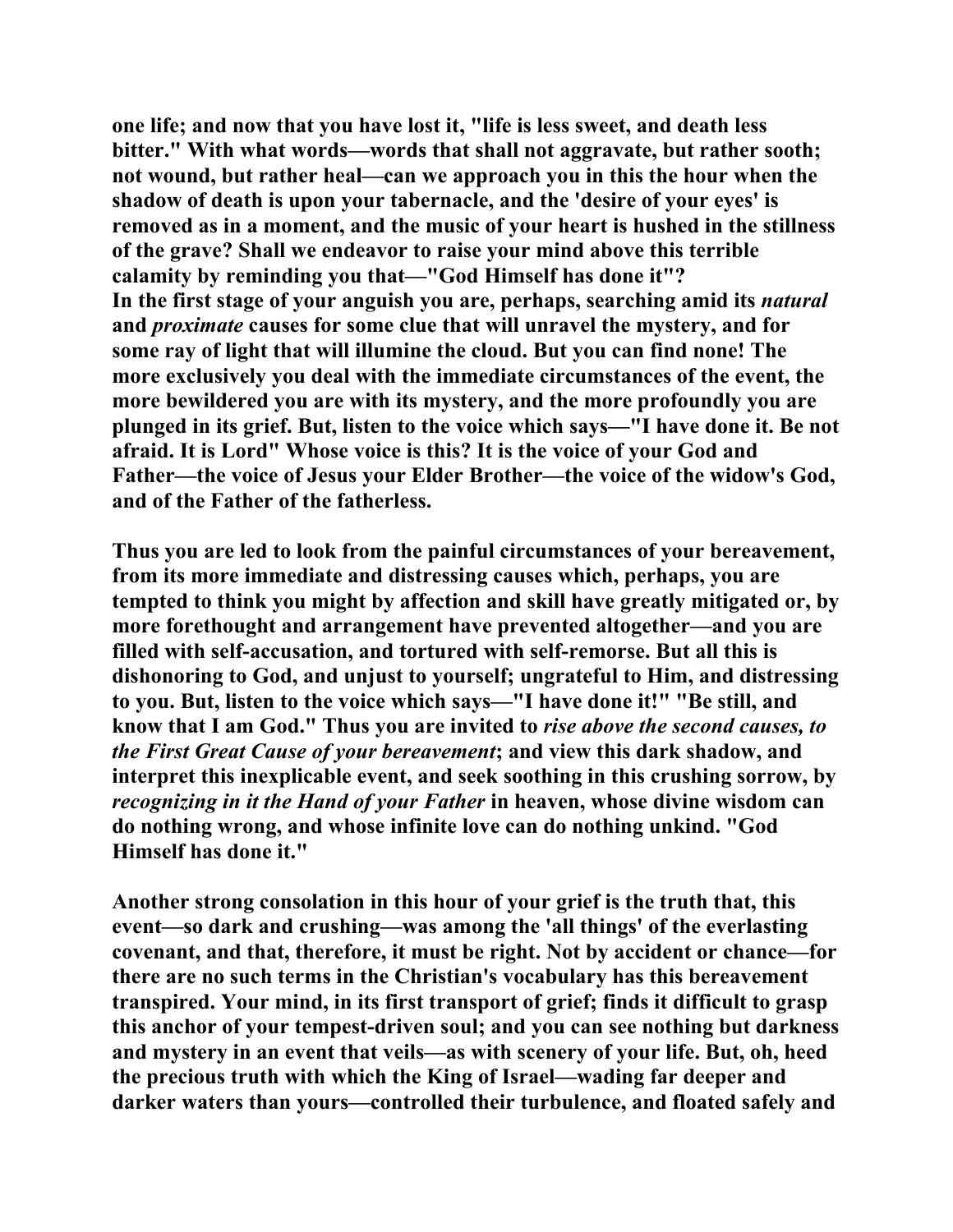**one life; and now that you have lost it, "life is less sweet, and death less bitter." With what words—words that shall not aggravate, but rather sooth; not wound, but rather heal—can we approach you in this the hour when the shadow of death is upon your tabernacle, and the 'desire of your eyes' is removed as in a moment, and the music of your heart is hushed in the stillness of the grave? Shall we endeavor to raise your mind above this terrible calamity by reminding you that—"God Himself has done it"?**
**In the first stage of your anguish you are, perhaps, searching amid its *natural* and *proximate* causes for some clue that will unravel the mystery, and for some ray of light that will illumine the cloud. But you can find none! The more exclusively you deal with the immediate circumstances of the event, the more bewildered you are with its mystery, and the more profoundly you are plunged in its grief. But, listen to the voice which says—"I have done it. Be not afraid. It is Lord" Whose voice is this? It is the voice of your God and Father—the voice of Jesus your Elder Brother—the voice of the widow's God, and of the Father of the fatherless.**

**Thus you are led to look from the painful circumstances of your bereavement, from its more immediate and distressing causes which, perhaps, you are tempted to think you might by affection and skill have greatly mitigated or, by more forethought and arrangement have prevented altogether—and you are filled with self-accusation, and tortured with self-remorse. But all this is dishonoring to God, and unjust to yourself; ungrateful to Him, and distressing to you. But, listen to the voice which says—"I have done it!" "Be still, and know that I am God." Thus you are invited to *rise above the second causes, to the First Great Cause of your bereavement*; and view this dark shadow, and interpret this inexplicable event, and seek soothing in this crushing sorrow, by *recognizing in it the Hand of your Father* in heaven, whose divine wisdom can do nothing wrong, and whose infinite love can do nothing unkind. "God Himself has done it."**

**Another strong consolation in this hour of your grief is the truth that, this event—so dark and crushing—was among the 'all things' of the everlasting covenant, and that, therefore, it must be right. Not by accident or chance—for there are no such terms in the Christian's vocabulary has this bereavement transpired. Your mind, in its first transport of grief; finds it difficult to grasp this anchor of your tempest-driven soul; and you can see nothing but darkness and mystery in an event that veils—as with scenery of your life. But, oh, heed the precious truth with which the King of Israel—wading far deeper and darker waters than yours—controlled their turbulence, and floated safely and**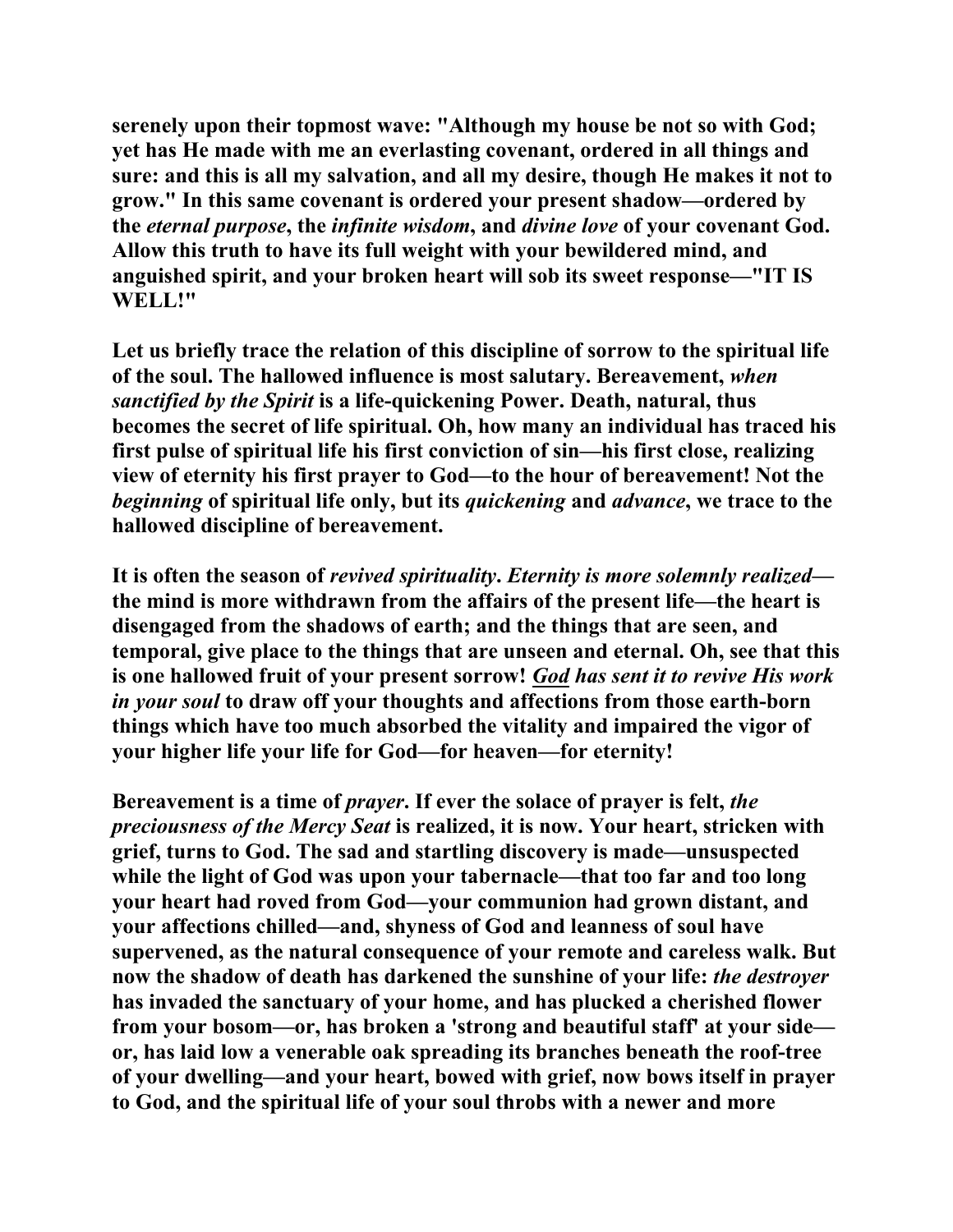serenely upon their topmost wave: "Although my house be not so with God; yet has He made with me an everlasting covenant, ordered in all things and sure: and this is all my salvation, and all my desire, though He makes it not to grow." In this same covenant is ordered your present shadow—ordered by the *eternal purpose*, the *infinite wisdom*, and *divine love* of your covenant God. Allow this truth to have its full weight with your bewildered mind, and anguished spirit, and your broken heart will sob its sweet response—"IT IS WELL!"

Let us briefly trace the relation of this discipline of sorrow to the spiritual life of the soul. The hallowed influence is most salutary. Bereavement, *when sanctified by the Spirit* is a life-quickening Power. Death, natural, thus becomes the secret of life spiritual. Oh, how many an individual has traced his first pulse of spiritual life his first conviction of sin—his first close, realizing view of eternity his first prayer to God—to the hour of bereavement! Not the *beginning* of spiritual life only, but its *quickening* and *advance*, we trace to the hallowed discipline of bereavement.

It is often the season of *revived spirituality*. *Eternity is more solemnly realized*—the mind is more withdrawn from the affairs of the present life—the heart is disengaged from the shadows of earth; and the things that are seen, and temporal, give place to the things that are unseen and eternal. Oh, see that this is one hallowed fruit of your present sorrow! ***God*** *has sent it to revive His work in your soul* to draw off your thoughts and affections from those earth-born things which have too much absorbed the vitality and impaired the vigor of your higher life your life for God—for heaven—for eternity!

Bereavement is a time of *prayer*. If ever the solace of prayer is felt, *the preciousness of the Mercy Seat* is realized, it is now. Your heart, stricken with grief, turns to God. The sad and startling discovery is made—unsuspected while the light of God was upon your tabernacle—that too far and too long your heart had roved from God—your communion had grown distant, and your affections chilled—and, shyness of God and leanness of soul have supervened, as the natural consequence of your remote and careless walk. But now the shadow of death has darkened the sunshine of your life: *the destroyer* has invaded the sanctuary of your home, and has plucked a cherished flower from your bosom—or, has broken a 'strong and beautiful staff' at your side—or, has laid low a venerable oak spreading its branches beneath the roof-tree of your dwelling—and your heart, bowed with grief, now bows itself in prayer to God, and the spiritual life of your soul throbs with a newer and more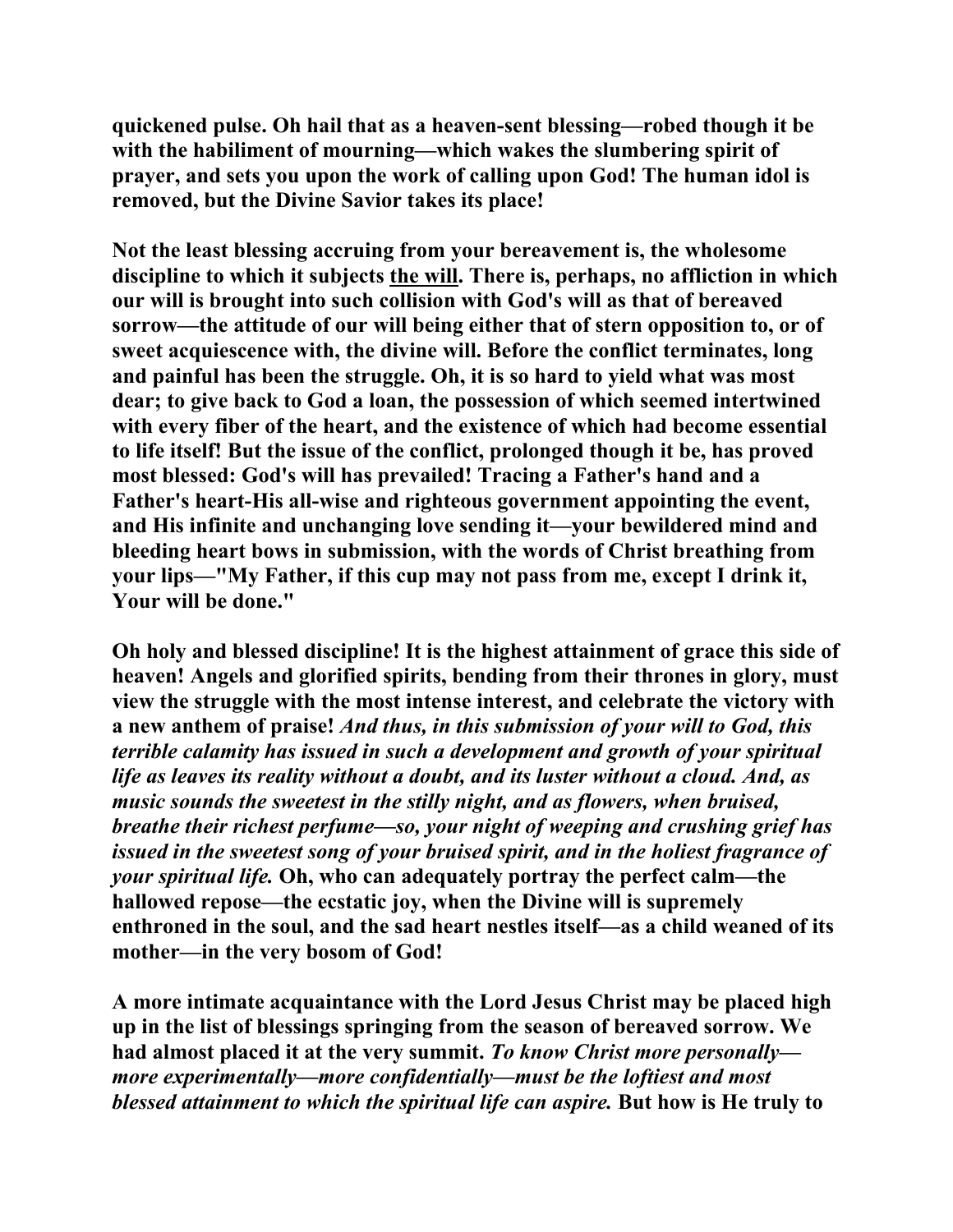**quickened pulse. Oh hail that as a heaven-sent blessing—robed though it be with the habiliment of mourning—which wakes the slumbering spirit of prayer, and sets you upon the work of calling upon God! The human idol is removed, but the Divine Savior takes its place!**

**Not the least blessing accruing from your bereavement is, the wholesome discipline to which it subjects <u>the will</u>. There is, perhaps, no affliction in which our will is brought into such collision with God's will as that of bereaved sorrow—the attitude of our will being either that of stern opposition to, or of sweet acquiescence with, the divine will. Before the conflict terminates, long and painful has been the struggle. Oh, it is so hard to yield what was most dear; to give back to God a loan, the possession of which seemed intertwined with every fiber of the heart, and the existence of which had become essential to life itself! But the issue of the conflict, prolonged though it be, has proved most blessed: God's will has prevailed! Tracing a Father's hand and a Father's heart-His all-wise and righteous government appointing the event, and His infinite and unchanging love sending it—your bewildered mind and bleeding heart bows in submission, with the words of Christ breathing from your lips—"My Father, if this cup may not pass from me, except I drink it, Your will be done."**

**Oh holy and blessed discipline! It is the highest attainment of grace this side of heaven! Angels and glorified spirits, bending from their thrones in glory, must view the struggle with the most intense interest, and celebrate the victory with a new anthem of praise!** ***And thus, in this submission of your will to God, this terrible calamity has issued in such a development and growth of your spiritual life as leaves its reality without a doubt, and its luster without a cloud. And, as music sounds the sweetest in the stilly night, and as flowers, when bruised, breathe their richest perfume—so, your night of weeping and crushing grief has issued in the sweetest song of your bruised spirit, and in the holiest fragrance of your spiritual life.*** **Oh, who can adequately portray the perfect calm—the hallowed repose—the ecstatic joy, when the Divine will is supremely enthroned in the soul, and the sad heart nestles itself—as a child weaned of its mother—in the very bosom of God!**

**A more intimate acquaintance with the Lord Jesus Christ may be placed high up in the list of blessings springing from the season of bereaved sorrow. We had almost placed it at the very summit.** ***To know Christ more personally—more experimentally—more confidentially—must be the loftiest and most blessed attainment to which the spiritual life can aspire.*** **But how is He truly to**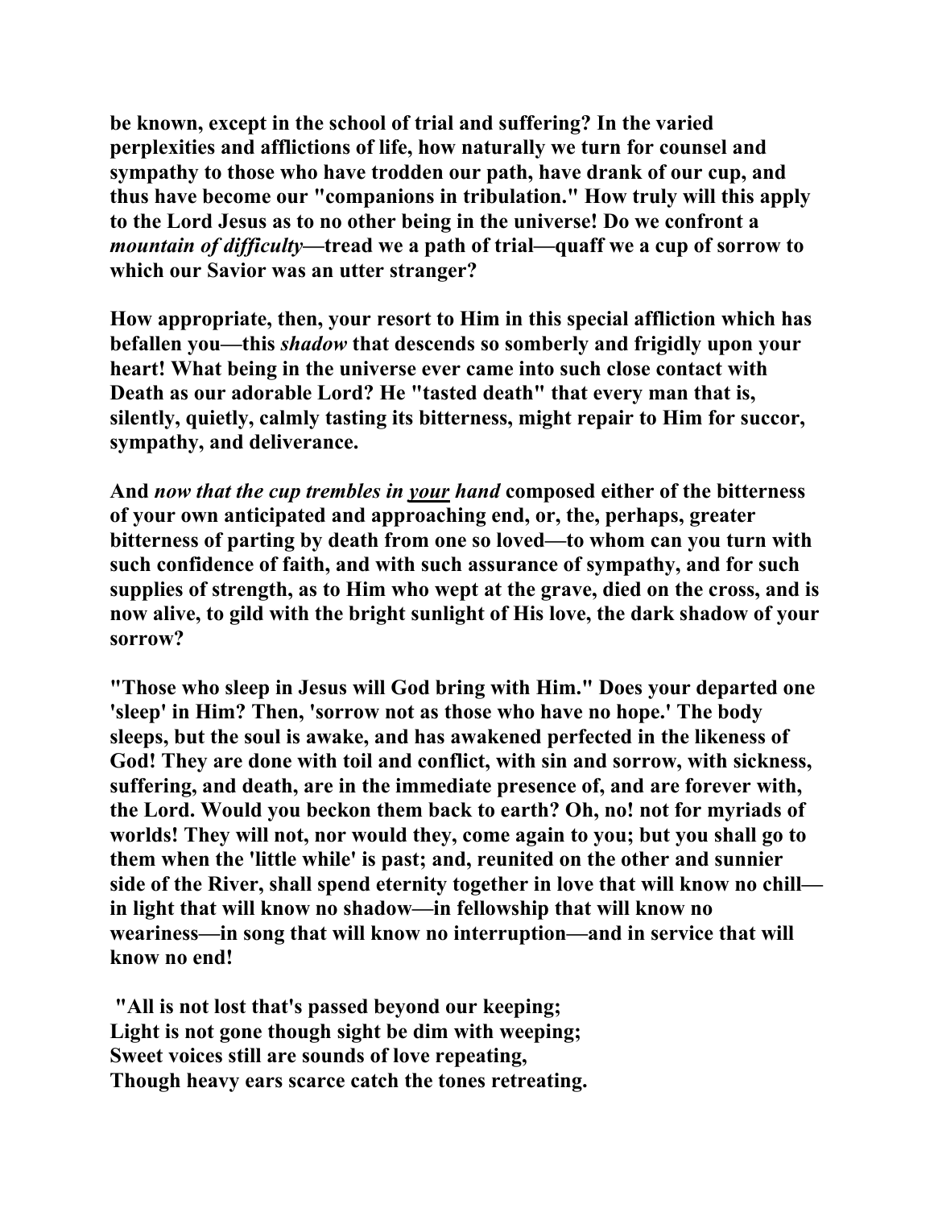be known, except in the school of trial and suffering? In the varied perplexities and afflictions of life, how naturally we turn for counsel and sympathy to those who have trodden our path, have drank of our cup, and thus have become our "companions in tribulation." How truly will this apply to the Lord Jesus as to no other being in the universe! Do we confront a *mountain of difficulty*—tread we a path of trial—quaff we a cup of sorrow to which our Savior was an utter stranger?

How appropriate, then, your resort to Him in this special affliction which has befallen you—this *shadow* that descends so somberly and frigidly upon your heart! What being in the universe ever came into such close contact with Death as our adorable Lord? He "tasted death" that every man that is, silently, quietly, calmly tasting its bitterness, might repair to Him for succor, sympathy, and deliverance.

And *now that the cup trembles in <u>your</u> hand* composed either of the bitterness of your own anticipated and approaching end, or, the, perhaps, greater bitterness of parting by death from one so loved—to whom can you turn with such confidence of faith, and with such assurance of sympathy, and for such supplies of strength, as to Him who wept at the grave, died on the cross, and is now alive, to gild with the bright sunlight of His love, the dark shadow of your sorrow?

"Those who sleep in Jesus will God bring with Him." Does your departed one 'sleep' in Him? Then, 'sorrow not as those who have no hope.' The body sleeps, but the soul is awake, and has awakened perfected in the likeness of God! They are done with toil and conflict, with sin and sorrow, with sickness, suffering, and death, are in the immediate presence of, and are forever with, the Lord. Would you beckon them back to earth? Oh, no! not for myriads of worlds! They will not, nor would they, come again to you; but you shall go to them when the 'little while' is past; and, reunited on the other and sunnier side of the River, shall spend eternity together in love that will know no chill—in light that will know no shadow—in fellowship that will know no weariness—in song that will know no interruption—and in service that will know no end!

"All is not lost that's passed beyond our keeping;
Light is not gone though sight be dim with weeping;
Sweet voices still are sounds of love repeating,
Though heavy ears scarce catch the tones retreating.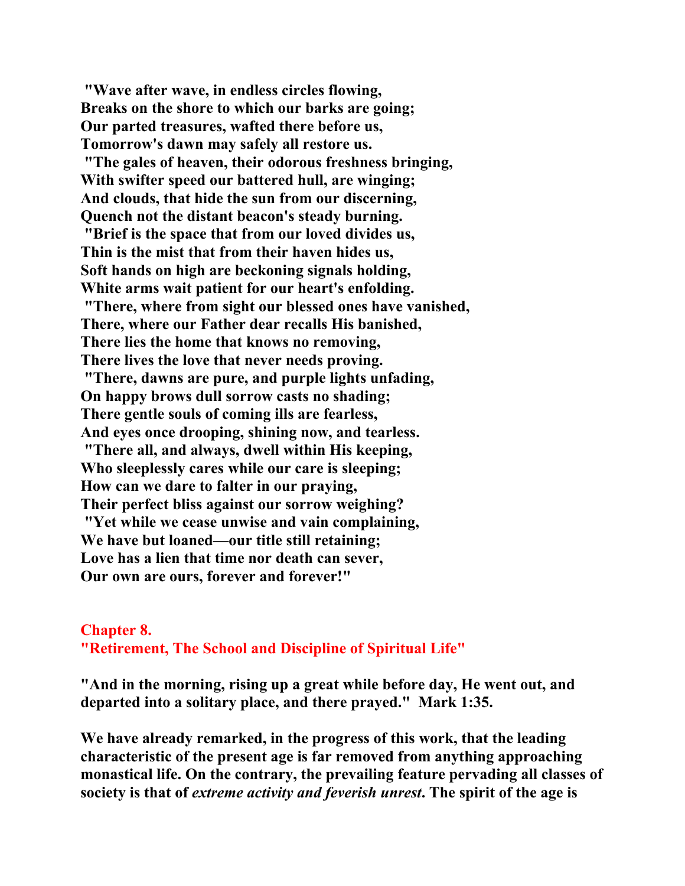**"Wave after wave, in endless circles flowing,**
**Breaks on the shore to which our barks are going;**
**Our parted treasures, wafted there before us,**
**Tomorrow's dawn may safely all restore us.**

**"The gales of heaven, their odorous freshness bringing,**
**With swifter speed our battered hull, are winging;**
**And clouds, that hide the sun from our discerning,**
**Quench not the distant beacon's steady burning.**

**"Brief is the space that from our loved divides us,**
**Thin is the mist that from their haven hides us,**
**Soft hands on high are beckoning signals holding,**
**White arms wait patient for our heart's enfolding.**

**"There, where from sight our blessed ones have vanished,**
**There, where our Father dear recalls His banished,**
**There lies the home that knows no removing,**
**There lives the love that never needs proving.**

**"There, dawns are pure, and purple lights unfading,**
**On happy brows dull sorrow casts no shading;**
**There gentle souls of coming ills are fearless,**
**And eyes once drooping, shining now, and tearless.**

**"There all, and always, dwell within His keeping,**
**Who sleeplessly cares while our care is sleeping;**
**How can we dare to falter in our praying,**
**Their perfect bliss against our sorrow weighing?**

**"Yet while we cease unwise and vain complaining,**
**We have but loaned—our title still retaining;**
**Love has a lien that time nor death can sever,**
**Our own are ours, forever and forever!"**

## Chapter 8.
## "Retirement, The School and Discipline of Spiritual Life"

**"And in the morning, rising up a great while before day, He went out, and departed into a solitary place, and there prayed."  Mark 1:35.**

**We have already remarked, in the progress of this work, that the leading characteristic of the present age is far removed from anything approaching monastical life. On the contrary, the prevailing feature pervading all classes of society is that of *extreme activity and feverish unrest*. The spirit of the age is**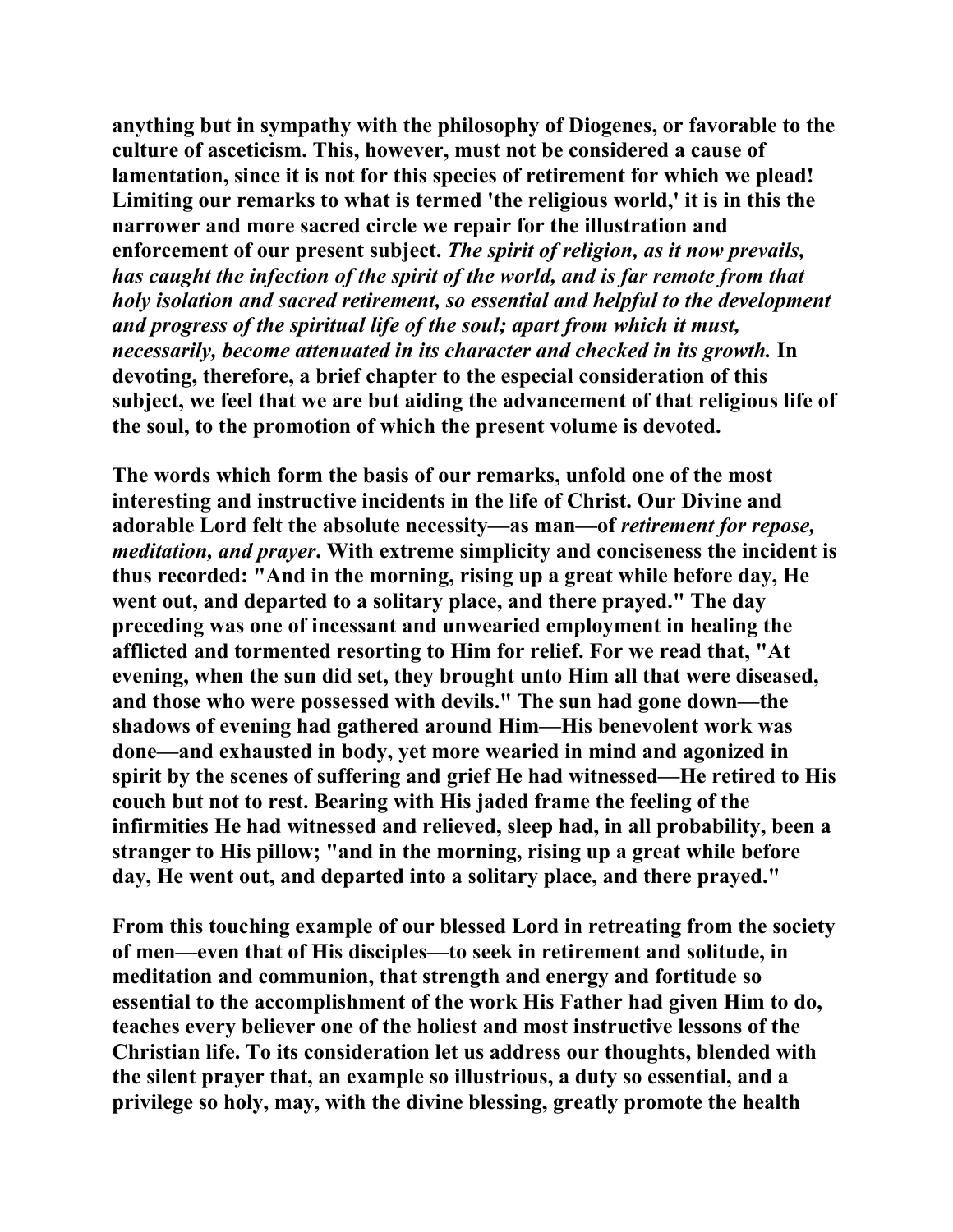anything but in sympathy with the philosophy of Diogenes, or favorable to the culture of asceticism. This, however, must not be considered a cause of lamentation, since it is not for this species of retirement for which we plead! Limiting our remarks to what is termed 'the religious world,' it is in this the narrower and more sacred circle we repair for the illustration and enforcement of our present subject. *The spirit of religion, as it now prevails, has caught the infection of the spirit of the world, and is far remote from that holy isolation and sacred retirement, so essential and helpful to the development and progress of the spiritual life of the soul; apart from which it must, necessarily, become attenuated in its character and checked in its growth.* In devoting, therefore, a brief chapter to the especial consideration of this subject, we feel that we are but aiding the advancement of that religious life of the soul, to the promotion of which the present volume is devoted.

The words which form the basis of our remarks, unfold one of the most interesting and instructive incidents in the life of Christ. Our Divine and adorable Lord felt the absolute necessity—as man—of *retirement for repose, meditation, and prayer*. With extreme simplicity and conciseness the incident is thus recorded: "And in the morning, rising up a great while before day, He went out, and departed to a solitary place, and there prayed." The day preceding was one of incessant and unwearied employment in healing the afflicted and tormented resorting to Him for relief. For we read that, "At evening, when the sun did set, they brought unto Him all that were diseased, and those who were possessed with devils." The sun had gone down—the shadows of evening had gathered around Him—His benevolent work was done—and exhausted in body, yet more wearied in mind and agonized in spirit by the scenes of suffering and grief He had witnessed—He retired to His couch but not to rest. Bearing with His jaded frame the feeling of the infirmities He had witnessed and relieved, sleep had, in all probability, been a stranger to His pillow; "and in the morning, rising up a great while before day, He went out, and departed into a solitary place, and there prayed."

From this touching example of our blessed Lord in retreating from the society of men—even that of His disciples—to seek in retirement and solitude, in meditation and communion, that strength and energy and fortitude so essential to the accomplishment of the work His Father had given Him to do, teaches every believer one of the holiest and most instructive lessons of the Christian life. To its consideration let us address our thoughts, blended with the silent prayer that, an example so illustrious, a duty so essential, and a privilege so holy, may, with the divine blessing, greatly promote the health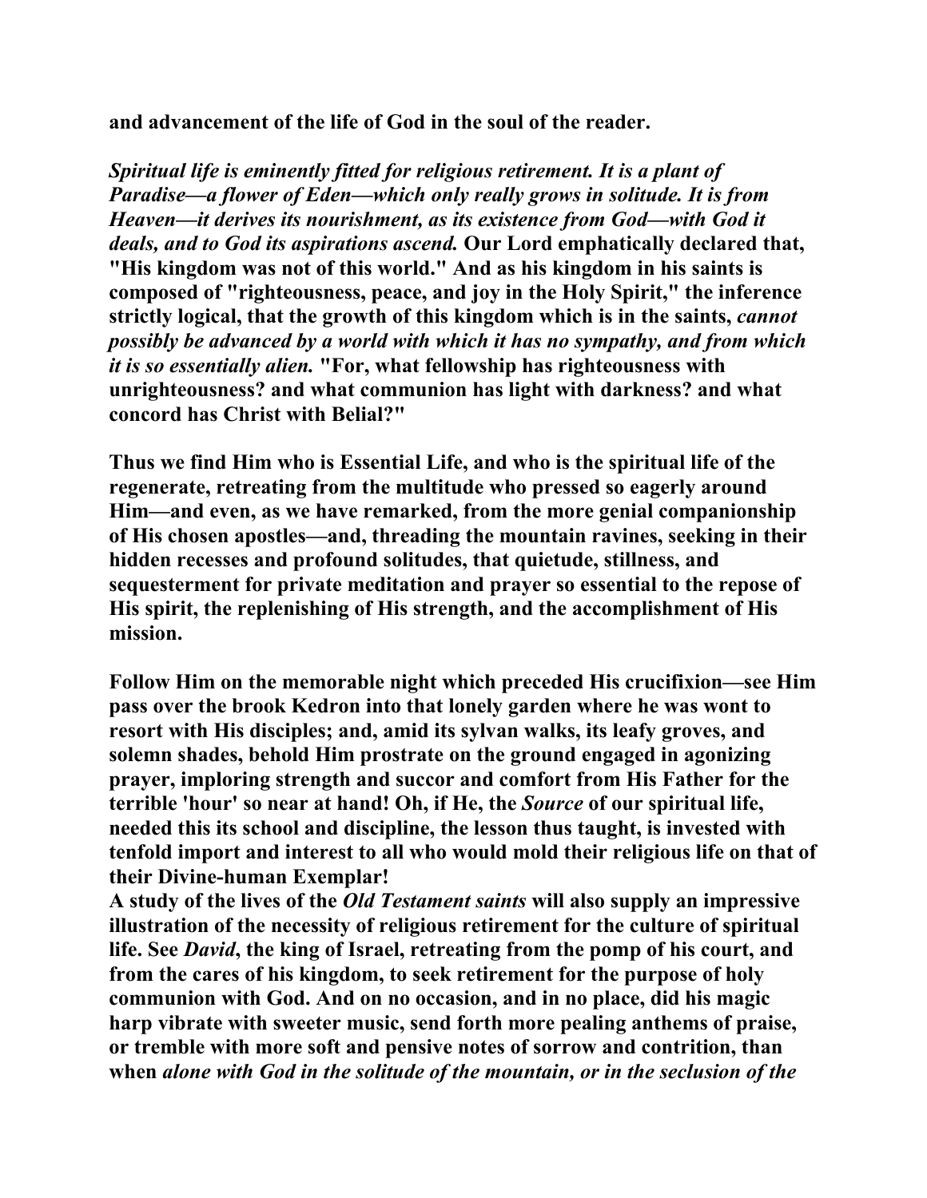**and advancement of the life of God in the soul of the reader.**

***Spiritual life is eminently fitted for religious retirement. It is a plant of Paradise—a flower of Eden—which only really grows in solitude. It is from Heaven—it derives its nourishment, as its existence from God—with God it deals, and to God its aspirations ascend.*** **Our Lord emphatically declared that, "His kingdom was not of this world." And as his kingdom in his saints is composed of "righteousness, peace, and joy in the Holy Spirit," the inference strictly logical, that the growth of this kingdom which is in the saints, *cannot possibly be advanced by a world with which it has no sympathy, and from which it is so essentially alien.* "For, what fellowship has righteousness with unrighteousness? and what communion has light with darkness? and what concord has Christ with Belial?"**

**Thus we find Him who is Essential Life, and who is the spiritual life of the regenerate, retreating from the multitude who pressed so eagerly around Him—and even, as we have remarked, from the more genial companionship of His chosen apostles—and, threading the mountain ravines, seeking in their hidden recesses and profound solitudes, that quietude, stillness, and sequesterment for private meditation and prayer so essential to the repose of His spirit, the replenishing of His strength, and the accomplishment of His mission.**

**Follow Him on the memorable night which preceded His crucifixion—see Him pass over the brook Kedron into that lonely garden where he was wont to resort with His disciples; and, amid its sylvan walks, its leafy groves, and solemn shades, behold Him prostrate on the ground engaged in agonizing prayer, imploring strength and succor and comfort from His Father for the terrible 'hour' so near at hand! Oh, if He, the *Source* of our spiritual life, needed this its school and discipline, the lesson thus taught, is invested with tenfold import and interest to all who would mold their religious life on that of their Divine-human Exemplar!**

**A study of the lives of the *Old Testament saints* will also supply an impressive illustration of the necessity of religious retirement for the culture of spiritual life. See *David*, the king of Israel, retreating from the pomp of his court, and from the cares of his kingdom, to seek retirement for the purpose of holy communion with God. And on no occasion, and in no place, did his magic harp vibrate with sweeter music, send forth more pealing anthems of praise, or tremble with more soft and pensive notes of sorrow and contrition, than when *alone with God in the solitude of the mountain, or in the seclusion of the***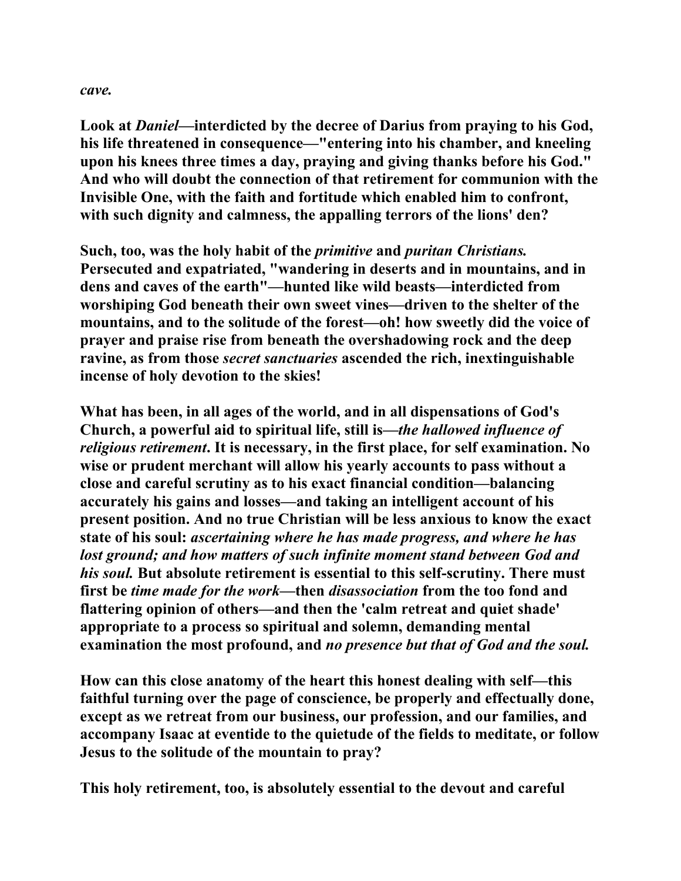*cave.*

**Look at *Daniel*—interdicted by the decree of Darius from praying to his God, his life threatened in consequence—"entering into his chamber, and kneeling upon his knees three times a day, praying and giving thanks before his God." And who will doubt the connection of that retirement for communion with the Invisible One, with the faith and fortitude which enabled him to confront, with such dignity and calmness, the appalling terrors of the lions' den?**

**Such, too, was the holy habit of the *primitive* and *puritan Christians.* Persecuted and expatriated, "wandering in deserts and in mountains, and in dens and caves of the earth"—hunted like wild beasts—interdicted from worshiping God beneath their own sweet vines—driven to the shelter of the mountains, and to the solitude of the forest—oh! how sweetly did the voice of prayer and praise rise from beneath the overshadowing rock and the deep ravine, as from those *secret sanctuaries* ascended the rich, inextinguishable incense of holy devotion to the skies!**

**What has been, in all ages of the world, and in all dispensations of God's Church, a powerful aid to spiritual life, still is—*the hallowed influence of religious retirement*. It is necessary, in the first place, for self examination. No wise or prudent merchant will allow his yearly accounts to pass without a close and careful scrutiny as to his exact financial condition—balancing accurately his gains and losses—and taking an intelligent account of his present position. And no true Christian will be less anxious to know the exact state of his soul: *ascertaining where he has made progress, and where he has lost ground; and how matters of such infinite moment stand between God and his soul.* But absolute retirement is essential to this self-scrutiny. There must first be *time made for the work*—then *disassociation* from the too fond and flattering opinion of others—and then the 'calm retreat and quiet shade' appropriate to a process so spiritual and solemn, demanding mental examination the most profound, and *no presence but that of God and the soul.***

**How can this close anatomy of the heart this honest dealing with self—this faithful turning over the page of conscience, be properly and effectually done, except as we retreat from our business, our profession, and our families, and accompany Isaac at eventide to the quietude of the fields to meditate, or follow Jesus to the solitude of the mountain to pray?**

**This holy retirement, too, is absolutely essential to the devout and careful**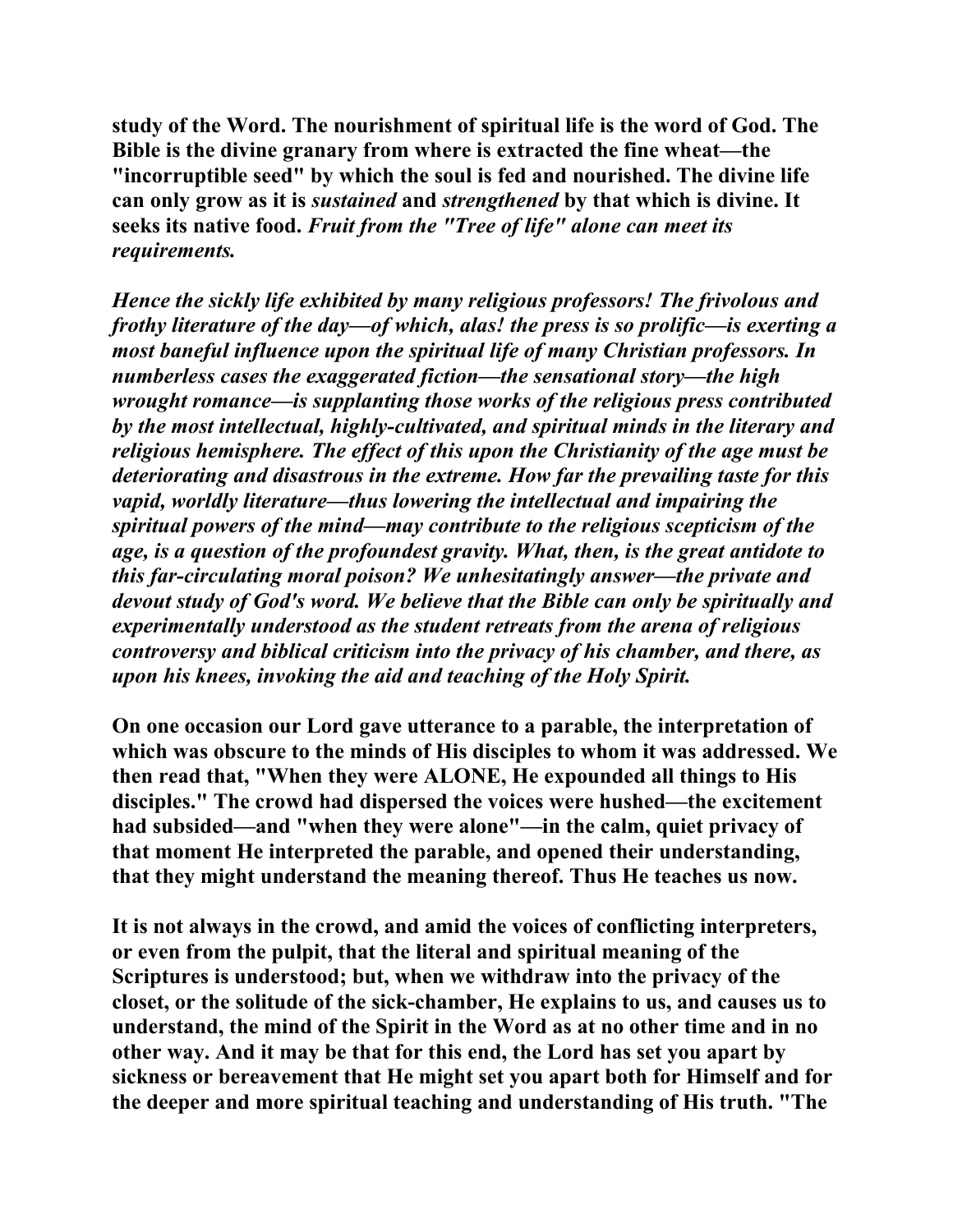**study of the Word. The nourishment of spiritual life is the word of God. The Bible is the divine granary from where is extracted the fine wheat—the "incorruptible seed" by which the soul is fed and nourished. The divine life can only grow as it is *sustained* and *strengthened* by that which is divine. It seeks its native food. *Fruit from the "Tree of life" alone can meet its requirements.***

***Hence the sickly life exhibited by many religious professors! The frivolous and frothy literature of the day—of which, alas! the press is so prolific—is exerting a most baneful influence upon the spiritual life of many Christian professors. In numberless cases the exaggerated fiction—the sensational story—the high wrought romance—is supplanting those works of the religious press contributed by the most intellectual, highly-cultivated, and spiritual minds in the literary and religious hemisphere. The effect of this upon the Christianity of the age must be deteriorating and disastrous in the extreme. How far the prevailing taste for this vapid, worldly literature—thus lowering the intellectual and impairing the spiritual powers of the mind—may contribute to the religious scepticism of the age, is a question of the profoundest gravity. What, then, is the great antidote to this far-circulating moral poison? We unhesitatingly answer—the private and devout study of God's word. We believe that the Bible can only be spiritually and experimentally understood as the student retreats from the arena of religious controversy and biblical criticism into the privacy of his chamber, and there, as upon his knees, invoking the aid and teaching of the Holy Spirit.***

**On one occasion our Lord gave utterance to a parable, the interpretation of which was obscure to the minds of His disciples to whom it was addressed. We then read that, "When they were ALONE, He expounded all things to His disciples." The crowd had dispersed the voices were hushed—the excitement had subsided—and "when they were alone"—in the calm, quiet privacy of that moment He interpreted the parable, and opened their understanding, that they might understand the meaning thereof. Thus He teaches us now.**

**It is not always in the crowd, and amid the voices of conflicting interpreters, or even from the pulpit, that the literal and spiritual meaning of the Scriptures is understood; but, when we withdraw into the privacy of the closet, or the solitude of the sick-chamber, He explains to us, and causes us to understand, the mind of the Spirit in the Word as at no other time and in no other way. And it may be that for this end, the Lord has set you apart by sickness or bereavement that He might set you apart both for Himself and for the deeper and more spiritual teaching and understanding of His truth. "The**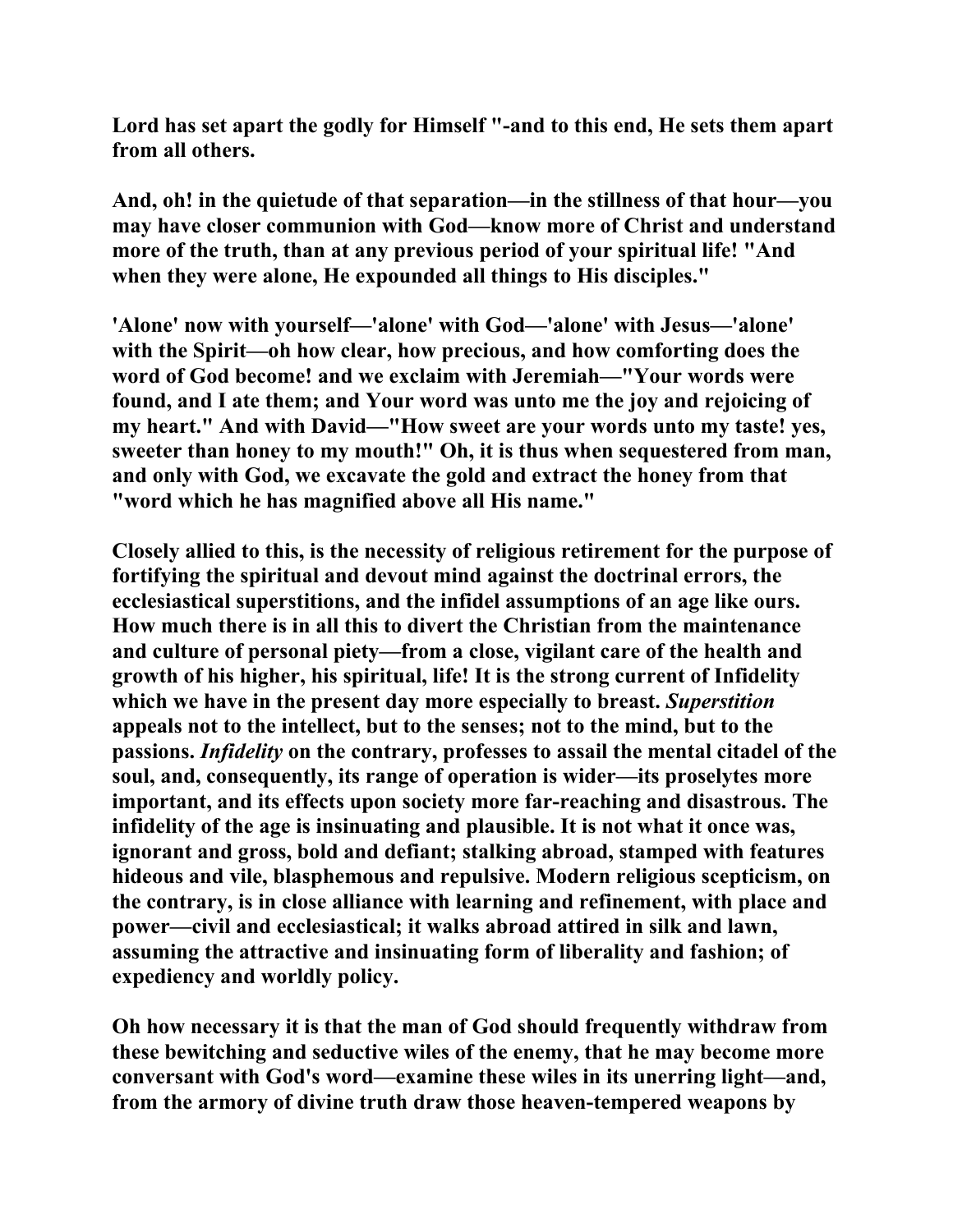**Lord has set apart the godly for Himself "-and to this end, He sets them apart from all others.**

**And, oh! in the quietude of that separation—in the stillness of that hour—you may have closer communion with God—know more of Christ and understand more of the truth, than at any previous period of your spiritual life! "And when they were alone, He expounded all things to His disciples."**

**'Alone' now with yourself—'alone' with God—'alone' with Jesus—'alone' with the Spirit—oh how clear, how precious, and how comforting does the word of God become! and we exclaim with Jeremiah—"Your words were found, and I ate them; and Your word was unto me the joy and rejoicing of my heart." And with David—"How sweet are your words unto my taste! yes, sweeter than honey to my mouth!" Oh, it is thus when sequestered from man, and only with God, we excavate the gold and extract the honey from that "word which he has magnified above all His name."**

**Closely allied to this, is the necessity of religious retirement for the purpose of fortifying the spiritual and devout mind against the doctrinal errors, the ecclesiastical superstitions, and the infidel assumptions of an age like ours. How much there is in all this to divert the Christian from the maintenance and culture of personal piety—from a close, vigilant care of the health and growth of his higher, his spiritual, life! It is the strong current of Infidelity which we have in the present day more especially to breast. *Superstition* appeals not to the intellect, but to the senses; not to the mind, but to the passions. *Infidelity* on the contrary, professes to assail the mental citadel of the soul, and, consequently, its range of operation is wider—its proselytes more important, and its effects upon society more far-reaching and disastrous. The infidelity of the age is insinuating and plausible. It is not what it once was, ignorant and gross, bold and defiant; stalking abroad, stamped with features hideous and vile, blasphemous and repulsive. Modern religious scepticism, on the contrary, is in close alliance with learning and refinement, with place and power—civil and ecclesiastical; it walks abroad attired in silk and lawn, assuming the attractive and insinuating form of liberality and fashion; of expediency and worldly policy.**

**Oh how necessary it is that the man of God should frequently withdraw from these bewitching and seductive wiles of the enemy, that he may become more conversant with God's word—examine these wiles in its unerring light—and, from the armory of divine truth draw those heaven-tempered weapons by**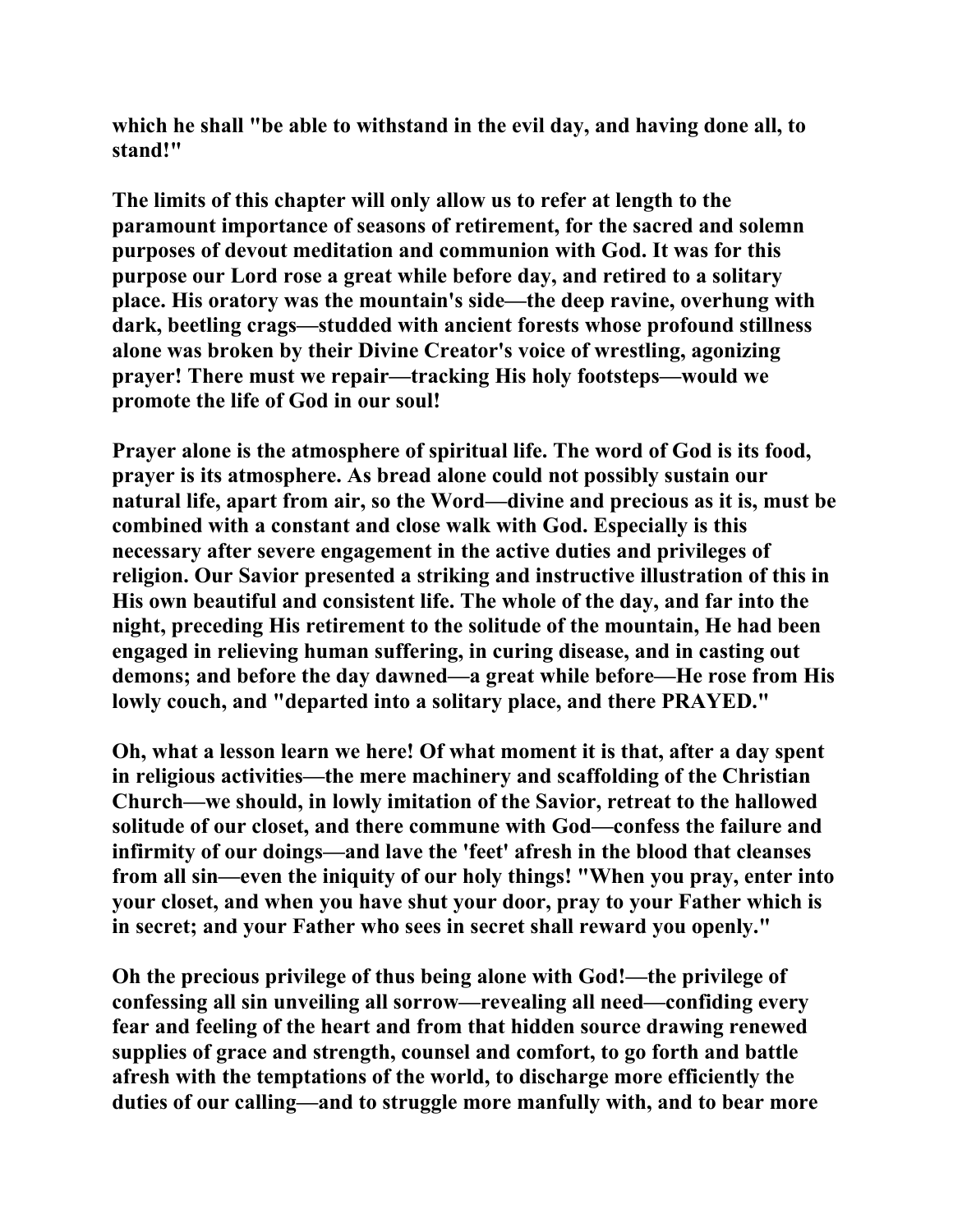**which he shall "be able to withstand in the evil day, and having done all, to stand!"**

**The limits of this chapter will only allow us to refer at length to the paramount importance of seasons of retirement, for the sacred and solemn purposes of devout meditation and communion with God. It was for this purpose our Lord rose a great while before day, and retired to a solitary place. His oratory was the mountain's side—the deep ravine, overhung with dark, beetling crags—studded with ancient forests whose profound stillness alone was broken by their Divine Creator's voice of wrestling, agonizing prayer! There must we repair—tracking His holy footsteps—would we promote the life of God in our soul!**

**Prayer alone is the atmosphere of spiritual life. The word of God is its food, prayer is its atmosphere. As bread alone could not possibly sustain our natural life, apart from air, so the Word—divine and precious as it is, must be combined with a constant and close walk with God. Especially is this necessary after severe engagement in the active duties and privileges of religion. Our Savior presented a striking and instructive illustration of this in His own beautiful and consistent life. The whole of the day, and far into the night, preceding His retirement to the solitude of the mountain, He had been engaged in relieving human suffering, in curing disease, and in casting out demons; and before the day dawned—a great while before—He rose from His lowly couch, and "departed into a solitary place, and there PRAYED."**

**Oh, what a lesson learn we here! Of what moment it is that, after a day spent in religious activities—the mere machinery and scaffolding of the Christian Church—we should, in lowly imitation of the Savior, retreat to the hallowed solitude of our closet, and there commune with God—confess the failure and infirmity of our doings—and lave the 'feet' afresh in the blood that cleanses from all sin—even the iniquity of our holy things! "When you pray, enter into your closet, and when you have shut your door, pray to your Father which is in secret; and your Father who sees in secret shall reward you openly."**

**Oh the precious privilege of thus being alone with God!—the privilege of confessing all sin unveiling all sorrow—revealing all need—confiding every fear and feeling of the heart and from that hidden source drawing renewed supplies of grace and strength, counsel and comfort, to go forth and battle afresh with the temptations of the world, to discharge more efficiently the duties of our calling—and to struggle more manfully with, and to bear more**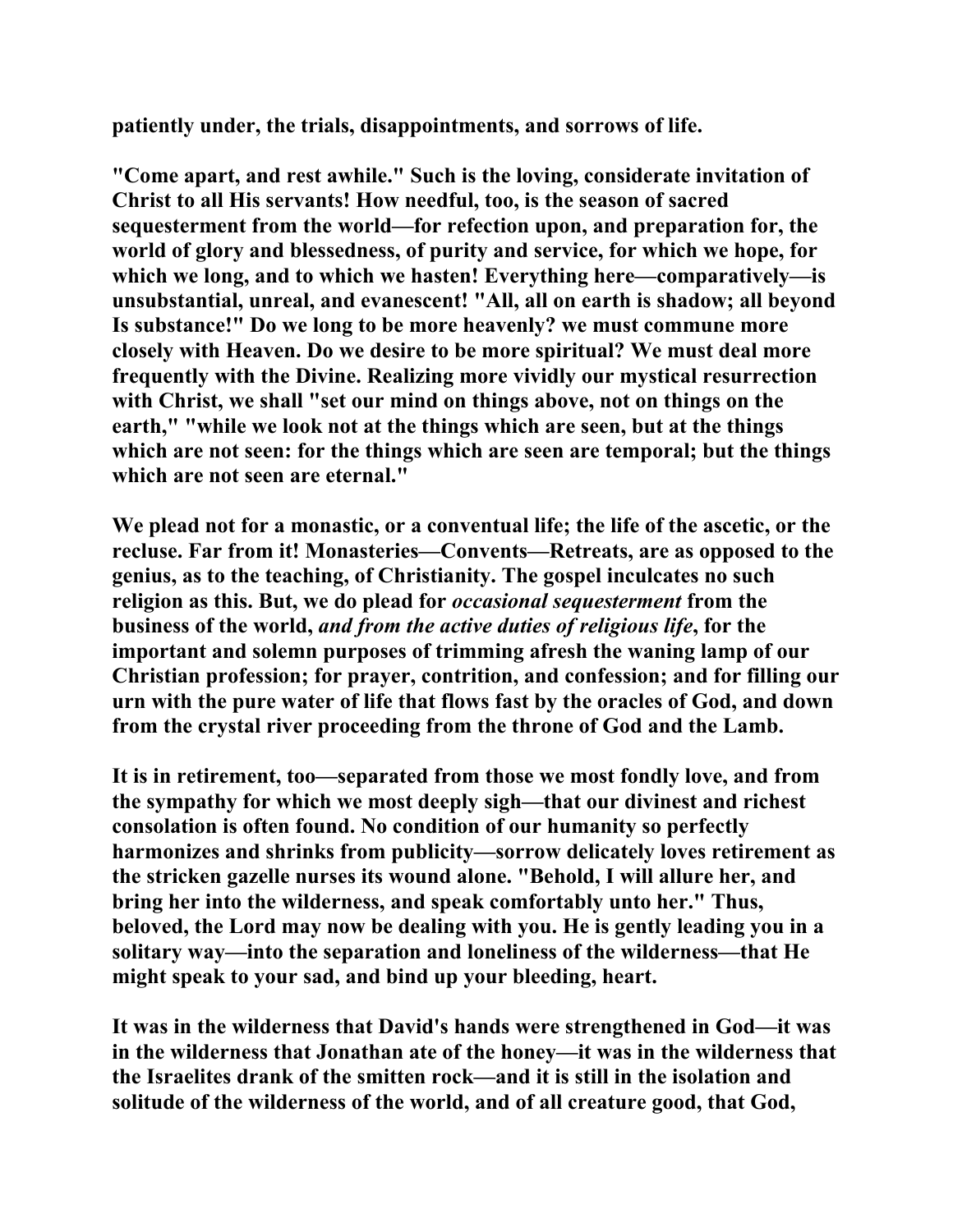patiently under, the trials, disappointments, and sorrows of life.

"Come apart, and rest awhile." Such is the loving, considerate invitation of Christ to all His servants! How needful, too, is the season of sacred sequesterment from the world—for refection upon, and preparation for, the world of glory and blessedness, of purity and service, for which we hope, for which we long, and to which we hasten! Everything here—comparatively—is unsubstantial, unreal, and evanescent! "All, all on earth is shadow; all beyond Is substance!" Do we long to be more heavenly? we must commune more closely with Heaven. Do we desire to be more spiritual? We must deal more frequently with the Divine. Realizing more vividly our mystical resurrection with Christ, we shall "set our mind on things above, not on things on the earth," "while we look not at the things which are seen, but at the things which are not seen: for the things which are seen are temporal; but the things which are not seen are eternal."

We plead not for a monastic, or a conventual life; the life of the ascetic, or the recluse. Far from it! Monasteries—Convents—Retreats, are as opposed to the genius, as to the teaching, of Christianity. The gospel inculcates no such religion as this. But, we do plead for *occasional sequesterment* from the business of the world, *and from the active duties of religious life*, for the important and solemn purposes of trimming afresh the waning lamp of our Christian profession; for prayer, contrition, and confession; and for filling our urn with the pure water of life that flows fast by the oracles of God, and down from the crystal river proceeding from the throne of God and the Lamb.

It is in retirement, too—separated from those we most fondly love, and from the sympathy for which we most deeply sigh—that our divinest and richest consolation is often found. No condition of our humanity so perfectly harmonizes and shrinks from publicity—sorrow delicately loves retirement as the stricken gazelle nurses its wound alone. "Behold, I will allure her, and bring her into the wilderness, and speak comfortably unto her." Thus, beloved, the Lord may now be dealing with you. He is gently leading you in a solitary way—into the separation and loneliness of the wilderness—that He might speak to your sad, and bind up your bleeding, heart.

It was in the wilderness that David's hands were strengthened in God—it was in the wilderness that Jonathan ate of the honey—it was in the wilderness that the Israelites drank of the smitten rock—and it is still in the isolation and solitude of the wilderness of the world, and of all creature good, that God,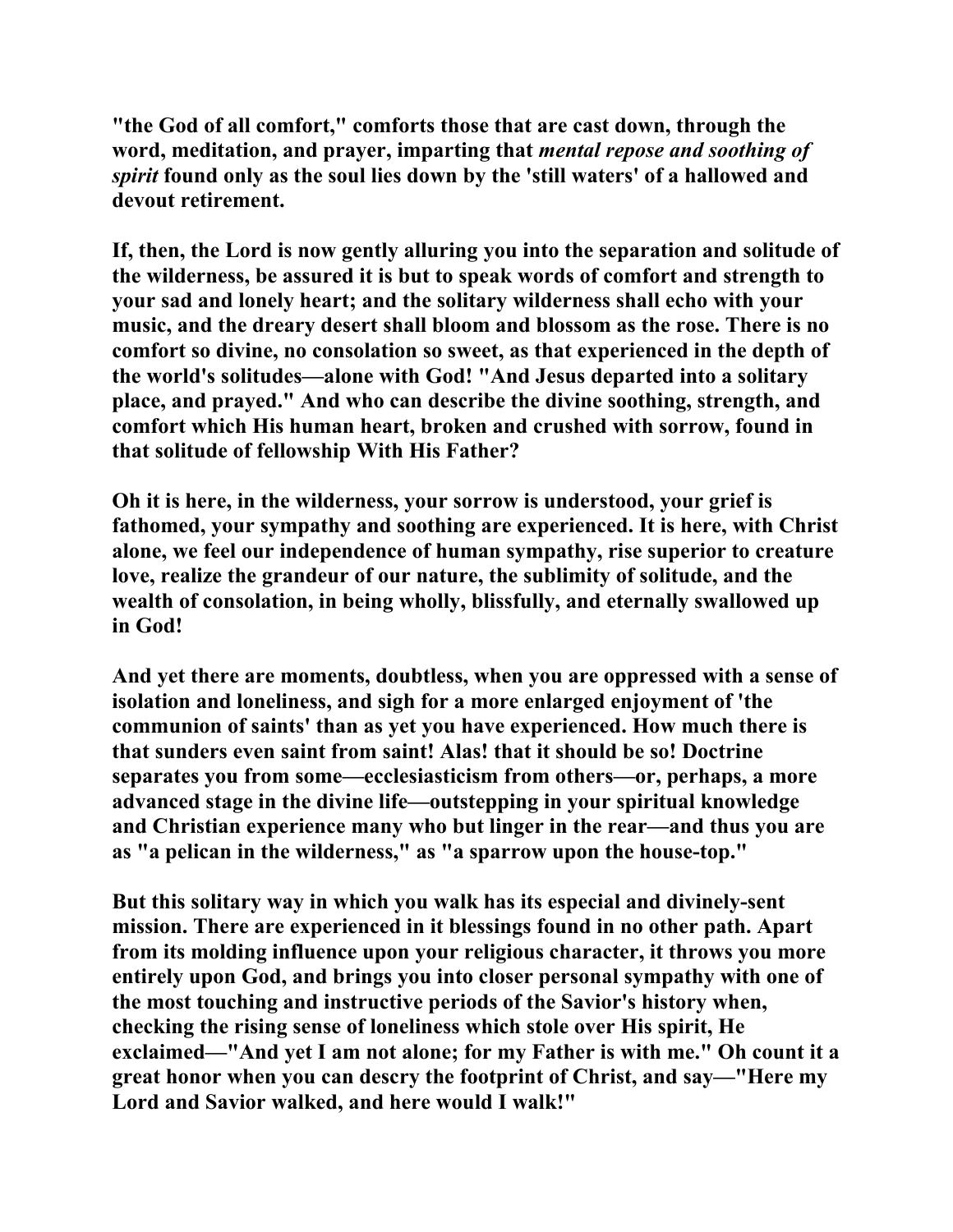"the God of all comfort," comforts those that are cast down, through the word, meditation, and prayer, imparting that *mental repose and soothing of spirit* found only as the soul lies down by the 'still waters' of a hallowed and devout retirement.

If, then, the Lord is now gently alluring you into the separation and solitude of the wilderness, be assured it is but to speak words of comfort and strength to your sad and lonely heart; and the solitary wilderness shall echo with your music, and the dreary desert shall bloom and blossom as the rose. There is no comfort so divine, no consolation so sweet, as that experienced in the depth of the world's solitudes—alone with God! "And Jesus departed into a solitary place, and prayed." And who can describe the divine soothing, strength, and comfort which His human heart, broken and crushed with sorrow, found in that solitude of fellowship With His Father?

Oh it is here, in the wilderness, your sorrow is understood, your grief is fathomed, your sympathy and soothing are experienced. It is here, with Christ alone, we feel our independence of human sympathy, rise superior to creature love, realize the grandeur of our nature, the sublimity of solitude, and the wealth of consolation, in being wholly, blissfully, and eternally swallowed up in God!

And yet there are moments, doubtless, when you are oppressed with a sense of isolation and loneliness, and sigh for a more enlarged enjoyment of 'the communion of saints' than as yet you have experienced. How much there is that sunders even saint from saint! Alas! that it should be so! Doctrine separates you from some—ecclesiasticism from others—or, perhaps, a more advanced stage in the divine life—outstepping in your spiritual knowledge and Christian experience many who but linger in the rear—and thus you are as "a pelican in the wilderness," as "a sparrow upon the house-top."

But this solitary way in which you walk has its especial and divinely-sent mission. There are experienced in it blessings found in no other path. Apart from its molding influence upon your religious character, it throws you more entirely upon God, and brings you into closer personal sympathy with one of the most touching and instructive periods of the Savior's history when, checking the rising sense of loneliness which stole over His spirit, He exclaimed—"And yet I am not alone; for my Father is with me." Oh count it a great honor when you can descry the footprint of Christ, and say—"Here my Lord and Savior walked, and here would I walk!"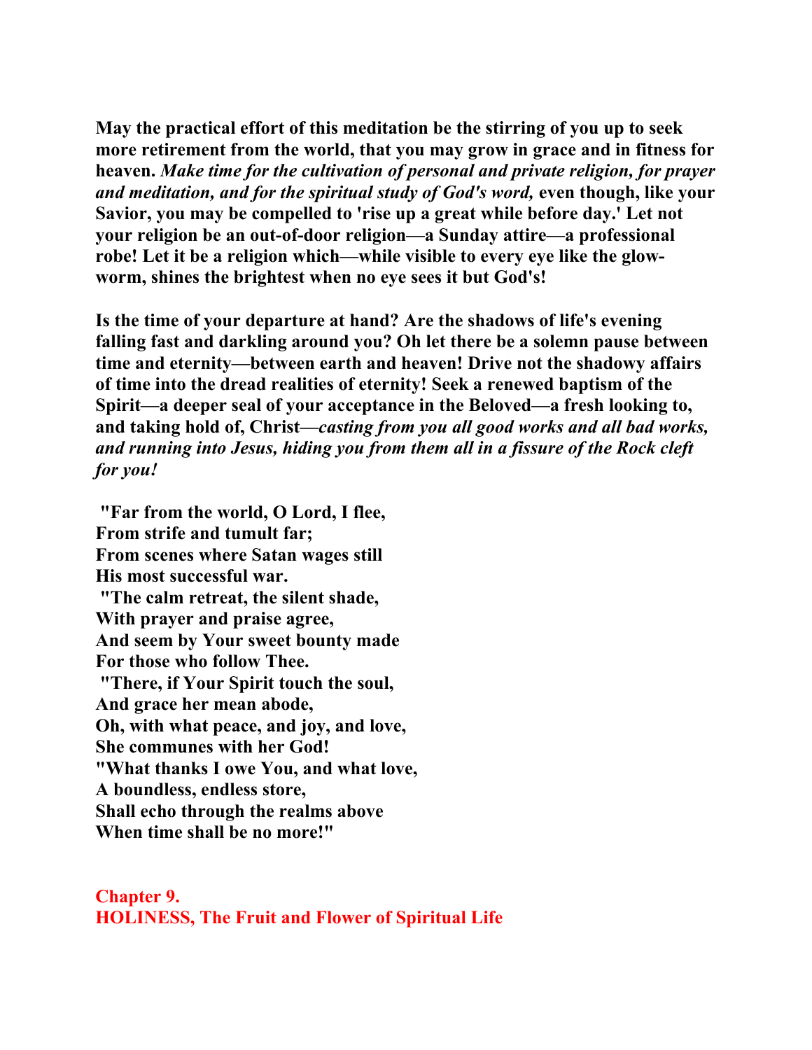**May the practical effort of this meditation be the stirring of you up to seek more retirement from the world, that you may grow in grace and in fitness for heaven.** ***Make time for the cultivation of personal and private religion, for prayer and meditation, and for the spiritual study of God's word,*** **even though, like your Savior, you may be compelled to 'rise up a great while before day.' Let not your religion be an out-of-door religion—a Sunday attire—a professional robe! Let it be a religion which—while visible to every eye like the glow-worm, shines the brightest when no eye sees it but God's!**

**Is the time of your departure at hand? Are the shadows of life's evening falling fast and darkling around you? Oh let there be a solemn pause between time and eternity—between earth and heaven! Drive not the shadowy affairs of time into the dread realities of eternity! Seek a renewed baptism of the Spirit—a deeper seal of your acceptance in the Beloved—a fresh looking to, and taking hold of, Christ—*casting from you all good works and all bad works, and running into Jesus, hiding you from them all in a fissure of the Rock cleft for you!***

**"Far from the world, O Lord, I flee,**
**From strife and tumult far;**
**From scenes where Satan wages still**
**His most successful war.**
**"The calm retreat, the silent shade,**
**With prayer and praise agree,**
**And seem by Your sweet bounty made**
**For those who follow Thee.**
**"There, if Your Spirit touch the soul,**
**And grace her mean abode,**
**Oh, with what peace, and joy, and love,**
**She communes with her God!**
**"What thanks I owe You, and what love,**
**A boundless, endless store,**
**Shall echo through the realms above**
**When time shall be no more!"**

## Chapter 9.
## HOLINESS, The Fruit and Flower of Spiritual Life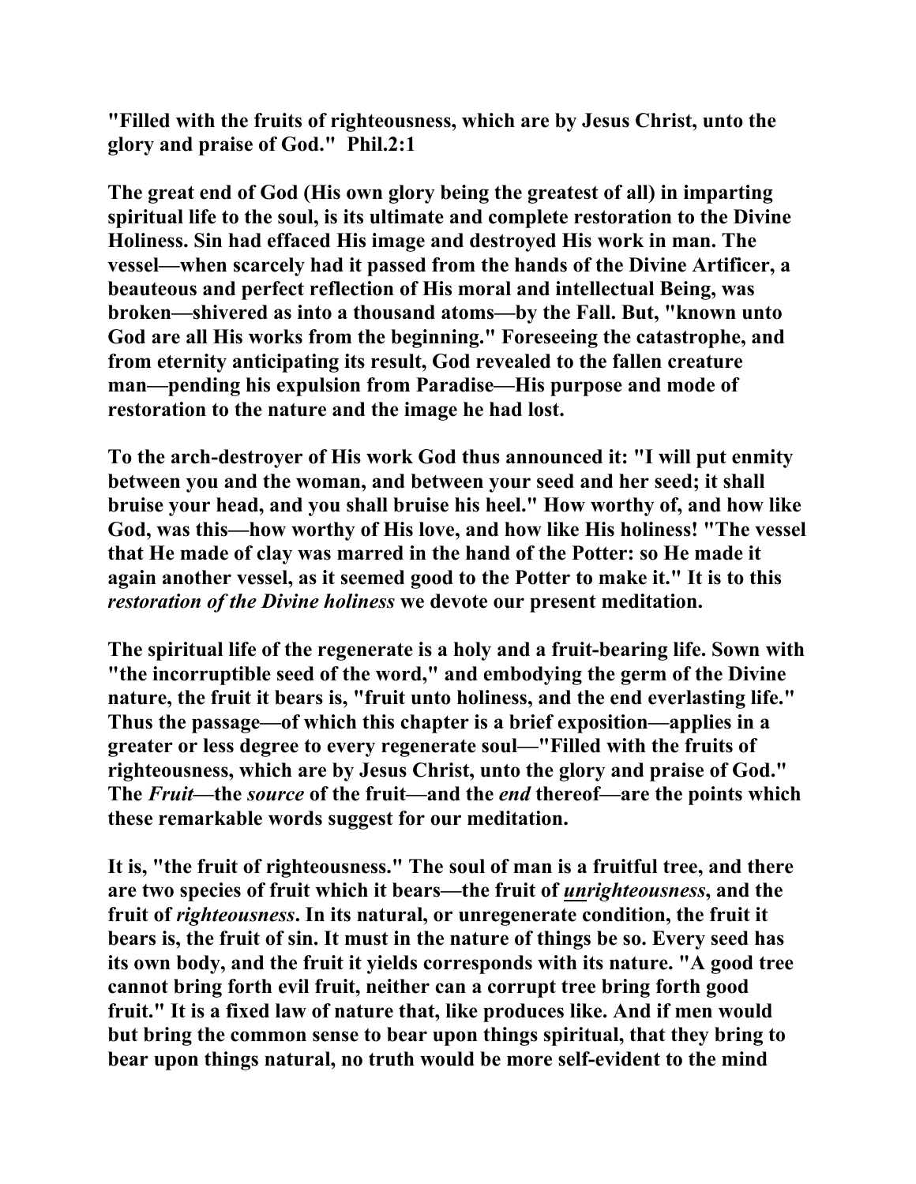**"Filled with the fruits of righteousness, which are by Jesus Christ, unto the glory and praise of God." Phil.2:1**

**The great end of God (His own glory being the greatest of all) in imparting spiritual life to the soul, is its ultimate and complete restoration to the Divine Holiness. Sin had effaced His image and destroyed His work in man. The vessel—when scarcely had it passed from the hands of the Divine Artificer, a beauteous and perfect reflection of His moral and intellectual Being, was broken—shivered as into a thousand atoms—by the Fall. But, "known unto God are all His works from the beginning." Foreseeing the catastrophe, and from eternity anticipating its result, God revealed to the fallen creature man—pending his expulsion from Paradise—His purpose and mode of restoration to the nature and the image he had lost.**

**To the arch-destroyer of His work God thus announced it: "I will put enmity between you and the woman, and between your seed and her seed; it shall bruise your head, and you shall bruise his heel." How worthy of, and how like God, was this—how worthy of His love, and how like His holiness! "The vessel that He made of clay was marred in the hand of the Potter: so He made it again another vessel, as it seemed good to the Potter to make it." It is to this *restoration of the Divine holiness* we devote our present meditation.**

**The spiritual life of the regenerate is a holy and a fruit-bearing life. Sown with "the incorruptible seed of the word," and embodying the germ of the Divine nature, the fruit it bears is, "fruit unto holiness, and the end everlasting life." Thus the passage—of which this chapter is a brief exposition—applies in a greater or less degree to every regenerate soul—"Filled with the fruits of righteousness, which are by Jesus Christ, unto the glory and praise of God." The *Fruit*—the *source* of the fruit—and the *end* thereof—are the points which these remarkable words suggest for our meditation.**

**It is, "the fruit of righteousness." The soul of man is a fruitful tree, and there are two species of fruit which it bears—the fruit of *<u>un</u>righteousness*, and the fruit of *righteousness*. In its natural, or unregenerate condition, the fruit it bears is, the fruit of sin. It must in the nature of things be so. Every seed has its own body, and the fruit it yields corresponds with its nature. "A good tree cannot bring forth evil fruit, neither can a corrupt tree bring forth good fruit." It is a fixed law of nature that, like produces like. And if men would but bring the common sense to bear upon things spiritual, that they bring to bear upon things natural, no truth would be more self-evident to the mind**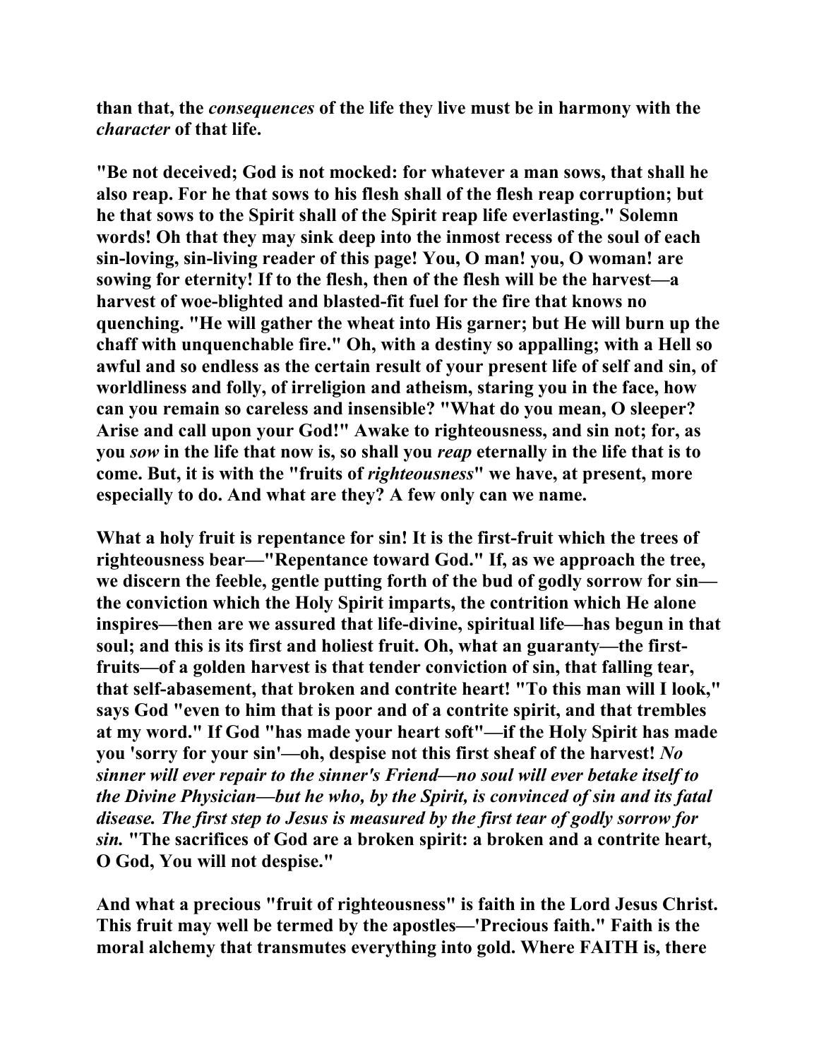**than that, the *consequences* of the life they live must be in harmony with the *character* of that life.**

**"Be not deceived; God is not mocked: for whatever a man sows, that shall he also reap. For he that sows to his flesh shall of the flesh reap corruption; but he that sows to the Spirit shall of the Spirit reap life everlasting." Solemn words! Oh that they may sink deep into the inmost recess of the soul of each sin-loving, sin-living reader of this page! You, O man! you, O woman! are sowing for eternity! If to the flesh, then of the flesh will be the harvest—a harvest of woe-blighted and blasted-fit fuel for the fire that knows no quenching. "He will gather the wheat into His garner; but He will burn up the chaff with unquenchable fire." Oh, with a destiny so appalling; with a Hell so awful and so endless as the certain result of your present life of self and sin, of worldliness and folly, of irreligion and atheism, staring you in the face, how can you remain so careless and insensible? "What do you mean, O sleeper? Arise and call upon your God!" Awake to righteousness, and sin not; for, as you *sow* in the life that now is, so shall you *reap* eternally in the life that is to come. But, it is with the "fruits of *righteousness*" we have, at present, more especially to do. And what are they? A few only can we name.**

**What a holy fruit is repentance for sin! It is the first-fruit which the trees of righteousness bear—"Repentance toward God." If, as we approach the tree, we discern the feeble, gentle putting forth of the bud of godly sorrow for sin—the conviction which the Holy Spirit imparts, the contrition which He alone inspires—then are we assured that life-divine, spiritual life—has begun in that soul; and this is its first and holiest fruit. Oh, what an guaranty—the first-fruits—of a golden harvest is that tender conviction of sin, that falling tear, that self-abasement, that broken and contrite heart! "To this man will I look," says God "even to him that is poor and of a contrite spirit, and that trembles at my word." If God "has made your heart soft"—if the Holy Spirit has made you 'sorry for your sin'—oh, despise not this first sheaf of the harvest! *No sinner will ever repair to the sinner's Friend—no soul will ever betake itself to the Divine Physician—but he who, by the Spirit, is convinced of sin and its fatal disease. The first step to Jesus is measured by the first tear of godly sorrow for sin.* "The sacrifices of God are a broken spirit: a broken and a contrite heart, O God, You will not despise."**

**And what a precious "fruit of righteousness" is faith in the Lord Jesus Christ. This fruit may well be termed by the apostles—'Precious faith." Faith is the moral alchemy that transmutes everything into gold. Where FAITH is, there**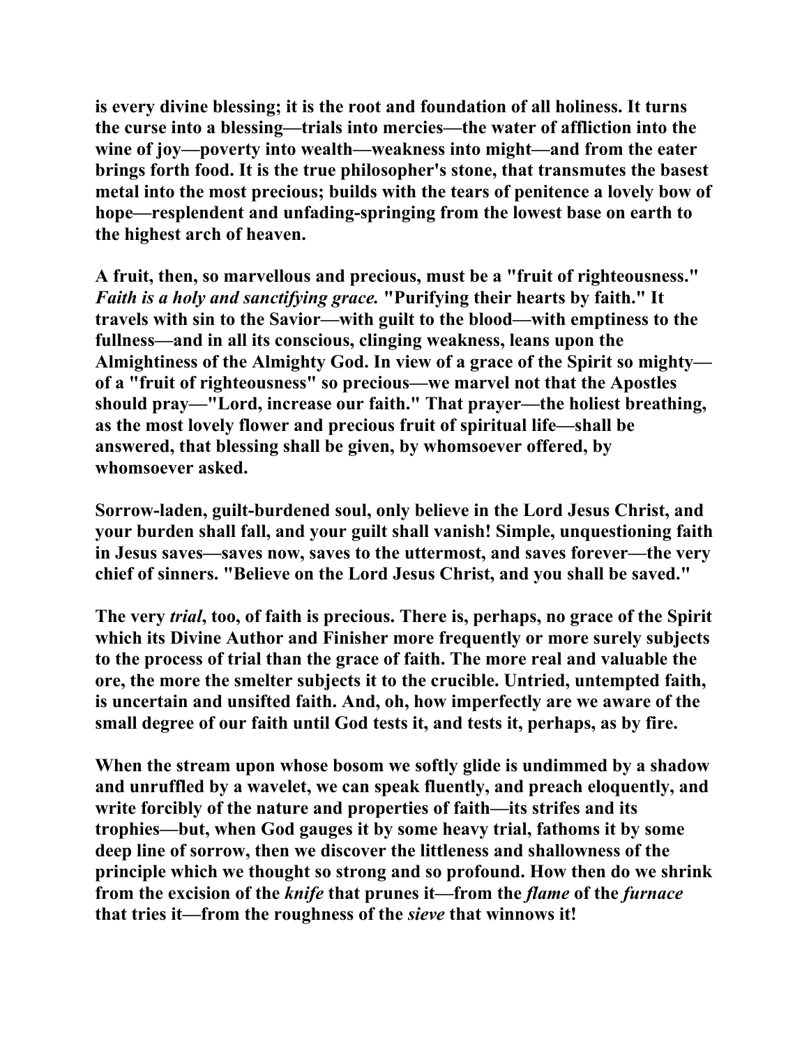**is every divine blessing; it is the root and foundation of all holiness. It turns the curse into a blessing—trials into mercies—the water of affliction into the wine of joy—poverty into wealth—weakness into might—and from the eater brings forth food. It is the true philosopher's stone, that transmutes the basest metal into the most precious; builds with the tears of penitence a lovely bow of hope—resplendent and unfading-springing from the lowest base on earth to the highest arch of heaven.**

**A fruit, then, so marvellous and precious, must be a "fruit of righteousness."** ***Faith is a holy and sanctifying grace.*** **"Purifying their hearts by faith." It travels with sin to the Savior—with guilt to the blood—with emptiness to the fullness—and in all its conscious, clinging weakness, leans upon the Almightiness of the Almighty God. In view of a grace of the Spirit so mighty—of a "fruit of righteousness" so precious—we marvel not that the Apostles should pray—"Lord, increase our faith." That prayer—the holiest breathing, as the most lovely flower and precious fruit of spiritual life—shall be answered, that blessing shall be given, by whomsoever offered, by whomsoever asked.**

**Sorrow-laden, guilt-burdened soul, only believe in the Lord Jesus Christ, and your burden shall fall, and your guilt shall vanish! Simple, unquestioning faith in Jesus saves—saves now, saves to the uttermost, and saves forever—the very chief of sinners. "Believe on the Lord Jesus Christ, and you shall be saved."**

**The very** ***trial*****, too, of faith is precious. There is, perhaps, no grace of the Spirit which its Divine Author and Finisher more frequently or more surely subjects to the process of trial than the grace of faith. The more real and valuable the ore, the more the smelter subjects it to the crucible. Untried, untempted faith, is uncertain and unsifted faith. And, oh, how imperfectly are we aware of the small degree of our faith until God tests it, and tests it, perhaps, as by fire.**

**When the stream upon whose bosom we softly glide is undimmed by a shadow and unruffled by a wavelet, we can speak fluently, and preach eloquently, and write forcibly of the nature and properties of faith—its strifes and its trophies—but, when God gauges it by some heavy trial, fathoms it by some deep line of sorrow, then we discover the littleness and shallowness of the principle which we thought so strong and so profound. How then do we shrink from the excision of the** ***knife*** **that prunes it—from the** ***flame*** **of the** ***furnace*** **that tries it—from the roughness of the** ***sieve*** **that winnows it!**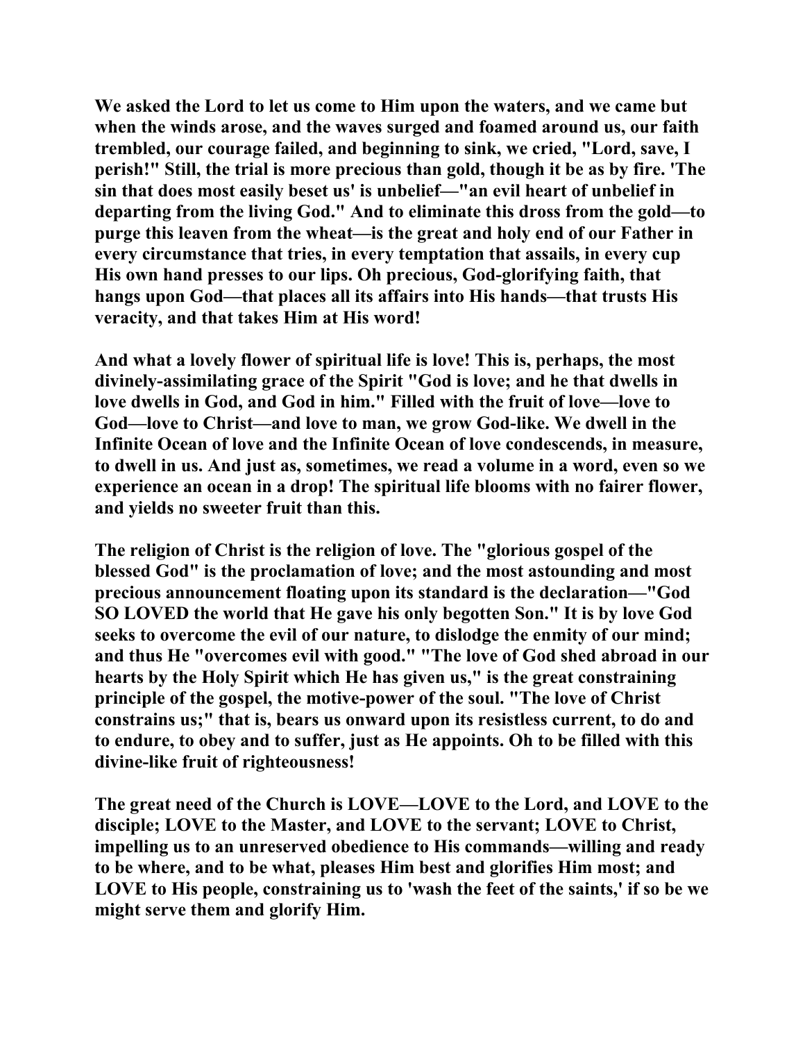**We asked the Lord to let us come to Him upon the waters, and we came but when the winds arose, and the waves surged and foamed around us, our faith trembled, our courage failed, and beginning to sink, we cried, "Lord, save, I perish!" Still, the trial is more precious than gold, though it be as by fire. 'The sin that does most easily beset us' is unbelief—"an evil heart of unbelief in departing from the living God." And to eliminate this dross from the gold—to purge this leaven from the wheat—is the great and holy end of our Father in every circumstance that tries, in every temptation that assails, in every cup His own hand presses to our lips. Oh precious, God-glorifying faith, that hangs upon God—that places all its affairs into His hands—that trusts His veracity, and that takes Him at His word!**

**And what a lovely flower of spiritual life is love! This is, perhaps, the most divinely-assimilating grace of the Spirit "God is love; and he that dwells in love dwells in God, and God in him." Filled with the fruit of love—love to God—love to Christ—and love to man, we grow God-like. We dwell in the Infinite Ocean of love and the Infinite Ocean of love condescends, in measure, to dwell in us. And just as, sometimes, we read a volume in a word, even so we experience an ocean in a drop! The spiritual life blooms with no fairer flower, and yields no sweeter fruit than this.**

**The religion of Christ is the religion of love. The "glorious gospel of the blessed God" is the proclamation of love; and the most astounding and most precious announcement floating upon its standard is the declaration—"God SO LOVED the world that He gave his only begotten Son." It is by love God seeks to overcome the evil of our nature, to dislodge the enmity of our mind; and thus He "overcomes evil with good." "The love of God shed abroad in our hearts by the Holy Spirit which He has given us," is the great constraining principle of the gospel, the motive-power of the soul. "The love of Christ constrains us;" that is, bears us onward upon its resistless current, to do and to endure, to obey and to suffer, just as He appoints. Oh to be filled with this divine-like fruit of righteousness!**

**The great need of the Church is LOVE—LOVE to the Lord, and LOVE to the disciple; LOVE to the Master, and LOVE to the servant; LOVE to Christ, impelling us to an unreserved obedience to His commands—willing and ready to be where, and to be what, pleases Him best and glorifies Him most; and LOVE to His people, constraining us to 'wash the feet of the saints,' if so be we might serve them and glorify Him.**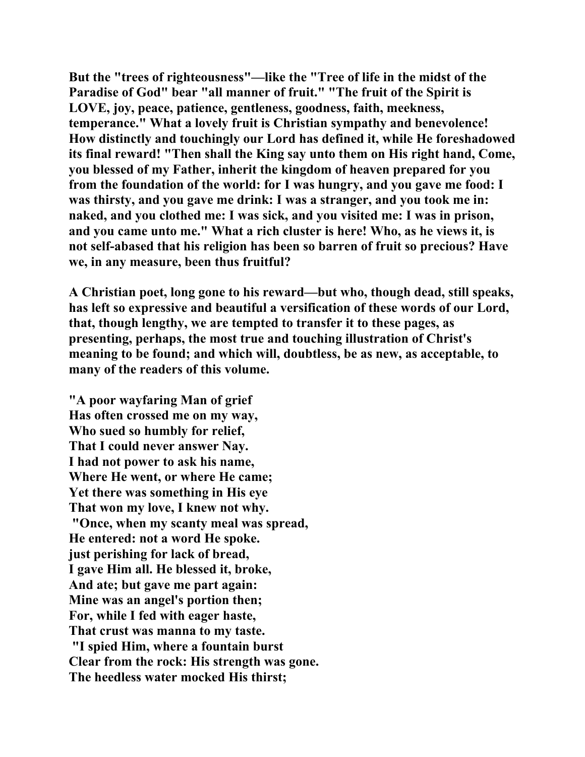But the "trees of righteousness"—like the "Tree of life in the midst of the Paradise of God" bear "all manner of fruit." "The fruit of the Spirit is LOVE, joy, peace, patience, gentleness, goodness, faith, meekness, temperance." What a lovely fruit is Christian sympathy and benevolence! How distinctly and touchingly our Lord has defined it, while He foreshadowed its final reward! "Then shall the King say unto them on His right hand, Come, you blessed of my Father, inherit the kingdom of heaven prepared for you from the foundation of the world: for I was hungry, and you gave me food: I was thirsty, and you gave me drink: I was a stranger, and you took me in: naked, and you clothed me: I was sick, and you visited me: I was in prison, and you came unto me." What a rich cluster is here! Who, as he views it, is not self-abased that his religion has been so barren of fruit so precious? Have we, in any measure, been thus fruitful?

A Christian poet, long gone to his reward—but who, though dead, still speaks, has left so expressive and beautiful a versification of these words of our Lord, that, though lengthy, we are tempted to transfer it to these pages, as presenting, perhaps, the most true and touching illustration of Christ's meaning to be found; and which will, doubtless, be as new, as acceptable, to many of the readers of this volume.

"A poor wayfaring Man of grief  
Has often crossed me on my way,  
Who sued so humbly for relief,  
That I could never answer Nay.  
I had not power to ask his name,  
Where He went, or where He came;  
Yet there was something in His eye  
That won my love, I knew not why.

"Once, when my scanty meal was spread,  
He entered: not a word He spoke.  
just perishing for lack of bread,  
I gave Him all. He blessed it, broke,  
And ate; but gave me part again:  
Mine was an angel's portion then;  
For, while I fed with eager haste,  
That crust was manna to my taste.

"I spied Him, where a fountain burst  
Clear from the rock: His strength was gone.  
The heedless water mocked His thirst;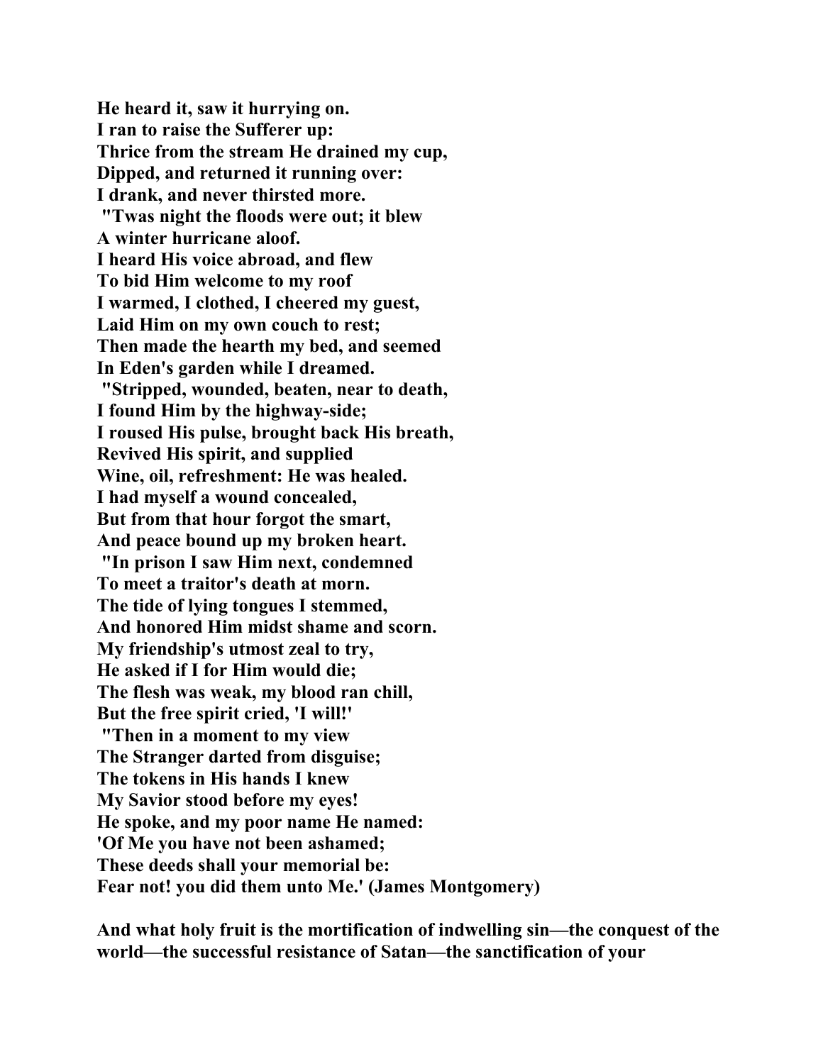**He heard it, saw it hurrying on.**
**I ran to raise the Sufferer up:**
**Thrice from the stream He drained my cup,**
**Dipped, and returned it running over:**
**I drank, and never thirsted more.**

**"Twas night the floods were out; it blew**
**A winter hurricane aloof.**
**I heard His voice abroad, and flew**
**To bid Him welcome to my roof**
**I warmed, I clothed, I cheered my guest,**
**Laid Him on my own couch to rest;**
**Then made the hearth my bed, and seemed**
**In Eden's garden while I dreamed.**

**"Stripped, wounded, beaten, near to death,**
**I found Him by the highway-side;**
**I roused His pulse, brought back His breath,**
**Revived His spirit, and supplied**
**Wine, oil, refreshment: He was healed.**
**I had myself a wound concealed,**
**But from that hour forgot the smart,**
**And peace bound up my broken heart.**

**"In prison I saw Him next, condemned**
**To meet a traitor's death at morn.**
**The tide of lying tongues I stemmed,**
**And honored Him midst shame and scorn.**
**My friendship's utmost zeal to try,**
**He asked if I for Him would die;**
**The flesh was weak, my blood ran chill,**
**But the free spirit cried, 'I will!'**

**"Then in a moment to my view**
**The Stranger darted from disguise;**
**The tokens in His hands I knew**
**My Savior stood before my eyes!**
**He spoke, and my poor name He named:**
**'Of Me you have not been ashamed;**
**These deeds shall your memorial be:**
**Fear not! you did them unto Me.' (James Montgomery)**

**And what holy fruit is the mortification of indwelling sin—the conquest of the world—the successful resistance of Satan—the sanctification of your**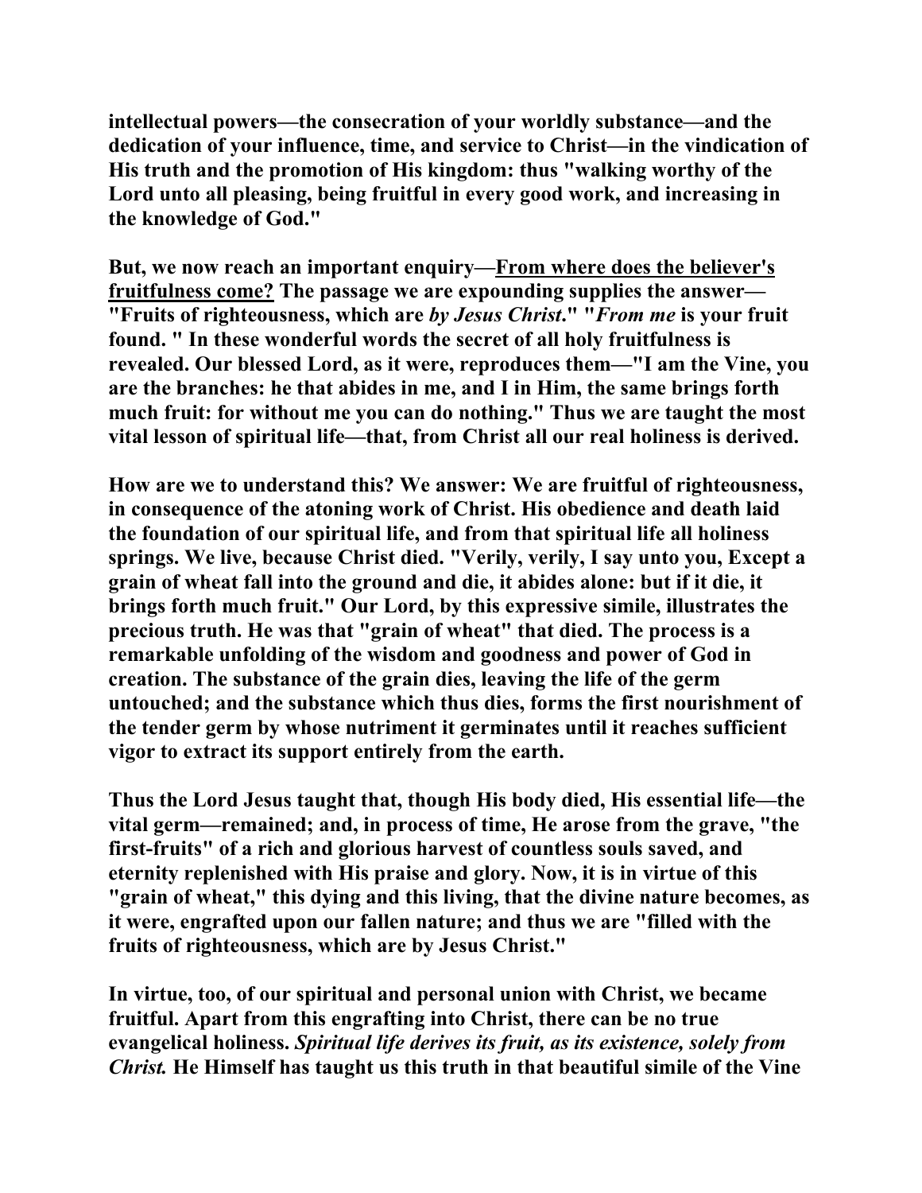**intellectual powers—the consecration of your worldly substance—and the dedication of your influence, time, and service to Christ—in the vindication of His truth and the promotion of His kingdom: thus "walking worthy of the Lord unto all pleasing, being fruitful in every good work, and increasing in the knowledge of God."**

**But, we now reach an important enquiry—<u>From where does the believer's fruitfulness come?</u> The passage we are expounding supplies the answer—"Fruits of righteousness, which are *by Jesus Christ*." "*From me* is your fruit found. " In these wonderful words the secret of all holy fruitfulness is revealed. Our blessed Lord, as it were, reproduces them—"I am the Vine, you are the branches: he that abides in me, and I in Him, the same brings forth much fruit: for without me you can do nothing." Thus we are taught the most vital lesson of spiritual life—that, from Christ all our real holiness is derived.**

**How are we to understand this? We answer: We are fruitful of righteousness, in consequence of the atoning work of Christ. His obedience and death laid the foundation of our spiritual life, and from that spiritual life all holiness springs. We live, because Christ died. "Verily, verily, I say unto you, Except a grain of wheat fall into the ground and die, it abides alone: but if it die, it brings forth much fruit." Our Lord, by this expressive simile, illustrates the precious truth. He was that "grain of wheat" that died. The process is a remarkable unfolding of the wisdom and goodness and power of God in creation. The substance of the grain dies, leaving the life of the germ untouched; and the substance which thus dies, forms the first nourishment of the tender germ by whose nutriment it germinates until it reaches sufficient vigor to extract its support entirely from the earth.**

**Thus the Lord Jesus taught that, though His body died, His essential life—the vital germ—remained; and, in process of time, He arose from the grave, "the first-fruits" of a rich and glorious harvest of countless souls saved, and eternity replenished with His praise and glory. Now, it is in virtue of this "grain of wheat," this dying and this living, that the divine nature becomes, as it were, engrafted upon our fallen nature; and thus we are "filled with the fruits of righteousness, which are by Jesus Christ."**

**In virtue, too, of our spiritual and personal union with Christ, we became fruitful. Apart from this engrafting into Christ, there can be no true evangelical holiness. *Spiritual life derives its fruit, as its existence, solely from Christ.* He Himself has taught us this truth in that beautiful simile of the Vine**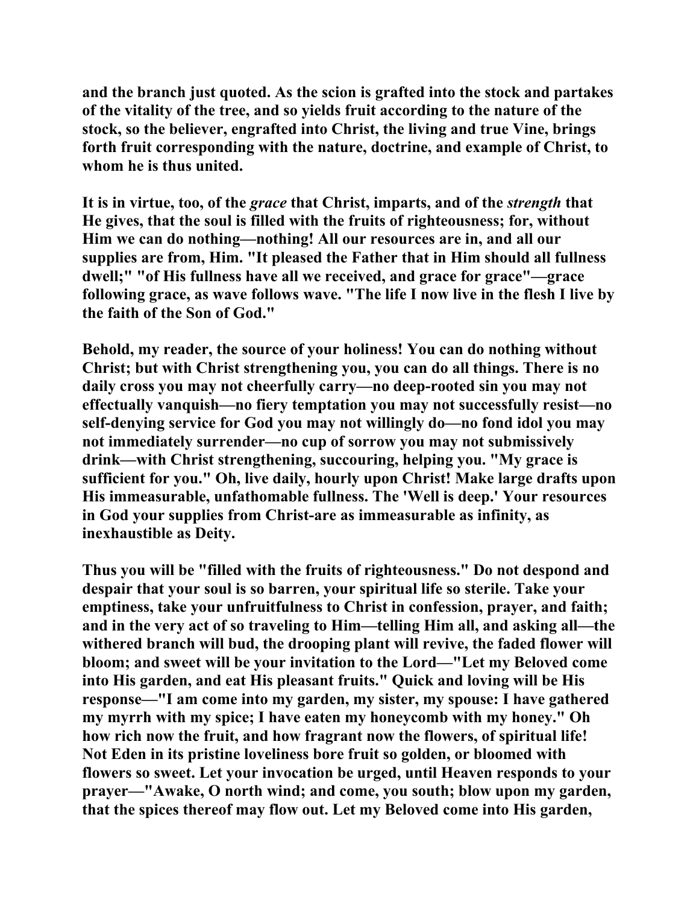**and the branch just quoted. As the scion is grafted into the stock and partakes of the vitality of the tree, and so yields fruit according to the nature of the stock, so the believer, engrafted into Christ, the living and true Vine, brings forth fruit corresponding with the nature, doctrine, and example of Christ, to whom he is thus united.**

**It is in virtue, too, of the *grace* that Christ, imparts, and of the *strength* that He gives, that the soul is filled with the fruits of righteousness; for, without Him we can do nothing—nothing! All our resources are in, and all our supplies are from, Him. "It pleased the Father that in Him should all fullness dwell;" "of His fullness have all we received, and grace for grace"—grace following grace, as wave follows wave. "The life I now live in the flesh I live by the faith of the Son of God."**

**Behold, my reader, the source of your holiness! You can do nothing without Christ; but with Christ strengthening you, you can do all things. There is no daily cross you may not cheerfully carry—no deep-rooted sin you may not effectually vanquish—no fiery temptation you may not successfully resist—no self-denying service for God you may not willingly do—no fond idol you may not immediately surrender—no cup of sorrow you may not submissively drink—with Christ strengthening, succouring, helping you. "My grace is sufficient for you." Oh, live daily, hourly upon Christ! Make large drafts upon His immeasurable, unfathomable fullness. The 'Well is deep.' Your resources in God your supplies from Christ-are as immeasurable as infinity, as inexhaustible as Deity.**

**Thus you will be "filled with the fruits of righteousness." Do not despond and despair that your soul is so barren, your spiritual life so sterile. Take your emptiness, take your unfruitfulness to Christ in confession, prayer, and faith; and in the very act of so traveling to Him—telling Him all, and asking all—the withered branch will bud, the drooping plant will revive, the faded flower will bloom; and sweet will be your invitation to the Lord—"Let my Beloved come into His garden, and eat His pleasant fruits." Quick and loving will be His response—"I am come into my garden, my sister, my spouse: I have gathered my myrrh with my spice; I have eaten my honeycomb with my honey." Oh how rich now the fruit, and how fragrant now the flowers, of spiritual life! Not Eden in its pristine loveliness bore fruit so golden, or bloomed with flowers so sweet. Let your invocation be urged, until Heaven responds to your prayer—"Awake, O north wind; and come, you south; blow upon my garden, that the spices thereof may flow out. Let my Beloved come into His garden,**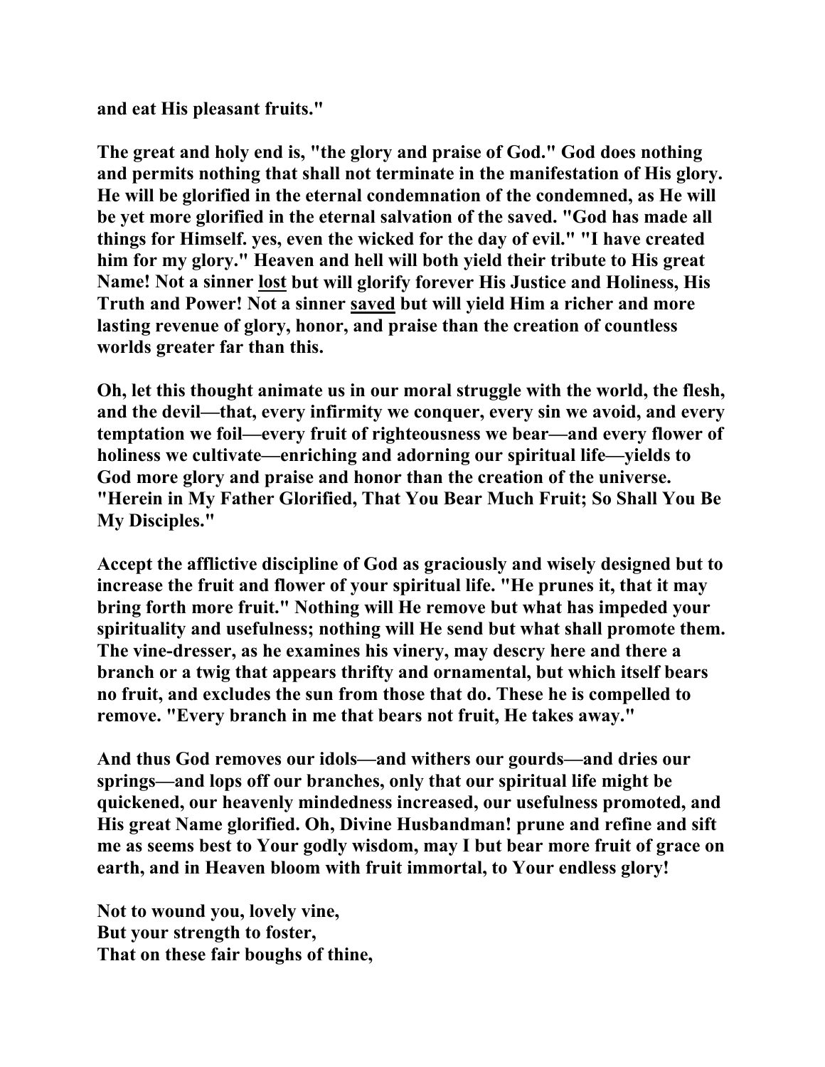**and eat His pleasant fruits."**

**The great and holy end is, "the glory and praise of God." God does nothing and permits nothing that shall not terminate in the manifestation of His glory. He will be glorified in the eternal condemnation of the condemned, as He will be yet more glorified in the eternal salvation of the saved. "God has made all things for Himself. yes, even the wicked for the day of evil." "I have created him for my glory." Heaven and hell will both yield their tribute to His great Name! Not a sinner <u>lost</u> but will glorify forever His Justice and Holiness, His Truth and Power! Not a sinner <u>saved</u> but will yield Him a richer and more lasting revenue of glory, honor, and praise than the creation of countless worlds greater far than this.**

**Oh, let this thought animate us in our moral struggle with the world, the flesh, and the devil—that, every infirmity we conquer, every sin we avoid, and every temptation we foil—every fruit of righteousness we bear—and every flower of holiness we cultivate—enriching and adorning our spiritual life—yields to God more glory and praise and honor than the creation of the universe. "Herein in My Father Glorified, That You Bear Much Fruit; So Shall You Be My Disciples."**

**Accept the afflictive discipline of God as graciously and wisely designed but to increase the fruit and flower of your spiritual life. "He prunes it, that it may bring forth more fruit." Nothing will He remove but what has impeded your spirituality and usefulness; nothing will He send but what shall promote them. The vine-dresser, as he examines his vinery, may descry here and there a branch or a twig that appears thrifty and ornamental, but which itself bears no fruit, and excludes the sun from those that do. These he is compelled to remove. "Every branch in me that bears not fruit, He takes away."**

**And thus God removes our idols—and withers our gourds—and dries our springs—and lops off our branches, only that our spiritual life might be quickened, our heavenly mindedness increased, our usefulness promoted, and His great Name glorified. Oh, Divine Husbandman! prune and refine and sift me as seems best to Your godly wisdom, may I but bear more fruit of grace on earth, and in Heaven bloom with fruit immortal, to Your endless glory!**

**Not to wound you, lovely vine,**
**But your strength to foster,**
**That on these fair boughs of thine,**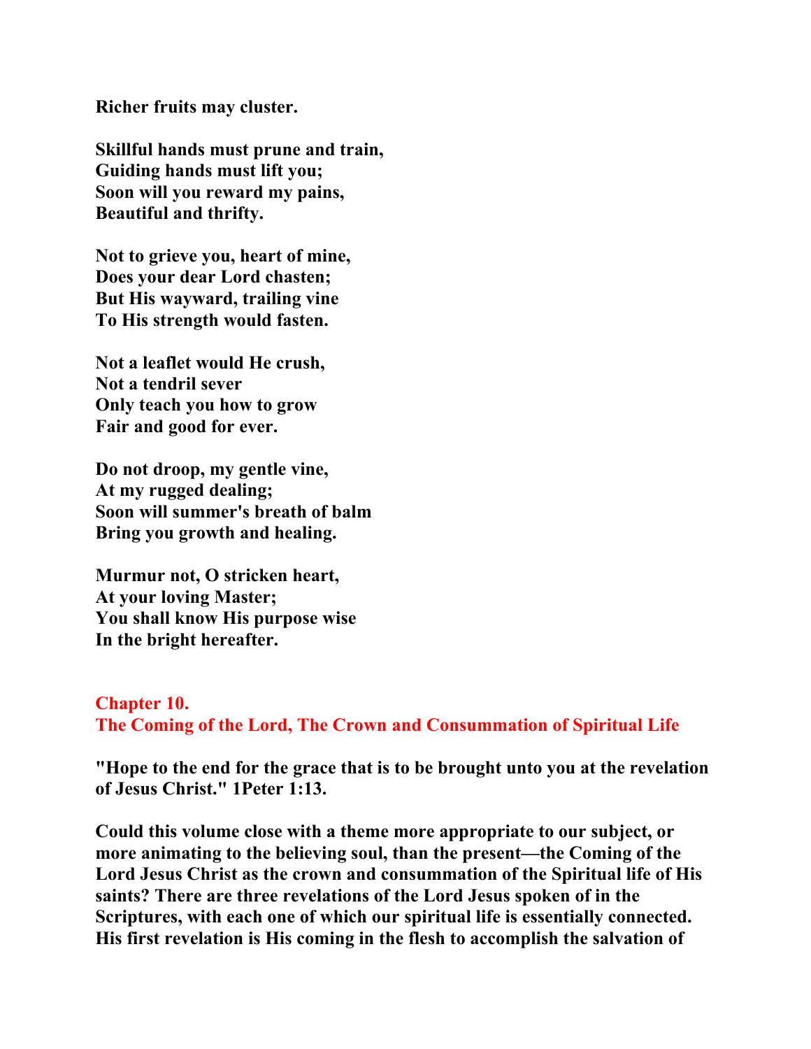**Richer fruits may cluster.**

**Skillful hands must prune and train,**
**Guiding hands must lift you;**
**Soon will you reward my pains,**
**Beautiful and thrifty.**

**Not to grieve you, heart of mine,**
**Does your dear Lord chasten;**
**But His wayward, trailing vine**
**To His strength would fasten.**

**Not a leaflet would He crush,**
**Not a tendril sever**
**Only teach you how to grow**
**Fair and good for ever.**

**Do not droop, my gentle vine,**
**At my rugged dealing;**
**Soon will summer's breath of balm**
**Bring you growth and healing.**

**Murmur not, O stricken heart,**
**At your loving Master;**
**You shall know His purpose wise**
**In the bright hereafter.**

## Chapter 10.
## The Coming of the Lord, The Crown and Consummation of Spiritual Life

**"Hope to the end for the grace that is to be brought unto you at the revelation of Jesus Christ." 1Peter 1:13.**

**Could this volume close with a theme more appropriate to our subject, or more animating to the believing soul, than the present—the Coming of the Lord Jesus Christ as the crown and consummation of the Spiritual life of His saints? There are three revelations of the Lord Jesus spoken of in the Scriptures, with each one of which our spiritual life is essentially connected. His first revelation is His coming in the flesh to accomplish the salvation of**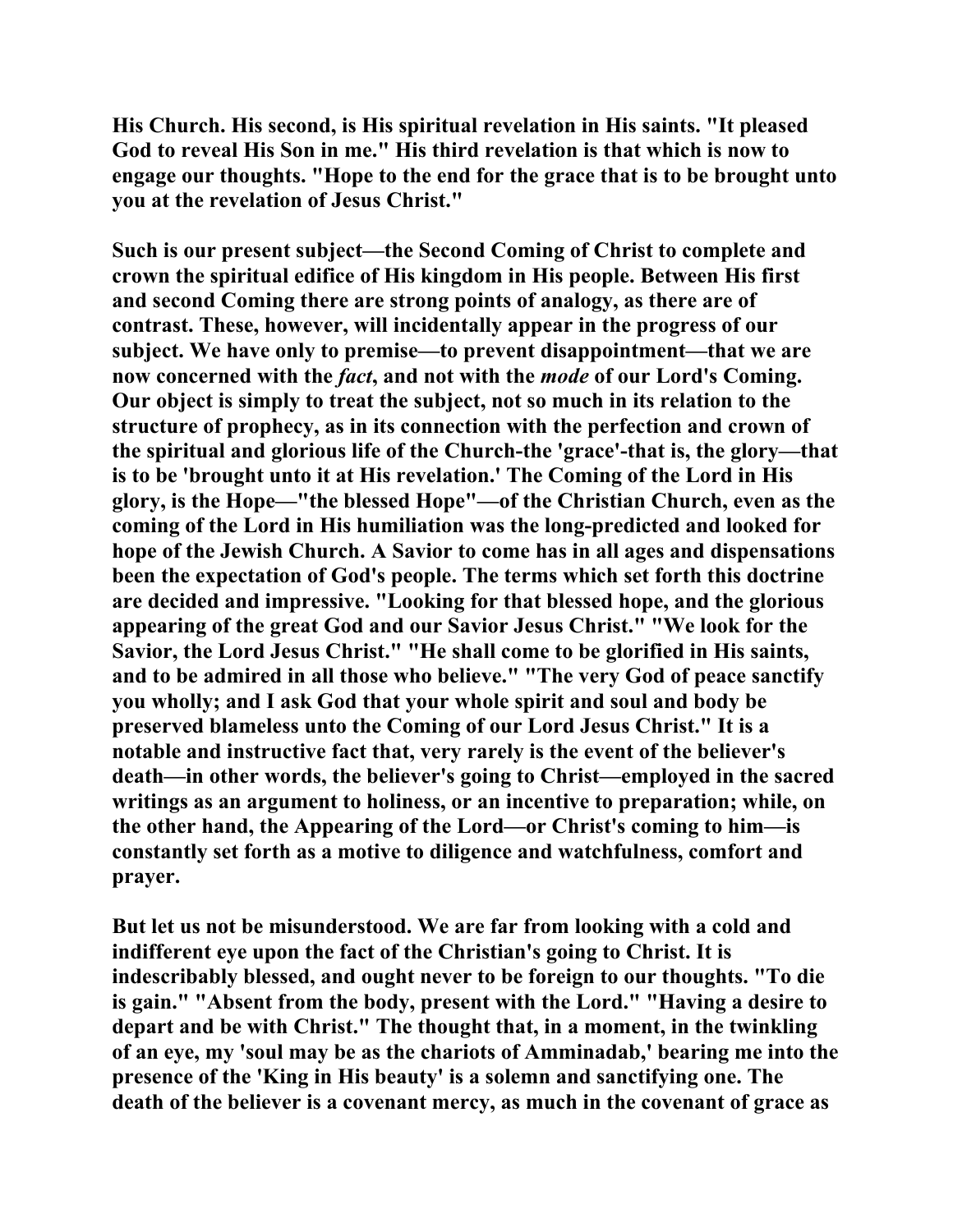His Church. His second, is His spiritual revelation in His saints. "It pleased God to reveal His Son in me." His third revelation is that which is now to engage our thoughts. "Hope to the end for the grace that is to be brought unto you at the revelation of Jesus Christ."

Such is our present subject—the Second Coming of Christ to complete and crown the spiritual edifice of His kingdom in His people. Between His first and second Coming there are strong points of analogy, as there are of contrast. These, however, will incidentally appear in the progress of our subject. We have only to premise—to prevent disappointment—that we are now concerned with the *fact*, and not with the *mode* of our Lord's Coming. Our object is simply to treat the subject, not so much in its relation to the structure of prophecy, as in its connection with the perfection and crown of the spiritual and glorious life of the Church-the 'grace'-that is, the glory—that is to be 'brought unto it at His revelation.' The Coming of the Lord in His glory, is the Hope—"the blessed Hope"—of the Christian Church, even as the coming of the Lord in His humiliation was the long-predicted and looked for hope of the Jewish Church. A Savior to come has in all ages and dispensations been the expectation of God's people. The terms which set forth this doctrine are decided and impressive. "Looking for that blessed hope, and the glorious appearing of the great God and our Savior Jesus Christ." "We look for the Savior, the Lord Jesus Christ." "He shall come to be glorified in His saints, and to be admired in all those who believe." "The very God of peace sanctify you wholly; and I ask God that your whole spirit and soul and body be preserved blameless unto the Coming of our Lord Jesus Christ." It is a notable and instructive fact that, very rarely is the event of the believer's death—in other words, the believer's going to Christ—employed in the sacred writings as an argument to holiness, or an incentive to preparation; while, on the other hand, the Appearing of the Lord—or Christ's coming to him—is constantly set forth as a motive to diligence and watchfulness, comfort and prayer.

But let us not be misunderstood. We are far from looking with a cold and indifferent eye upon the fact of the Christian's going to Christ. It is indescribably blessed, and ought never to be foreign to our thoughts. "To die is gain." "Absent from the body, present with the Lord." "Having a desire to depart and be with Christ." The thought that, in a moment, in the twinkling of an eye, my 'soul may be as the chariots of Amminadab,' bearing me into the presence of the 'King in His beauty' is a solemn and sanctifying one. The death of the believer is a covenant mercy, as much in the covenant of grace as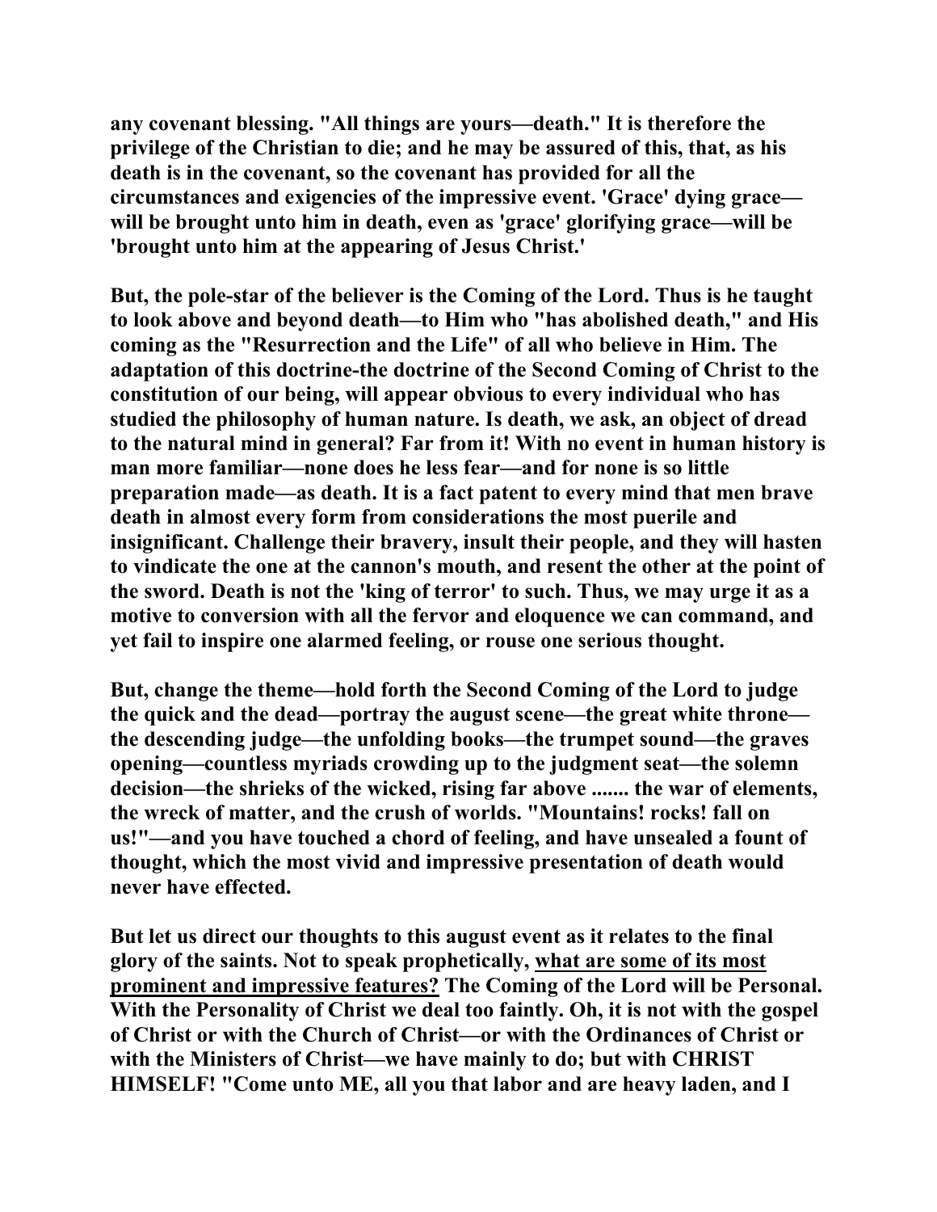**any covenant blessing. "All things are yours—death." It is therefore the privilege of the Christian to die; and he may be assured of this, that, as his death is in the covenant, so the covenant has provided for all the circumstances and exigencies of the impressive event. 'Grace' dying grace—will be brought unto him in death, even as 'grace' glorifying grace—will be 'brought unto him at the appearing of Jesus Christ.'**

**But, the pole-star of the believer is the Coming of the Lord. Thus is he taught to look above and beyond death—to Him who "has abolished death," and His coming as the "Resurrection and the Life" of all who believe in Him. The adaptation of this doctrine-the doctrine of the Second Coming of Christ to the constitution of our being, will appear obvious to every individual who has studied the philosophy of human nature. Is death, we ask, an object of dread to the natural mind in general? Far from it! With no event in human history is man more familiar—none does he less fear—and for none is so little preparation made—as death. It is a fact patent to every mind that men brave death in almost every form from considerations the most puerile and insignificant. Challenge their bravery, insult their people, and they will hasten to vindicate the one at the cannon's mouth, and resent the other at the point of the sword. Death is not the 'king of terror' to such. Thus, we may urge it as a motive to conversion with all the fervor and eloquence we can command, and yet fail to inspire one alarmed feeling, or rouse one serious thought.**

**But, change the theme—hold forth the Second Coming of the Lord to judge the quick and the dead—portray the august scene—the great white throne—the descending judge—the unfolding books—the trumpet sound—the graves opening—countless myriads crowding up to the judgment seat—the solemn decision—the shrieks of the wicked, rising far above ....... the war of elements, the wreck of matter, and the crush of worlds. "Mountains! rocks! fall on us!"—and you have touched a chord of feeling, and have unsealed a fount of thought, which the most vivid and impressive presentation of death would never have effected.**

**But let us direct our thoughts to this august event as it relates to the final glory of the saints. Not to speak prophetically, <u>what are some of its most prominent and impressive features?</u> The Coming of the Lord will be Personal. With the Personality of Christ we deal too faintly. Oh, it is not with the gospel of Christ or with the Church of Christ—or with the Ordinances of Christ or with the Ministers of Christ—we have mainly to do; but with CHRIST HIMSELF! "Come unto ME, all you that labor and are heavy laden, and I**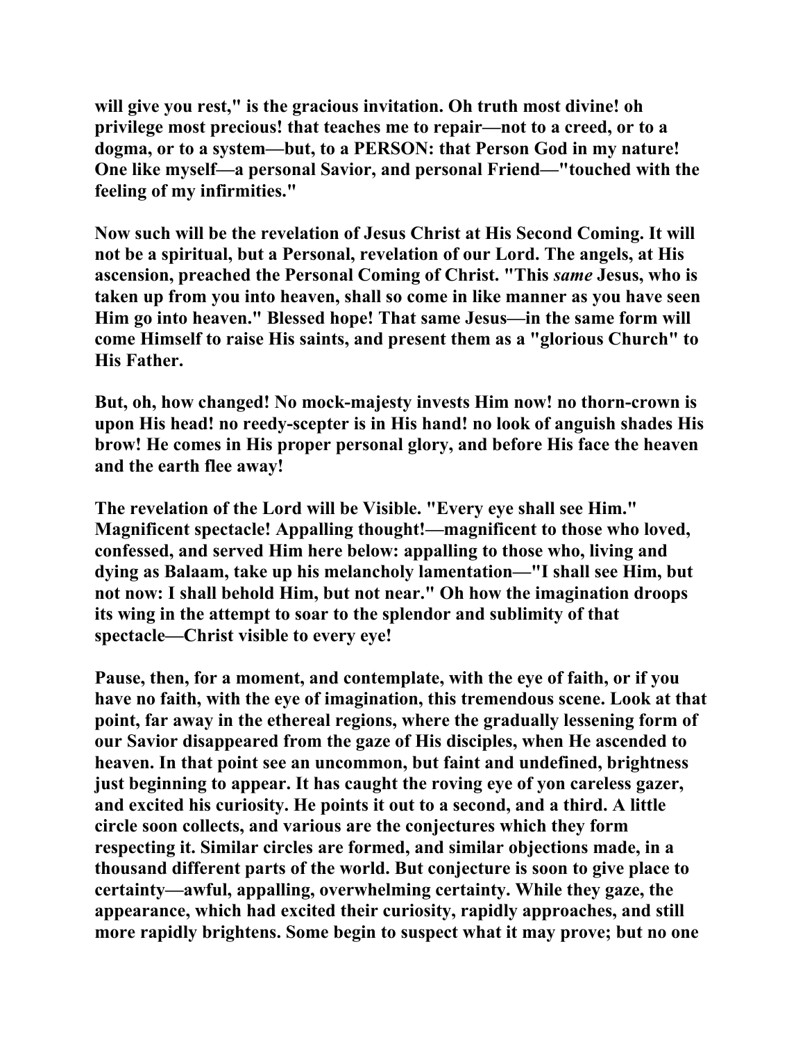will give you rest," is the gracious invitation. Oh truth most divine! oh privilege most precious! that teaches me to repair—not to a creed, or to a dogma, or to a system—but, to a PERSON: that Person God in my nature! One like myself—a personal Savior, and personal Friend—"touched with the feeling of my infirmities."

Now such will be the revelation of Jesus Christ at His Second Coming. It will not be a spiritual, but a Personal, revelation of our Lord. The angels, at His ascension, preached the Personal Coming of Christ. "This *same* Jesus, who is taken up from you into heaven, shall so come in like manner as you have seen Him go into heaven." Blessed hope! That same Jesus—in the same form will come Himself to raise His saints, and present them as a "glorious Church" to His Father.

But, oh, how changed! No mock-majesty invests Him now! no thorn-crown is upon His head! no reedy-scepter is in His hand! no look of anguish shades His brow! He comes in His proper personal glory, and before His face the heaven and the earth flee away!

The revelation of the Lord will be Visible. "Every eye shall see Him." Magnificent spectacle! Appalling thought!—magnificent to those who loved, confessed, and served Him here below: appalling to those who, living and dying as Balaam, take up his melancholy lamentation—"I shall see Him, but not now: I shall behold Him, but not near." Oh how the imagination droops its wing in the attempt to soar to the splendor and sublimity of that spectacle—Christ visible to every eye!

Pause, then, for a moment, and contemplate, with the eye of faith, or if you have no faith, with the eye of imagination, this tremendous scene. Look at that point, far away in the ethereal regions, where the gradually lessening form of our Savior disappeared from the gaze of His disciples, when He ascended to heaven. In that point see an uncommon, but faint and undefined, brightness just beginning to appear. It has caught the roving eye of yon careless gazer, and excited his curiosity. He points it out to a second, and a third. A little circle soon collects, and various are the conjectures which they form respecting it. Similar circles are formed, and similar objections made, in a thousand different parts of the world. But conjecture is soon to give place to certainty—awful, appalling, overwhelming certainty. While they gaze, the appearance, which had excited their curiosity, rapidly approaches, and still more rapidly brightens. Some begin to suspect what it may prove; but no one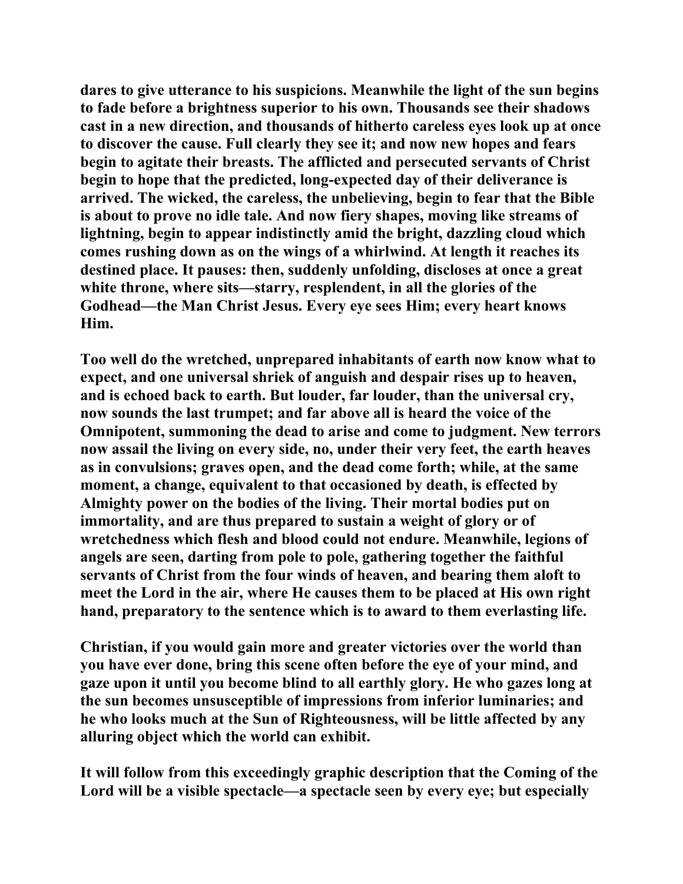dares to give utterance to his suspicions. Meanwhile the light of the sun begins to fade before a brightness superior to his own. Thousands see their shadows cast in a new direction, and thousands of hitherto careless eyes look up at once to discover the cause. Full clearly they see it; and now new hopes and fears begin to agitate their breasts. The afflicted and persecuted servants of Christ begin to hope that the predicted, long-expected day of their deliverance is arrived. The wicked, the careless, the unbelieving, begin to fear that the Bible is about to prove no idle tale. And now fiery shapes, moving like streams of lightning, begin to appear indistinctly amid the bright, dazzling cloud which comes rushing down as on the wings of a whirlwind. At length it reaches its destined place. It pauses: then, suddenly unfolding, discloses at once a great white throne, where sits—starry, resplendent, in all the glories of the Godhead—the Man Christ Jesus. Every eye sees Him; every heart knows Him.

Too well do the wretched, unprepared inhabitants of earth now know what to expect, and one universal shriek of anguish and despair rises up to heaven, and is echoed back to earth. But louder, far louder, than the universal cry, now sounds the last trumpet; and far above all is heard the voice of the Omnipotent, summoning the dead to arise and come to judgment. New terrors now assail the living on every side, no, under their very feet, the earth heaves as in convulsions; graves open, and the dead come forth; while, at the same moment, a change, equivalent to that occasioned by death, is effected by Almighty power on the bodies of the living. Their mortal bodies put on immortality, and are thus prepared to sustain a weight of glory or of wretchedness which flesh and blood could not endure. Meanwhile, legions of angels are seen, darting from pole to pole, gathering together the faithful servants of Christ from the four winds of heaven, and bearing them aloft to meet the Lord in the air, where He causes them to be placed at His own right hand, preparatory to the sentence which is to award to them everlasting life.

Christian, if you would gain more and greater victories over the world than you have ever done, bring this scene often before the eye of your mind, and gaze upon it until you become blind to all earthly glory. He who gazes long at the sun becomes unsusceptible of impressions from inferior luminaries; and he who looks much at the Sun of Righteousness, will be little affected by any alluring object which the world can exhibit.

It will follow from this exceedingly graphic description that the Coming of the Lord will be a visible spectacle—a spectacle seen by every eye; but especially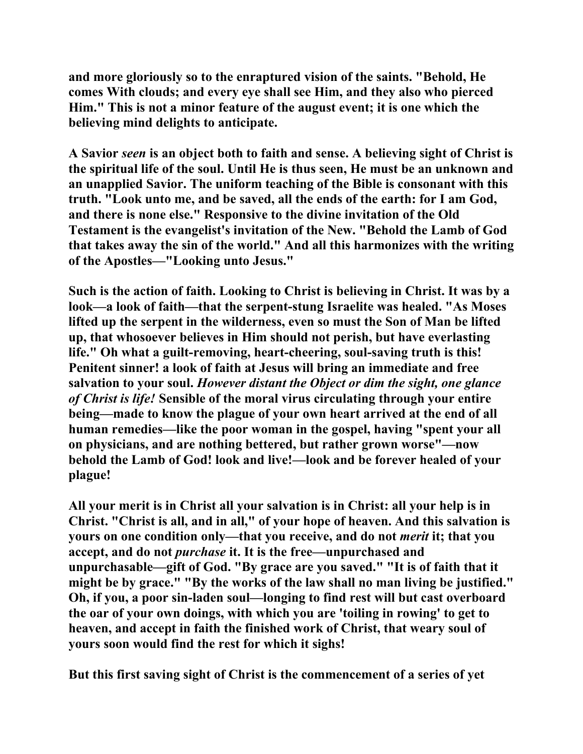and more gloriously so to the enraptured vision of the saints. "Behold, He comes With clouds; and every eye shall see Him, and they also who pierced Him." This is not a minor feature of the august event; it is one which the believing mind delights to anticipate.

A Savior *seen* is an object both to faith and sense. A believing sight of Christ is the spiritual life of the soul. Until He is thus seen, He must be an unknown and an unapplied Savior. The uniform teaching of the Bible is consonant with this truth. "Look unto me, and be saved, all the ends of the earth: for I am God, and there is none else." Responsive to the divine invitation of the Old Testament is the evangelist's invitation of the New. "Behold the Lamb of God that takes away the sin of the world." And all this harmonizes with the writing of the Apostles—"Looking unto Jesus."

Such is the action of faith. Looking to Christ is believing in Christ. It was by a look—a look of faith—that the serpent-stung Israelite was healed. "As Moses lifted up the serpent in the wilderness, even so must the Son of Man be lifted up, that whosoever believes in Him should not perish, but have everlasting life." Oh what a guilt-removing, heart-cheering, soul-saving truth is this! Penitent sinner! a look of faith at Jesus will bring an immediate and free salvation to your soul. *However distant the Object or dim the sight, one glance of Christ is life!* Sensible of the moral virus circulating through your entire being—made to know the plague of your own heart arrived at the end of all human remedies—like the poor woman in the gospel, having "spent your all on physicians, and are nothing bettered, but rather grown worse"—now behold the Lamb of God! look and live!—look and be forever healed of your plague!

All your merit is in Christ all your salvation is in Christ: all your help is in Christ. "Christ is all, and in all," of your hope of heaven. And this salvation is yours on one condition only—that you receive, and do not *merit* it; that you accept, and do not *purchase* it. It is the free—unpurchased and unpurchasable—gift of God. "By grace are you saved." "It is of faith that it might be by grace." "By the works of the law shall no man living be justified." Oh, if you, a poor sin-laden soul—longing to find rest will but cast overboard the oar of your own doings, with which you are 'toiling in rowing' to get to heaven, and accept in faith the finished work of Christ, that weary soul of yours soon would find the rest for which it sighs!

But this first saving sight of Christ is the commencement of a series of yet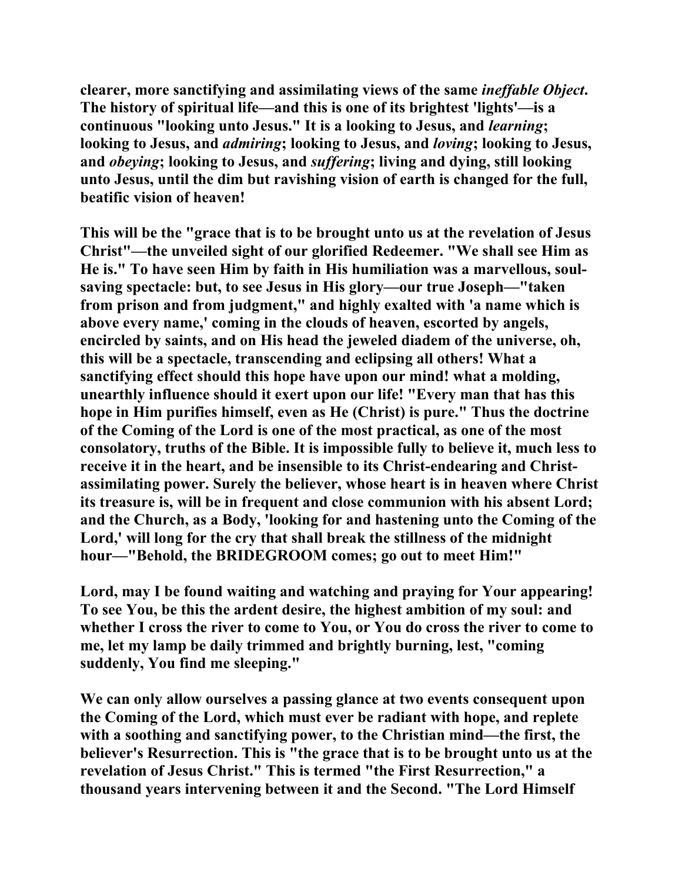clearer, more sanctifying and assimilating views of the same *ineffable Object*. The history of spiritual life—and this is one of its brightest 'lights'—is a continuous "looking unto Jesus." It is a looking to Jesus, and *learning*; looking to Jesus, and *admiring*; looking to Jesus, and *loving*; looking to Jesus, and *obeying*; looking to Jesus, and *suffering*; living and dying, still looking unto Jesus, until the dim but ravishing vision of earth is changed for the full, beatific vision of heaven!

This will be the "grace that is to be brought unto us at the revelation of Jesus Christ"—the unveiled sight of our glorified Redeemer. "We shall see Him as He is." To have seen Him by faith in His humiliation was a marvellous, soul-saving spectacle: but, to see Jesus in His glory—our true Joseph—"taken from prison and from judgment," and highly exalted with 'a name which is above every name,' coming in the clouds of heaven, escorted by angels, encircled by saints, and on His head the jeweled diadem of the universe, oh, this will be a spectacle, transcending and eclipsing all others! What a sanctifying effect should this hope have upon our mind! what a molding, unearthly influence should it exert upon our life! "Every man that has this hope in Him purifies himself, even as He (Christ) is pure." Thus the doctrine of the Coming of the Lord is one of the most practical, as one of the most consolatory, truths of the Bible. It is impossible fully to believe it, much less to receive it in the heart, and be insensible to its Christ-endearing and Christ-assimilating power. Surely the believer, whose heart is in heaven where Christ its treasure is, will be in frequent and close communion with his absent Lord; and the Church, as a Body, 'looking for and hastening unto the Coming of the Lord,' will long for the cry that shall break the stillness of the midnight hour—"Behold, the BRIDEGROOM comes; go out to meet Him!"

Lord, may I be found waiting and watching and praying for Your appearing! To see You, be this the ardent desire, the highest ambition of my soul: and whether I cross the river to come to You, or You do cross the river to come to me, let my lamp be daily trimmed and brightly burning, lest, "coming suddenly, You find me sleeping."

We can only allow ourselves a passing glance at two events consequent upon the Coming of the Lord, which must ever be radiant with hope, and replete with a soothing and sanctifying power, to the Christian mind—the first, the believer's Resurrection. This is "the grace that is to be brought unto us at the revelation of Jesus Christ." This is termed "the First Resurrection," a thousand years intervening between it and the Second. "The Lord Himself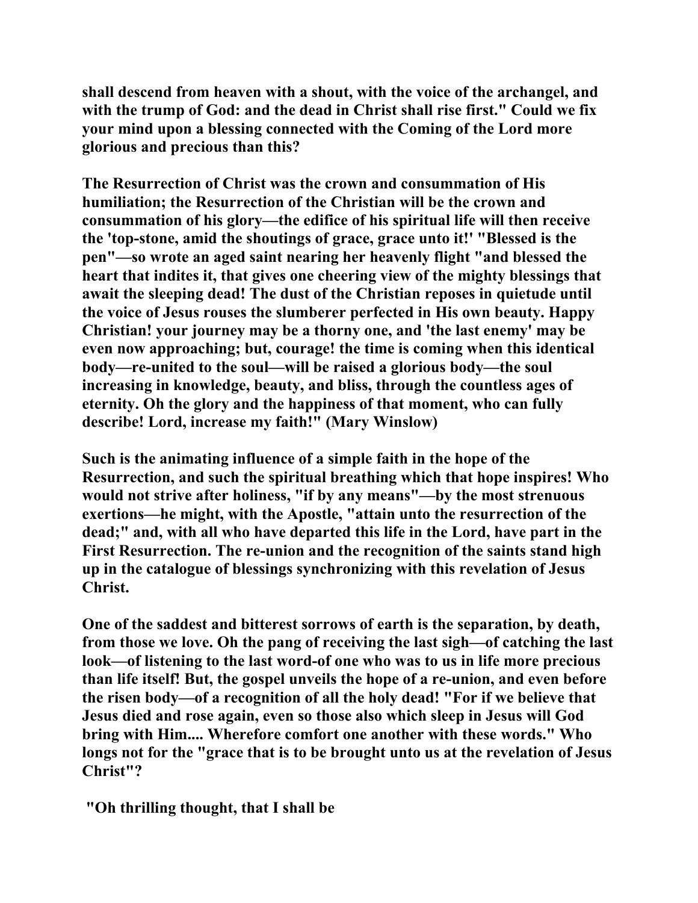**shall descend from heaven with a shout, with the voice of the archangel, and with the trump of God: and the dead in Christ shall rise first." Could we fix your mind upon a blessing connected with the Coming of the Lord more glorious and precious than this?**

**The Resurrection of Christ was the crown and consummation of His humiliation; the Resurrection of the Christian will be the crown and consummation of his glory—the edifice of his spiritual life will then receive the 'top-stone, amid the shoutings of grace, grace unto it!' "Blessed is the pen"—so wrote an aged saint nearing her heavenly flight "and blessed the heart that indites it, that gives one cheering view of the mighty blessings that await the sleeping dead! The dust of the Christian reposes in quietude until the voice of Jesus rouses the slumberer perfected in His own beauty. Happy Christian! your journey may be a thorny one, and 'the last enemy' may be even now approaching; but, courage! the time is coming when this identical body—re-united to the soul—will be raised a glorious body—the soul increasing in knowledge, beauty, and bliss, through the countless ages of eternity. Oh the glory and the happiness of that moment, who can fully describe! Lord, increase my faith!" (Mary Winslow)**

**Such is the animating influence of a simple faith in the hope of the Resurrection, and such the spiritual breathing which that hope inspires! Who would not strive after holiness, "if by any means"—by the most strenuous exertions—he might, with the Apostle, "attain unto the resurrection of the dead;" and, with all who have departed this life in the Lord, have part in the First Resurrection. The re-union and the recognition of the saints stand high up in the catalogue of blessings synchronizing with this revelation of Jesus Christ.**

**One of the saddest and bitterest sorrows of earth is the separation, by death, from those we love. Oh the pang of receiving the last sigh—of catching the last look—of listening to the last word-of one who was to us in life more precious than life itself! But, the gospel unveils the hope of a re-union, and even before the risen body—of a recognition of all the holy dead! "For if we believe that Jesus died and rose again, even so those also which sleep in Jesus will God bring with Him.... Wherefore comfort one another with these words." Who longs not for the "grace that is to be brought unto us at the revelation of Jesus Christ"?**

**"Oh thrilling thought, that I shall be**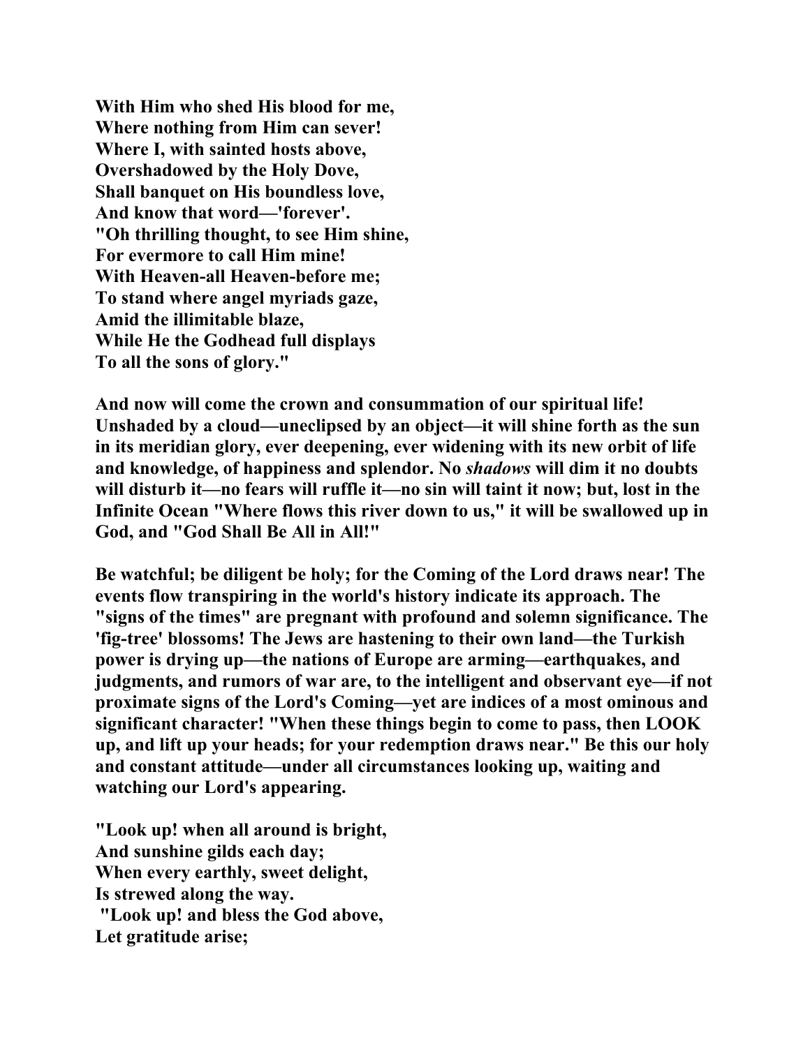**With Him who shed His blood for me,**
**Where nothing from Him can sever!**
**Where I, with sainted hosts above,**
**Overshadowed by the Holy Dove,**
**Shall banquet on His boundless love,**
**And know that word—'forever'.**
**"Oh thrilling thought, to see Him shine,**
**For evermore to call Him mine!**
**With Heaven-all Heaven-before me;**
**To stand where angel myriads gaze,**
**Amid the illimitable blaze,**
**While He the Godhead full displays**
**To all the sons of glory."**

**And now will come the crown and consummation of our spiritual life! Unshaded by a cloud—uneclipsed by an object—it will shine forth as the sun in its meridian glory, ever deepening, ever widening with its new orbit of life and knowledge, of happiness and splendor. No *shadows* will dim it no doubts will disturb it—no fears will ruffle it—no sin will taint it now; but, lost in the Infinite Ocean "Where flows this river down to us," it will be swallowed up in God, and "God Shall Be All in All!"**

**Be watchful; be diligent be holy; for the Coming of the Lord draws near! The events flow transpiring in the world's history indicate its approach. The "signs of the times" are pregnant with profound and solemn significance. The 'fig-tree' blossoms! The Jews are hastening to their own land—the Turkish power is drying up—the nations of Europe are arming—earthquakes, and judgments, and rumors of war are, to the intelligent and observant eye—if not proximate signs of the Lord's Coming—yet are indices of a most ominous and significant character! "When these things begin to come to pass, then LOOK up, and lift up your heads; for your redemption draws near." Be this our holy and constant attitude—under all circumstances looking up, waiting and watching our Lord's appearing.**

**"Look up! when all around is bright,**
**And sunshine gilds each day;**
**When every earthly, sweet delight,**
**Is strewed along the way.**
**"Look up! and bless the God above,**
**Let gratitude arise;**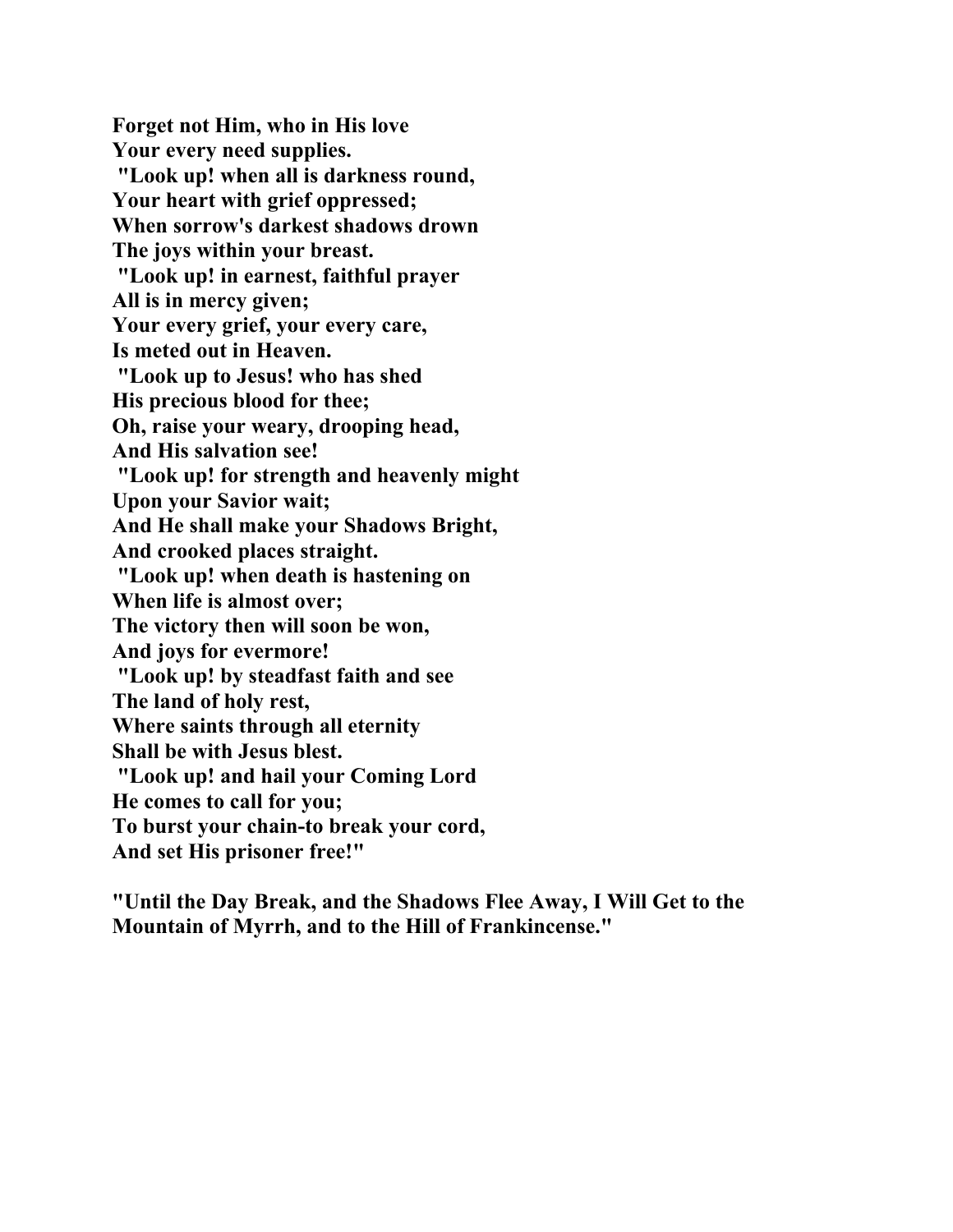**Forget not Him, who in His love**
**Your every need supplies.**
**"Look up! when all is darkness round,**
**Your heart with grief oppressed;**
**When sorrow's darkest shadows drown**
**The joys within your breast.**
**"Look up! in earnest, faithful prayer**
**All is in mercy given;**
**Your every grief, your every care,**
**Is meted out in Heaven.**
**"Look up to Jesus! who has shed**
**His precious blood for thee;**
**Oh, raise your weary, drooping head,**
**And His salvation see!**
**"Look up! for strength and heavenly might**
**Upon your Savior wait;**
**And He shall make your Shadows Bright,**
**And crooked places straight.**
**"Look up! when death is hastening on**
**When life is almost over;**
**The victory then will soon be won,**
**And joys for evermore!**
**"Look up! by steadfast faith and see**
**The land of holy rest,**
**Where saints through all eternity**
**Shall be with Jesus blest.**
**"Look up! and hail your Coming Lord**
**He comes to call for you;**
**To burst your chain-to break your cord,**
**And set His prisoner free!"**

**"Until the Day Break, and the Shadows Flee Away, I Will Get to the Mountain of Myrrh, and to the Hill of Frankincense."**